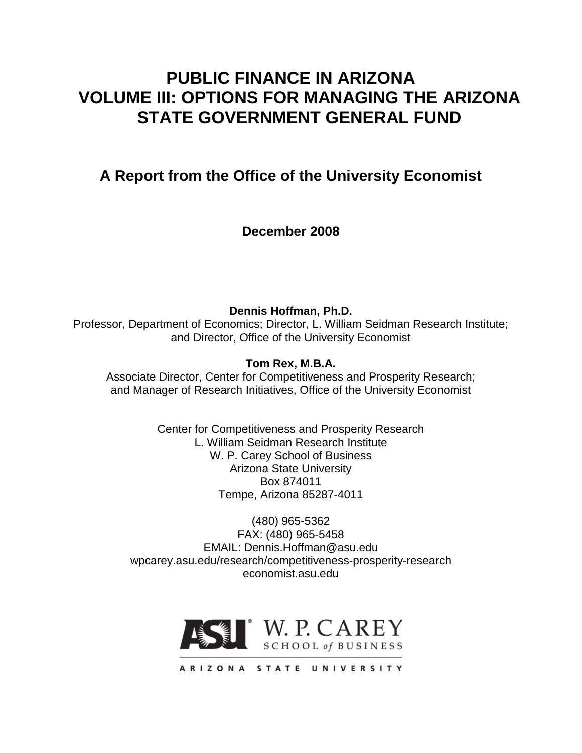# PUBLIC FINANCE IN ARIZONA
# VOLUME III: OPTIONS FOR MANAGING THE ARIZONA STATE GOVERNMENT GENERAL FUND

## A Report from the Office of the University Economist

**December 2008**

**Dennis Hoffman, Ph.D.**
Professor, Department of Economics; Director, L. William Seidman Research Institute; and Director, Office of the University Economist

**Tom Rex, M.B.A.**
Associate Director, Center for Competitiveness and Prosperity Research; and Manager of Research Initiatives, Office of the University Economist

Center for Competitiveness and Prosperity Research
L. William Seidman Research Institute
W. P. Carey School of Business
Arizona State University
Box 874011
Tempe, Arizona 85287-4011

(480) 965-5362
FAX: (480) 965-5458
EMAIL: Dennis.Hoffman@asu.edu
wpcarey.asu.edu/research/competitiveness-prosperity-research
economist.asu.edu

ASU W. P. CAREY SCHOOL of BUSINESS
ARIZONA STATE UNIVERSITY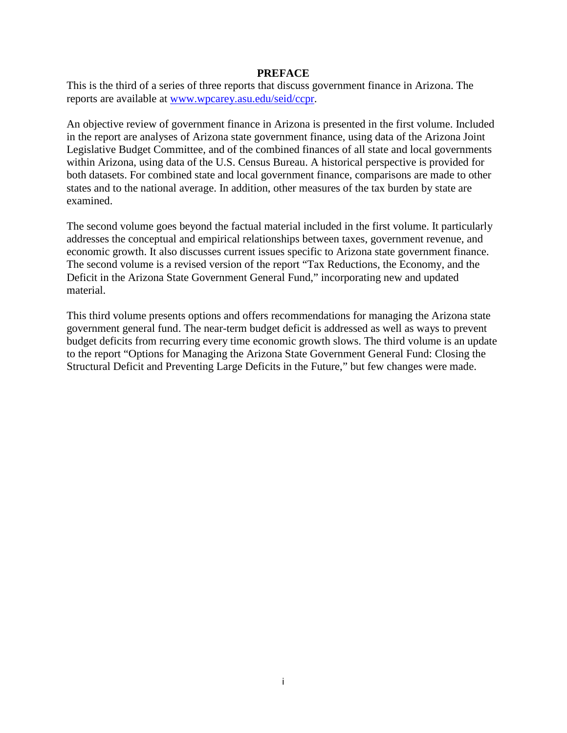## PREFACE

This is the third of a series of three reports that discuss government finance in Arizona. The reports are available at [www.wpcarey.asu.edu/seid/ccpr](www.wpcarey.asu.edu/seid/ccpr).

An objective review of government finance in Arizona is presented in the first volume. Included in the report are analyses of Arizona state government finance, using data of the Arizona Joint Legislative Budget Committee, and of the combined finances of all state and local governments within Arizona, using data of the U.S. Census Bureau. A historical perspective is provided for both datasets. For combined state and local government finance, comparisons are made to other states and to the national average. In addition, other measures of the tax burden by state are examined.

The second volume goes beyond the factual material included in the first volume. It particularly addresses the conceptual and empirical relationships between taxes, government revenue, and economic growth. It also discusses current issues specific to Arizona state government finance. The second volume is a revised version of the report "Tax Reductions, the Economy, and the Deficit in the Arizona State Government General Fund," incorporating new and updated material.

This third volume presents options and offers recommendations for managing the Arizona state government general fund. The near-term budget deficit is addressed as well as ways to prevent budget deficits from recurring every time economic growth slows. The third volume is an update to the report "Options for Managing the Arizona State Government General Fund: Closing the Structural Deficit and Preventing Large Deficits in the Future," but few changes were made.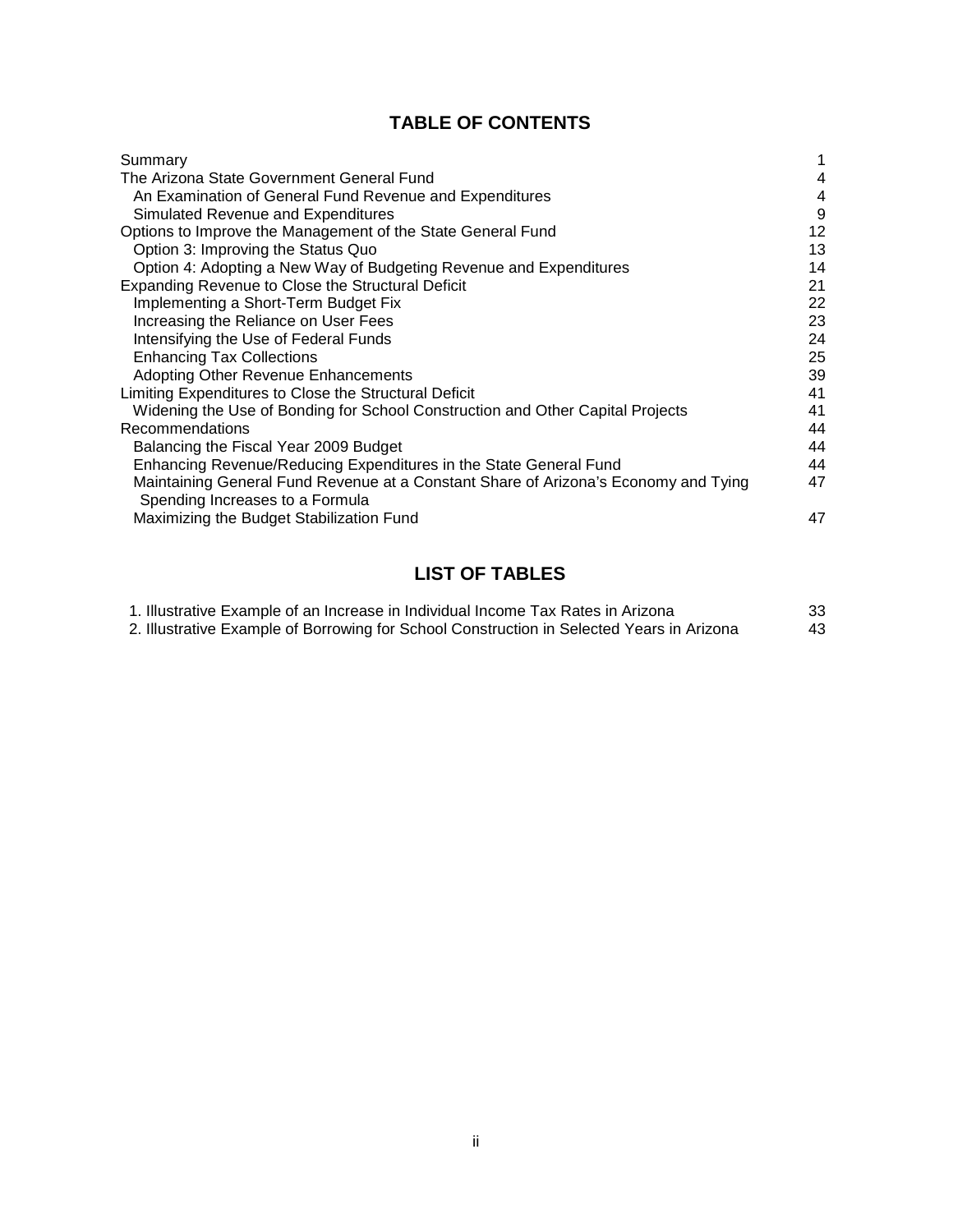## TABLE OF CONTENTS

| | |
|---|---|
| Summary | 1 |
| The Arizona State Government General Fund | 4 |
| An Examination of General Fund Revenue and Expenditures | 4 |
| Simulated Revenue and Expenditures | 9 |
| Options to Improve the Management of the State General Fund | 12 |
| Option 3: Improving the Status Quo | 13 |
| Option 4: Adopting a New Way of Budgeting Revenue and Expenditures | 14 |
| Expanding Revenue to Close the Structural Deficit | 21 |
| Implementing a Short-Term Budget Fix | 22 |
| Increasing the Reliance on User Fees | 23 |
| Intensifying the Use of Federal Funds | 24 |
| Enhancing Tax Collections | 25 |
| Adopting Other Revenue Enhancements | 39 |
| Limiting Expenditures to Close the Structural Deficit | 41 |
| Widening the Use of Bonding for School Construction and Other Capital Projects | 41 |
| Recommendations | 44 |
| Balancing the Fiscal Year 2009 Budget | 44 |
| Enhancing Revenue/Reducing Expenditures in the State General Fund | 44 |
| Maintaining General Fund Revenue at a Constant Share of Arizona's Economy and Tying Spending Increases to a Formula | 47 |
| Maximizing the Budget Stabilization Fund | 47 |

## LIST OF TABLES

| | |
|---|---|
| 1. Illustrative Example of an Increase in Individual Income Tax Rates in Arizona | 33 |
| 2. Illustrative Example of Borrowing for School Construction in Selected Years in Arizona | 43 |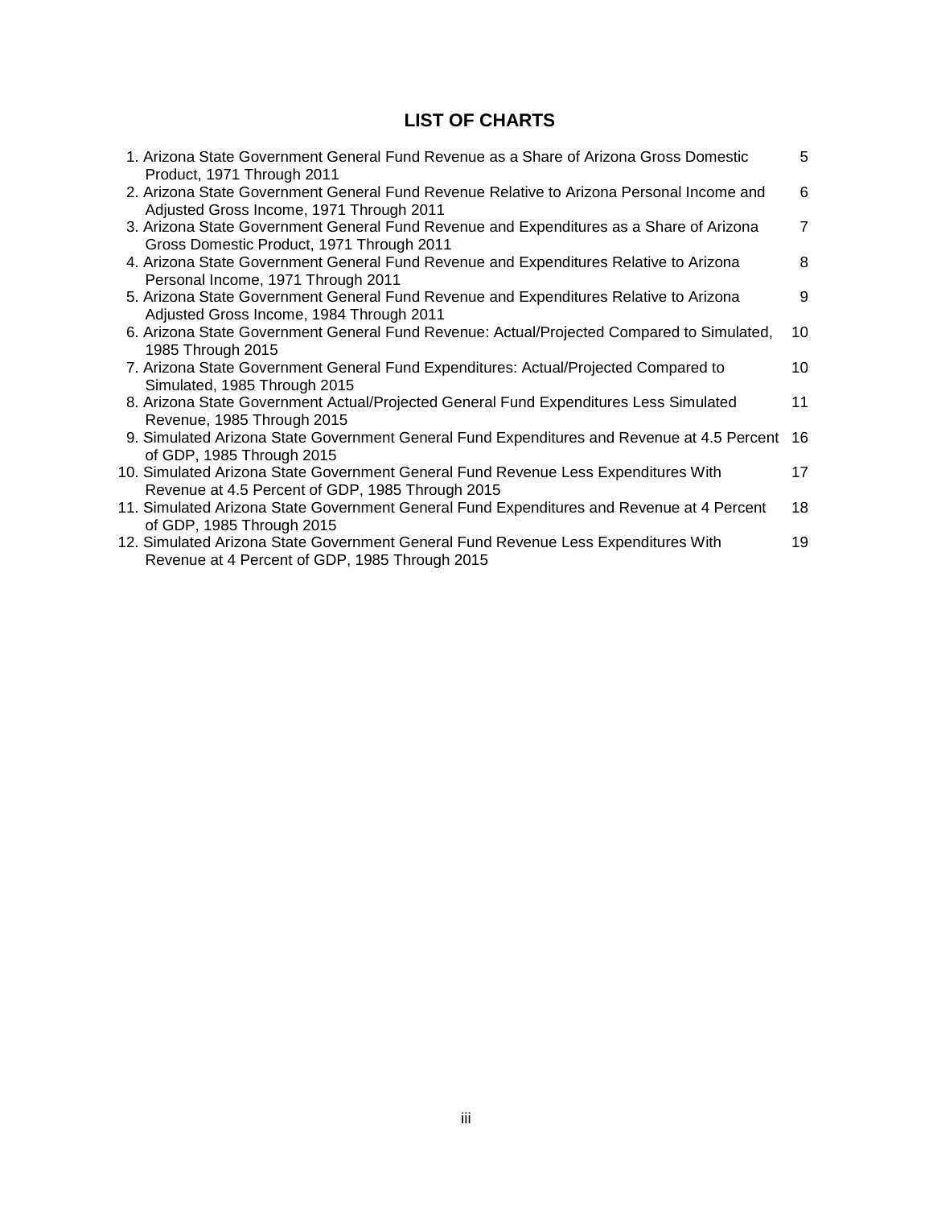## LIST OF CHARTS

| | |
|---|---|
| 1. Arizona State Government General Fund Revenue as a Share of Arizona Gross Domestic Product, 1971 Through 2011 | 5 |
| 2. Arizona State Government General Fund Revenue Relative to Arizona Personal Income and Adjusted Gross Income, 1971 Through 2011 | 6 |
| 3. Arizona State Government General Fund Revenue and Expenditures as a Share of Arizona Gross Domestic Product, 1971 Through 2011 | 7 |
| 4. Arizona State Government General Fund Revenue and Expenditures Relative to Arizona Personal Income, 1971 Through 2011 | 8 |
| 5. Arizona State Government General Fund Revenue and Expenditures Relative to Arizona Adjusted Gross Income, 1984 Through 2011 | 9 |
| 6. Arizona State Government General Fund Revenue: Actual/Projected Compared to Simulated, 1985 Through 2015 | 10 |
| 7. Arizona State Government General Fund Expenditures: Actual/Projected Compared to Simulated, 1985 Through 2015 | 10 |
| 8. Arizona State Government Actual/Projected General Fund Expenditures Less Simulated Revenue, 1985 Through 2015 | 11 |
| 9. Simulated Arizona State Government General Fund Expenditures and Revenue at 4.5 Percent of GDP, 1985 Through 2015 | 16 |
| 10. Simulated Arizona State Government General Fund Revenue Less Expenditures With Revenue at 4.5 Percent of GDP, 1985 Through 2015 | 17 |
| 11. Simulated Arizona State Government General Fund Expenditures and Revenue at 4 Percent of GDP, 1985 Through 2015 | 18 |
| 12. Simulated Arizona State Government General Fund Revenue Less Expenditures With Revenue at 4 Percent of GDP, 1985 Through 2015 | 19 |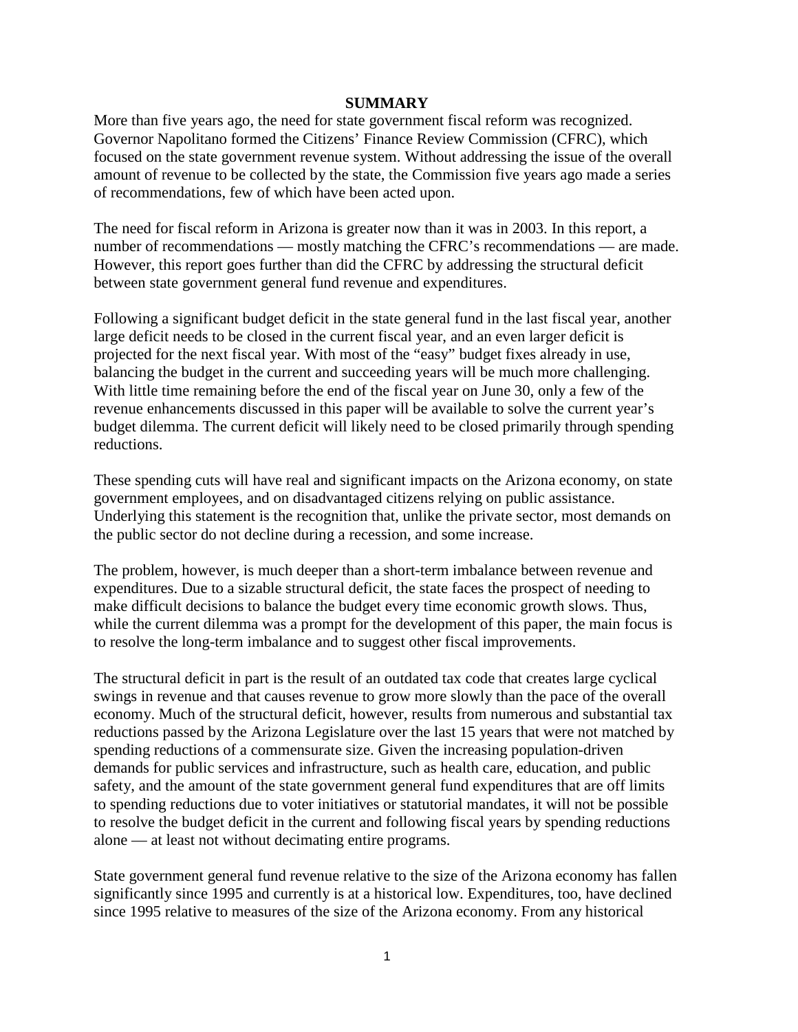## SUMMARY

More than five years ago, the need for state government fiscal reform was recognized. Governor Napolitano formed the Citizens' Finance Review Commission (CFRC), which focused on the state government revenue system. Without addressing the issue of the overall amount of revenue to be collected by the state, the Commission five years ago made a series of recommendations, few of which have been acted upon.

The need for fiscal reform in Arizona is greater now than it was in 2003. In this report, a number of recommendations — mostly matching the CFRC's recommendations — are made. However, this report goes further than did the CFRC by addressing the structural deficit between state government general fund revenue and expenditures.

Following a significant budget deficit in the state general fund in the last fiscal year, another large deficit needs to be closed in the current fiscal year, and an even larger deficit is projected for the next fiscal year. With most of the "easy" budget fixes already in use, balancing the budget in the current and succeeding years will be much more challenging. With little time remaining before the end of the fiscal year on June 30, only a few of the revenue enhancements discussed in this paper will be available to solve the current year's budget dilemma. The current deficit will likely need to be closed primarily through spending reductions.

These spending cuts will have real and significant impacts on the Arizona economy, on state government employees, and on disadvantaged citizens relying on public assistance. Underlying this statement is the recognition that, unlike the private sector, most demands on the public sector do not decline during a recession, and some increase.

The problem, however, is much deeper than a short-term imbalance between revenue and expenditures. Due to a sizable structural deficit, the state faces the prospect of needing to make difficult decisions to balance the budget every time economic growth slows. Thus, while the current dilemma was a prompt for the development of this paper, the main focus is to resolve the long-term imbalance and to suggest other fiscal improvements.

The structural deficit in part is the result of an outdated tax code that creates large cyclical swings in revenue and that causes revenue to grow more slowly than the pace of the overall economy. Much of the structural deficit, however, results from numerous and substantial tax reductions passed by the Arizona Legislature over the last 15 years that were not matched by spending reductions of a commensurate size. Given the increasing population-driven demands for public services and infrastructure, such as health care, education, and public safety, and the amount of the state government general fund expenditures that are off limits to spending reductions due to voter initiatives or statutorial mandates, it will not be possible to resolve the budget deficit in the current and following fiscal years by spending reductions alone — at least not without decimating entire programs.

State government general fund revenue relative to the size of the Arizona economy has fallen significantly since 1995 and currently is at a historical low. Expenditures, too, have declined since 1995 relative to measures of the size of the Arizona economy. From any historical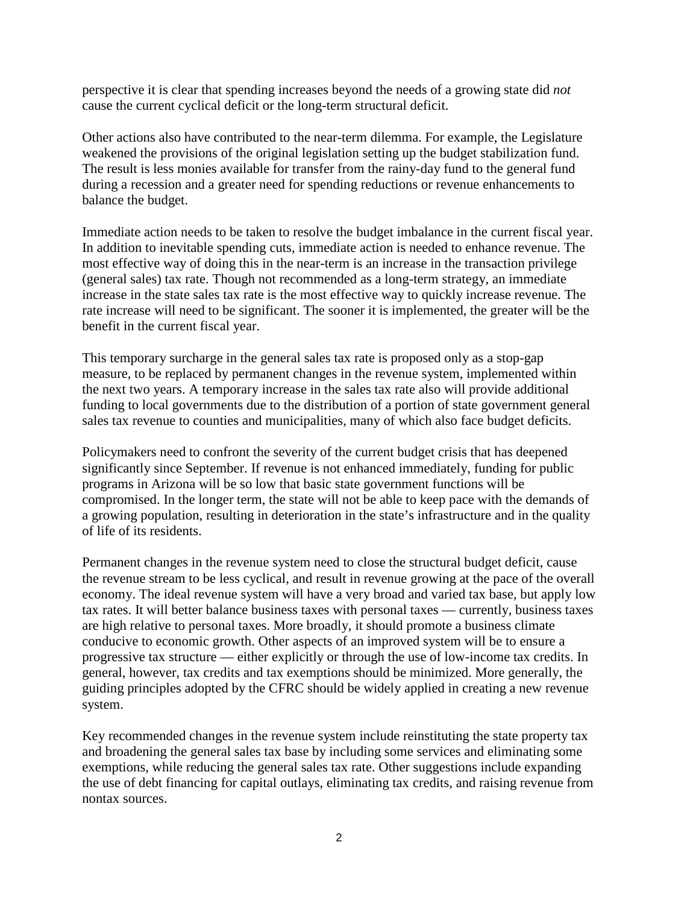perspective it is clear that spending increases beyond the needs of a growing state did *not* cause the current cyclical deficit or the long-term structural deficit.

Other actions also have contributed to the near-term dilemma. For example, the Legislature weakened the provisions of the original legislation setting up the budget stabilization fund. The result is less monies available for transfer from the rainy-day fund to the general fund during a recession and a greater need for spending reductions or revenue enhancements to balance the budget.

Immediate action needs to be taken to resolve the budget imbalance in the current fiscal year. In addition to inevitable spending cuts, immediate action is needed to enhance revenue. The most effective way of doing this in the near-term is an increase in the transaction privilege (general sales) tax rate. Though not recommended as a long-term strategy, an immediate increase in the state sales tax rate is the most effective way to quickly increase revenue. The rate increase will need to be significant. The sooner it is implemented, the greater will be the benefit in the current fiscal year.

This temporary surcharge in the general sales tax rate is proposed only as a stop-gap measure, to be replaced by permanent changes in the revenue system, implemented within the next two years. A temporary increase in the sales tax rate also will provide additional funding to local governments due to the distribution of a portion of state government general sales tax revenue to counties and municipalities, many of which also face budget deficits.

Policymakers need to confront the severity of the current budget crisis that has deepened significantly since September. If revenue is not enhanced immediately, funding for public programs in Arizona will be so low that basic state government functions will be compromised. In the longer term, the state will not be able to keep pace with the demands of a growing population, resulting in deterioration in the state's infrastructure and in the quality of life of its residents.

Permanent changes in the revenue system need to close the structural budget deficit, cause the revenue stream to be less cyclical, and result in revenue growing at the pace of the overall economy. The ideal revenue system will have a very broad and varied tax base, but apply low tax rates. It will better balance business taxes with personal taxes — currently, business taxes are high relative to personal taxes. More broadly, it should promote a business climate conducive to economic growth. Other aspects of an improved system will be to ensure a progressive tax structure — either explicitly or through the use of low-income tax credits. In general, however, tax credits and tax exemptions should be minimized. More generally, the guiding principles adopted by the CFRC should be widely applied in creating a new revenue system.

Key recommended changes in the revenue system include reinstituting the state property tax and broadening the general sales tax base by including some services and eliminating some exemptions, while reducing the general sales tax rate. Other suggestions include expanding the use of debt financing for capital outlays, eliminating tax credits, and raising revenue from nontax sources.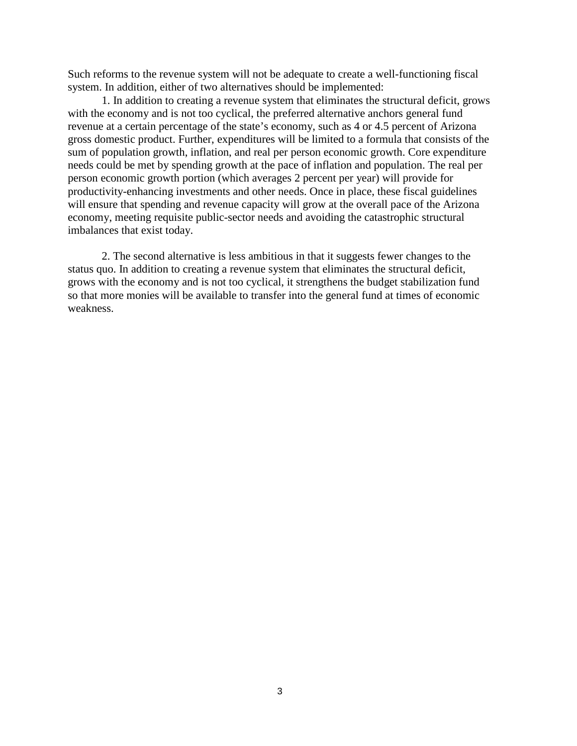Such reforms to the revenue system will not be adequate to create a well-functioning fiscal system. In addition, either of two alternatives should be implemented:

1. In addition to creating a revenue system that eliminates the structural deficit, grows with the economy and is not too cyclical, the preferred alternative anchors general fund revenue at a certain percentage of the state's economy, such as 4 or 4.5 percent of Arizona gross domestic product. Further, expenditures will be limited to a formula that consists of the sum of population growth, inflation, and real per person economic growth. Core expenditure needs could be met by spending growth at the pace of inflation and population. The real per person economic growth portion (which averages 2 percent per year) will provide for productivity-enhancing investments and other needs. Once in place, these fiscal guidelines will ensure that spending and revenue capacity will grow at the overall pace of the Arizona economy, meeting requisite public-sector needs and avoiding the catastrophic structural imbalances that exist today.

2. The second alternative is less ambitious in that it suggests fewer changes to the status quo. In addition to creating a revenue system that eliminates the structural deficit, grows with the economy and is not too cyclical, it strengthens the budget stabilization fund so that more monies will be available to transfer into the general fund at times of economic weakness.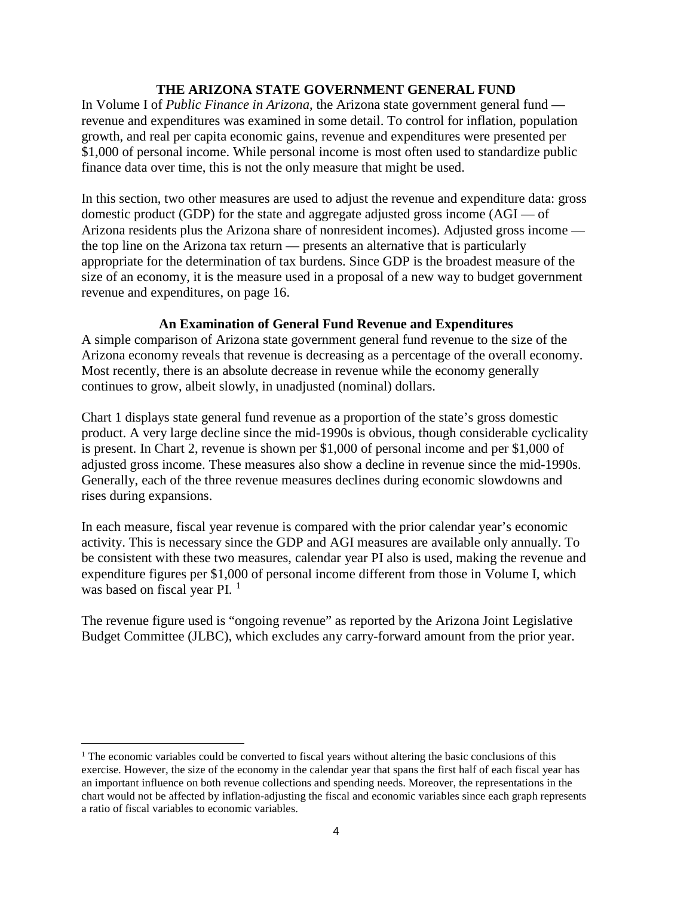## THE ARIZONA STATE GOVERNMENT GENERAL FUND

In Volume I of *Public Finance in Arizona*, the Arizona state government general fund — revenue and expenditures was examined in some detail. To control for inflation, population growth, and real per capita economic gains, revenue and expenditures were presented per $1,000 of personal income. While personal income is most often used to standardize public finance data over time, this is not the only measure that might be used.

In this section, two other measures are used to adjust the revenue and expenditure data: gross domestic product (GDP) for the state and aggregate adjusted gross income (AGI — of Arizona residents plus the Arizona share of nonresident incomes). Adjusted gross income — the top line on the Arizona tax return — presents an alternative that is particularly appropriate for the determination of tax burdens. Since GDP is the broadest measure of the size of an economy, it is the measure used in a proposal of a new way to budget government revenue and expenditures, on page 16.

### An Examination of General Fund Revenue and Expenditures

A simple comparison of Arizona state government general fund revenue to the size of the Arizona economy reveals that revenue is decreasing as a percentage of the overall economy. Most recently, there is an absolute decrease in revenue while the economy generally continues to grow, albeit slowly, in unadjusted (nominal) dollars.

Chart 1 displays state general fund revenue as a proportion of the state's gross domestic product. A very large decline since the mid-1990s is obvious, though considerable cyclicality is present. In Chart 2, revenue is shown per $1,000 of personal income and per $1,000 of adjusted gross income. These measures also show a decline in revenue since the mid-1990s. Generally, each of the three revenue measures declines during economic slowdowns and rises during expansions.

In each measure, fiscal year revenue is compared with the prior calendar year's economic activity. This is necessary since the GDP and AGI measures are available only annually. To be consistent with these two measures, calendar year PI also is used, making the revenue and expenditure figures per $1,000 of personal income different from those in Volume I, which was based on fiscal year PI. [1]

The revenue figure used is "ongoing revenue" as reported by the Arizona Joint Legislative Budget Committee (JLBC), which excludes any carry-forward amount from the prior year.

---

[1] The economic variables could be converted to fiscal years without altering the basic conclusions of this exercise. However, the size of the economy in the calendar year that spans the first half of each fiscal year has an important influence on both revenue collections and spending needs. Moreover, the representations in the chart would not be affected by inflation-adjusting the fiscal and economic variables since each graph represents a ratio of fiscal variables to economic variables.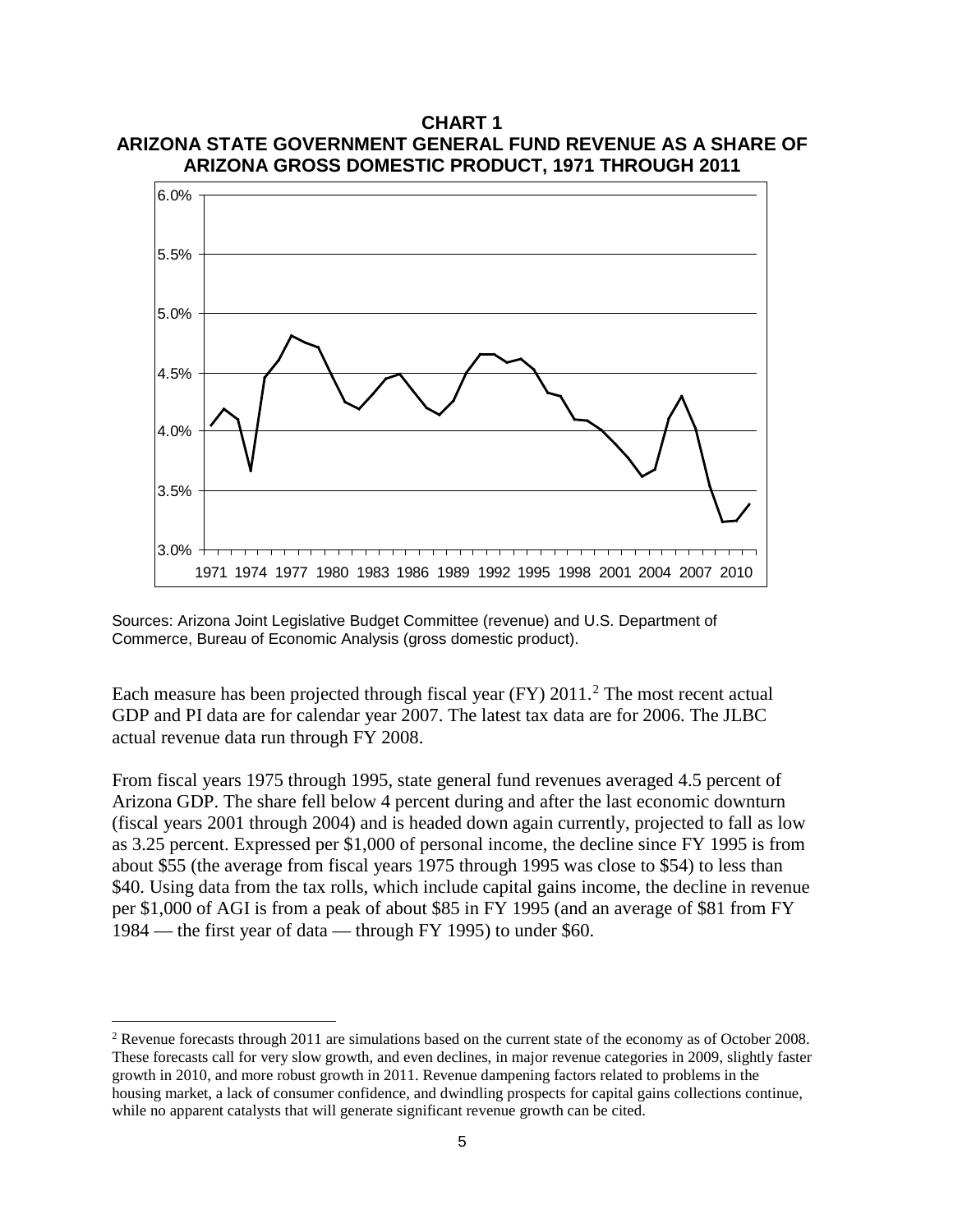**CHART 1**
**ARIZONA STATE GOVERNMENT GENERAL FUND REVENUE AS A SHARE OF ARIZONA GROSS DOMESTIC PRODUCT, 1971 THROUGH 2011**

Sources: Arizona Joint Legislative Budget Committee (revenue) and U.S. Department of Commerce, Bureau of Economic Analysis (gross domestic product).

Each measure has been projected through fiscal year (FY) 2011.[2] The most recent actual GDP and PI data are for calendar year 2007. The latest tax data are for 2006. The JLBC actual revenue data run through FY 2008.

From fiscal years 1975 through 1995, state general fund revenues averaged 4.5 percent of Arizona GDP. The share fell below 4 percent during and after the last economic downturn (fiscal years 2001 through 2004) and is headed down again currently, projected to fall as low as 3.25 percent. Expressed per $1,000 of personal income, the decline since FY 1995 is from about $55 (the average from fiscal years 1975 through 1995 was close to $54) to less than $40. Using data from the tax rolls, which include capital gains income, the decline in revenue per $1,000 of AGI is from a peak of about $85 in FY 1995 (and an average of $81 from FY 1984 — the first year of data — through FY 1995) to under $60.

[2] Revenue forecasts through 2011 are simulations based on the current state of the economy as of October 2008. These forecasts call for very slow growth, and even declines, in major revenue categories in 2009, slightly faster growth in 2010, and more robust growth in 2011. Revenue dampening factors related to problems in the housing market, a lack of consumer confidence, and dwindling prospects for capital gains collections continue, while no apparent catalysts that will generate significant revenue growth can be cited.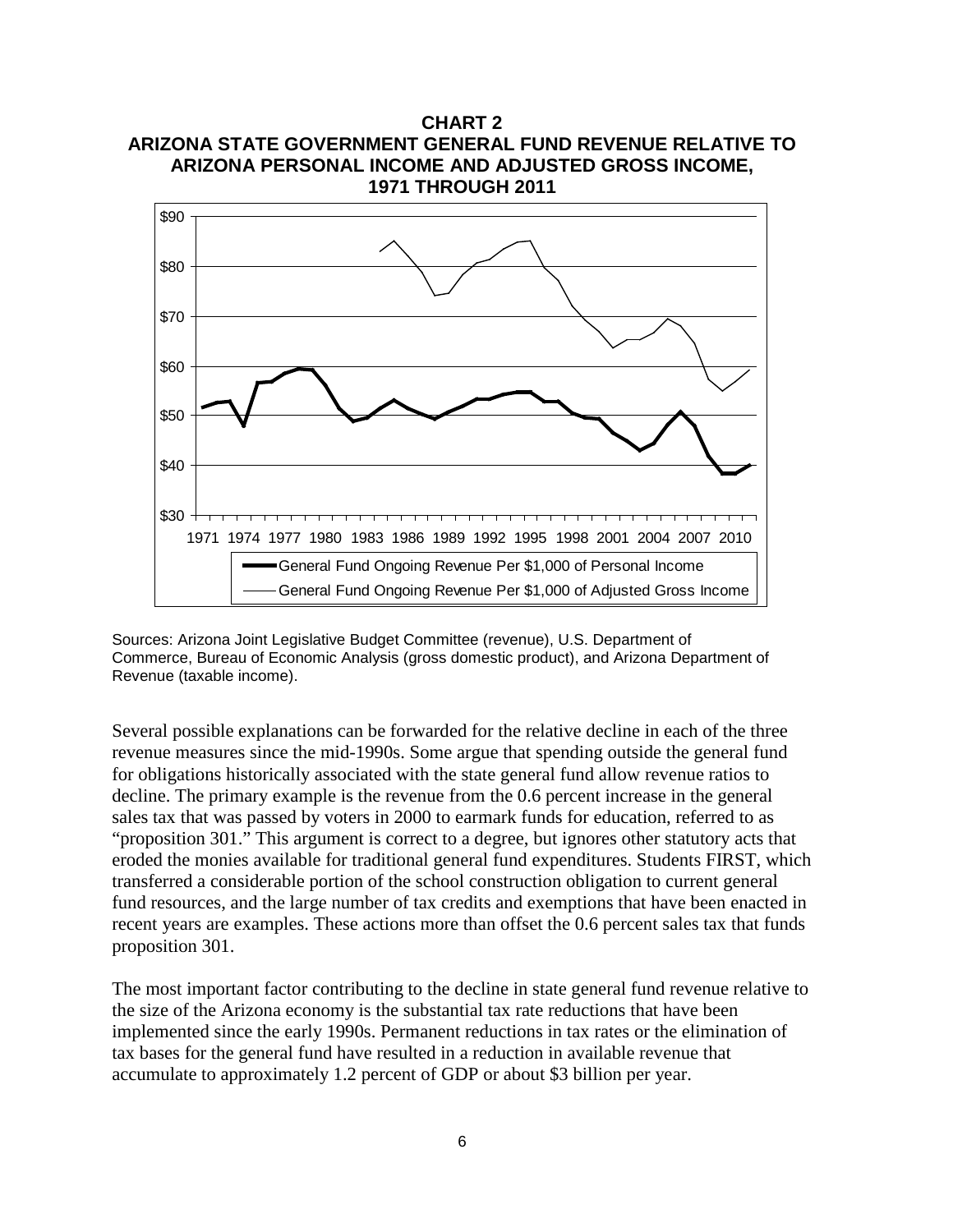**CHART 2**
**ARIZONA STATE GOVERNMENT GENERAL FUND REVENUE RELATIVE TO ARIZONA PERSONAL INCOME AND ADJUSTED GROSS INCOME, 1971 THROUGH 2011**

Sources: Arizona Joint Legislative Budget Committee (revenue), U.S. Department of Commerce, Bureau of Economic Analysis (gross domestic product), and Arizona Department of Revenue (taxable income).

Several possible explanations can be forwarded for the relative decline in each of the three revenue measures since the mid-1990s. Some argue that spending outside the general fund for obligations historically associated with the state general fund allow revenue ratios to decline. The primary example is the revenue from the 0.6 percent increase in the general sales tax that was passed by voters in 2000 to earmark funds for education, referred to as “proposition 301.” This argument is correct to a degree, but ignores other statutory acts that eroded the monies available for traditional general fund expenditures. Students FIRST, which transferred a considerable portion of the school construction obligation to current general fund resources, and the large number of tax credits and exemptions that have been enacted in recent years are examples. These actions more than offset the 0.6 percent sales tax that funds proposition 301.

The most important factor contributing to the decline in state general fund revenue relative to the size of the Arizona economy is the substantial tax rate reductions that have been implemented since the early 1990s. Permanent reductions in tax rates or the elimination of tax bases for the general fund have resulted in a reduction in available revenue that accumulate to approximately 1.2 percent of GDP or about $3 billion per year.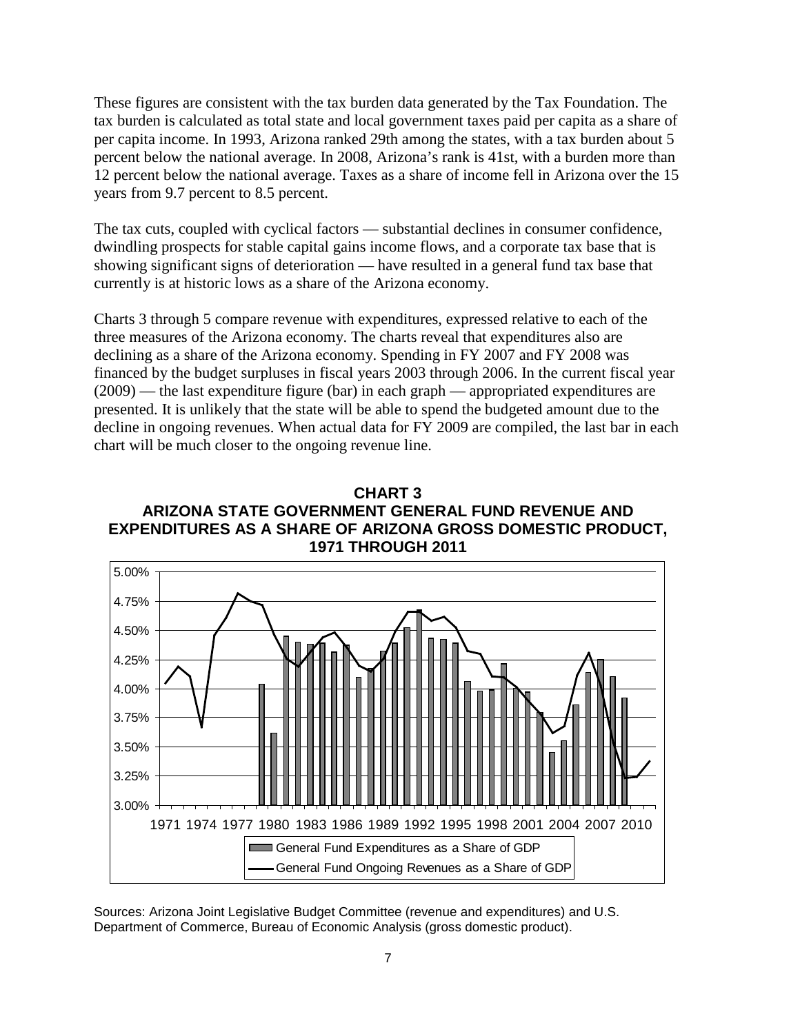These figures are consistent with the tax burden data generated by the Tax Foundation. The tax burden is calculated as total state and local government taxes paid per capita as a share of per capita income. In 1993, Arizona ranked 29th among the states, with a tax burden about 5 percent below the national average. In 2008, Arizona's rank is 41st, with a burden more than 12 percent below the national average. Taxes as a share of income fell in Arizona over the 15 years from 9.7 percent to 8.5 percent.

The tax cuts, coupled with cyclical factors — substantial declines in consumer confidence, dwindling prospects for stable capital gains income flows, and a corporate tax base that is showing significant signs of deterioration — have resulted in a general fund tax base that currently is at historic lows as a share of the Arizona economy.

Charts 3 through 5 compare revenue with expenditures, expressed relative to each of the three measures of the Arizona economy. The charts reveal that expenditures also are declining as a share of the Arizona economy. Spending in FY 2007 and FY 2008 was financed by the budget surpluses in fiscal years 2003 through 2006. In the current fiscal year (2009) — the last expenditure figure (bar) in each graph — appropriated expenditures are presented. It is unlikely that the state will be able to spend the budgeted amount due to the decline in ongoing revenues. When actual data for FY 2009 are compiled, the last bar in each chart will be much closer to the ongoing revenue line.

**CHART 3**
**ARIZONA STATE GOVERNMENT GENERAL FUND REVENUE AND EXPENDITURES AS A SHARE OF ARIZONA GROSS DOMESTIC PRODUCT, 1971 THROUGH 2011**

Sources: Arizona Joint Legislative Budget Committee (revenue and expenditures) and U.S. Department of Commerce, Bureau of Economic Analysis (gross domestic product).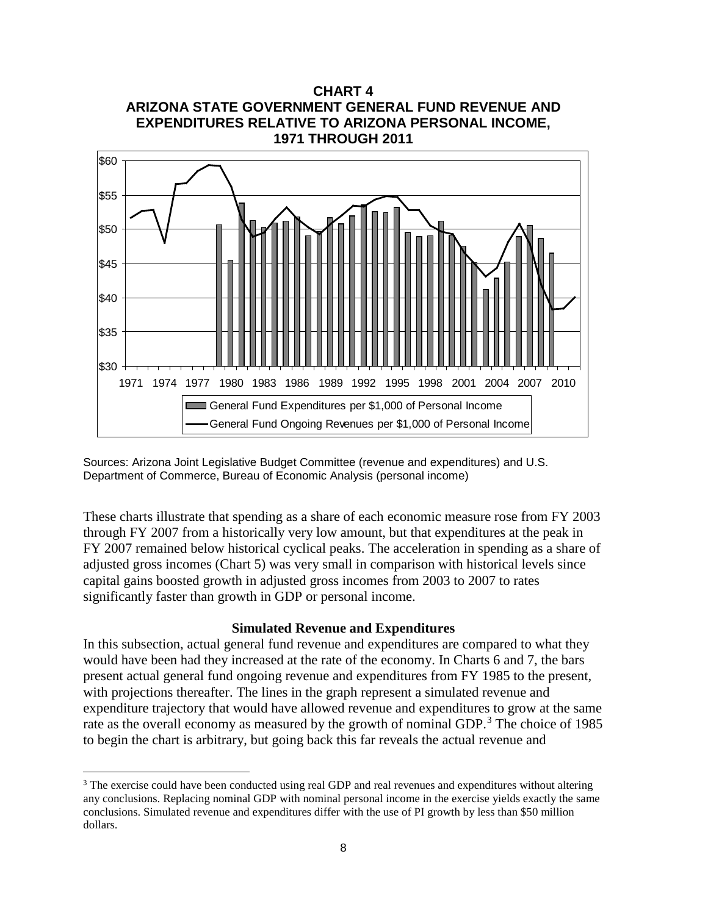**CHART 4**
**ARIZONA STATE GOVERNMENT GENERAL FUND REVENUE AND EXPENDITURES RELATIVE TO ARIZONA PERSONAL INCOME, 1971 THROUGH 2011**

Sources: Arizona Joint Legislative Budget Committee (revenue and expenditures) and U.S. Department of Commerce, Bureau of Economic Analysis (personal income)

These charts illustrate that spending as a share of each economic measure rose from FY 2003 through FY 2007 from a historically very low amount, but that expenditures at the peak in FY 2007 remained below historical cyclical peaks. The acceleration in spending as a share of adjusted gross incomes (Chart 5) was very small in comparison with historical levels since capital gains boosted growth in adjusted gross incomes from 2003 to 2007 to rates significantly faster than growth in GDP or personal income.

### Simulated Revenue and Expenditures

In this subsection, actual general fund revenue and expenditures are compared to what they would have been had they increased at the rate of the economy. In Charts 6 and 7, the bars present actual general fund ongoing revenue and expenditures from FY 1985 to the present, with projections thereafter. The lines in the graph represent a simulated revenue and expenditure trajectory that would have allowed revenue and expenditures to grow at the same rate as the overall economy as measured by the growth of nominal GDP.[3] The choice of 1985 to begin the chart is arbitrary, but going back this far reveals the actual revenue and

[3] The exercise could have been conducted using real GDP and real revenues and expenditures without altering any conclusions. Replacing nominal GDP with nominal personal income in the exercise yields exactly the same conclusions. Simulated revenue and expenditures differ with the use of PI growth by less than $50 million dollars.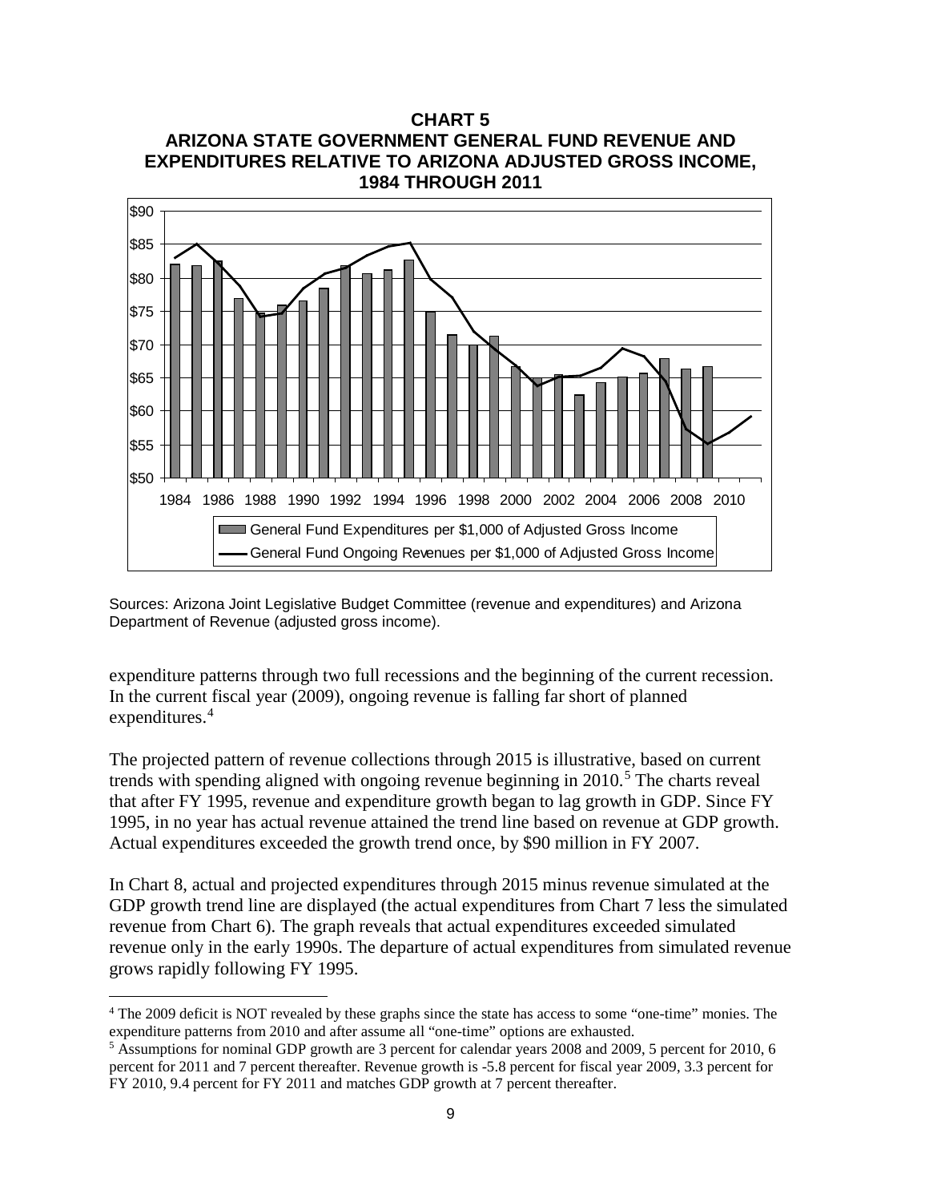**CHART 5**
**ARIZONA STATE GOVERNMENT GENERAL FUND REVENUE AND EXPENDITURES RELATIVE TO ARIZONA ADJUSTED GROSS INCOME, 1984 THROUGH 2011**

Sources: Arizona Joint Legislative Budget Committee (revenue and expenditures) and Arizona Department of Revenue (adjusted gross income).

expenditure patterns through two full recessions and the beginning of the current recession. In the current fiscal year (2009), ongoing revenue is falling far short of planned expenditures.[4]

The projected pattern of revenue collections through 2015 is illustrative, based on current trends with spending aligned with ongoing revenue beginning in 2010.[5] The charts reveal that after FY 1995, revenue and expenditure growth began to lag growth in GDP. Since FY 1995, in no year has actual revenue attained the trend line based on revenue at GDP growth. Actual expenditures exceeded the growth trend once, by $90 million in FY 2007.

In Chart 8, actual and projected expenditures through 2015 minus revenue simulated at the GDP growth trend line are displayed (the actual expenditures from Chart 7 less the simulated revenue from Chart 6). The graph reveals that actual expenditures exceeded simulated revenue only in the early 1990s. The departure of actual expenditures from simulated revenue grows rapidly following FY 1995.

---

[4] The 2009 deficit is NOT revealed by these graphs since the state has access to some "one-time" monies. The expenditure patterns from 2010 and after assume all "one-time" options are exhausted.

[5] Assumptions for nominal GDP growth are 3 percent for calendar years 2008 and 2009, 5 percent for 2010, 6 percent for 2011 and 7 percent thereafter. Revenue growth is -5.8 percent for fiscal year 2009, 3.3 percent for FY 2010, 9.4 percent for FY 2011 and matches GDP growth at 7 percent thereafter.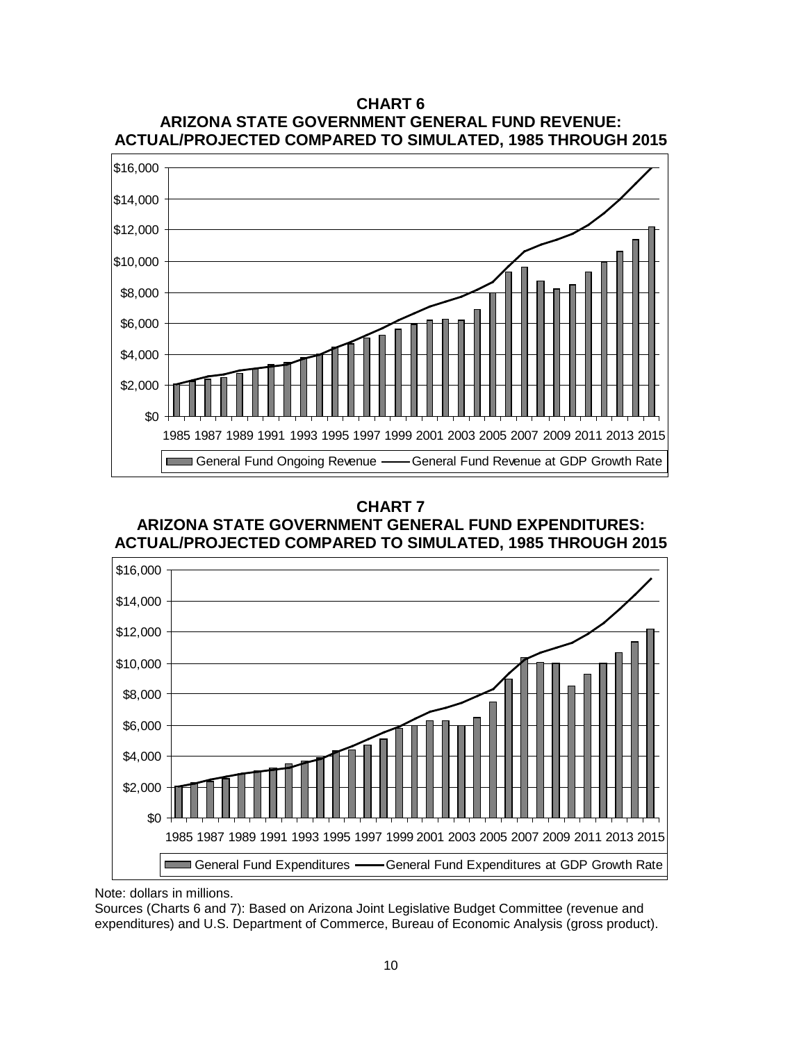**CHART 6**
**ARIZONA STATE GOVERNMENT GENERAL FUND REVENUE: ACTUAL/PROJECTED COMPARED TO SIMULATED, 1985 THROUGH 2015**

**CHART 7**
**ARIZONA STATE GOVERNMENT GENERAL FUND EXPENDITURES: ACTUAL/PROJECTED COMPARED TO SIMULATED, 1985 THROUGH 2015**

Note: dollars in millions.

Sources (Charts 6 and 7): Based on Arizona Joint Legislative Budget Committee (revenue and expenditures) and U.S. Department of Commerce, Bureau of Economic Analysis (gross product).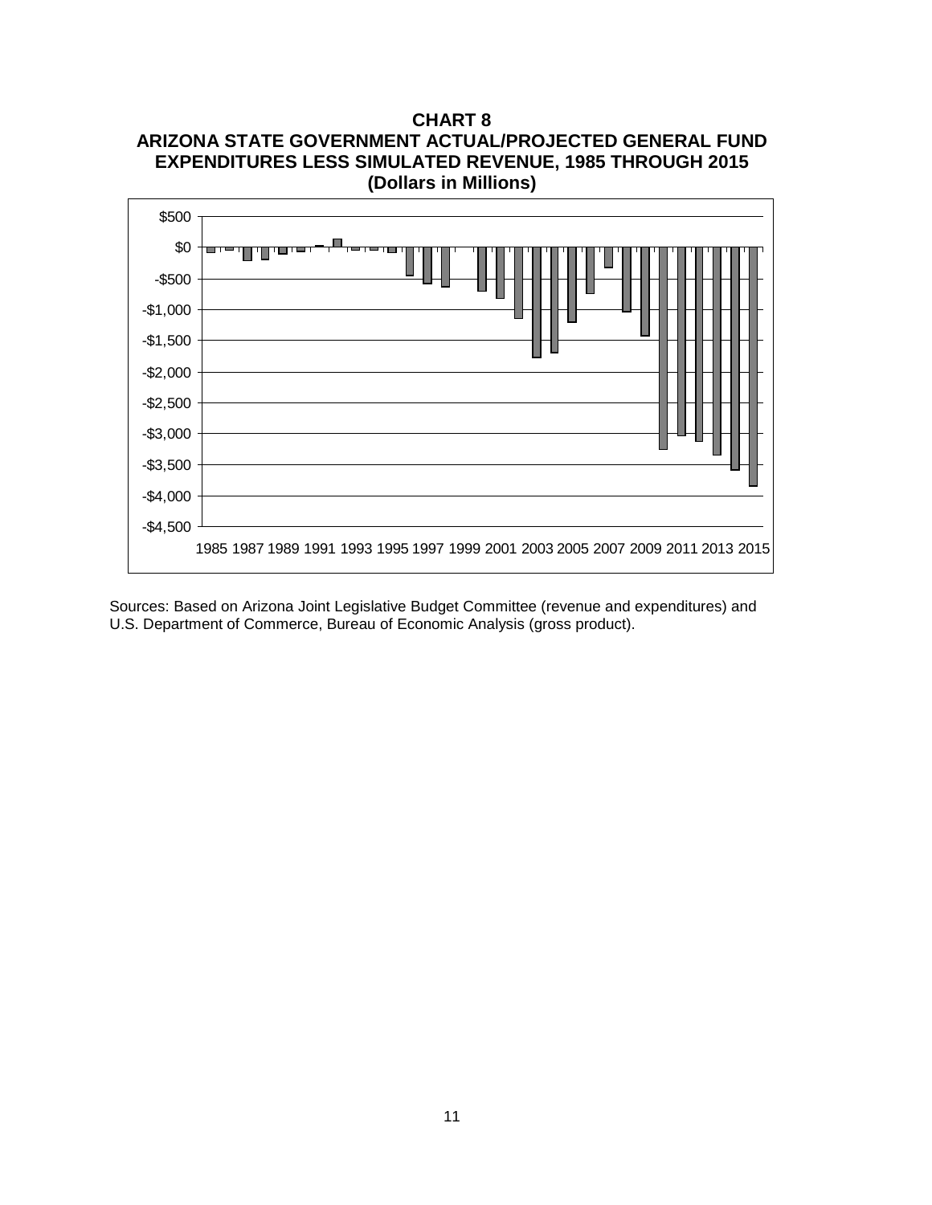**CHART 8**
**ARIZONA STATE GOVERNMENT ACTUAL/PROJECTED GENERAL FUND EXPENDITURES LESS SIMULATED REVENUE, 1985 THROUGH 2015**
**(Dollars in Millions)**

Sources: Based on Arizona Joint Legislative Budget Committee (revenue and expenditures) and U.S. Department of Commerce, Bureau of Economic Analysis (gross product).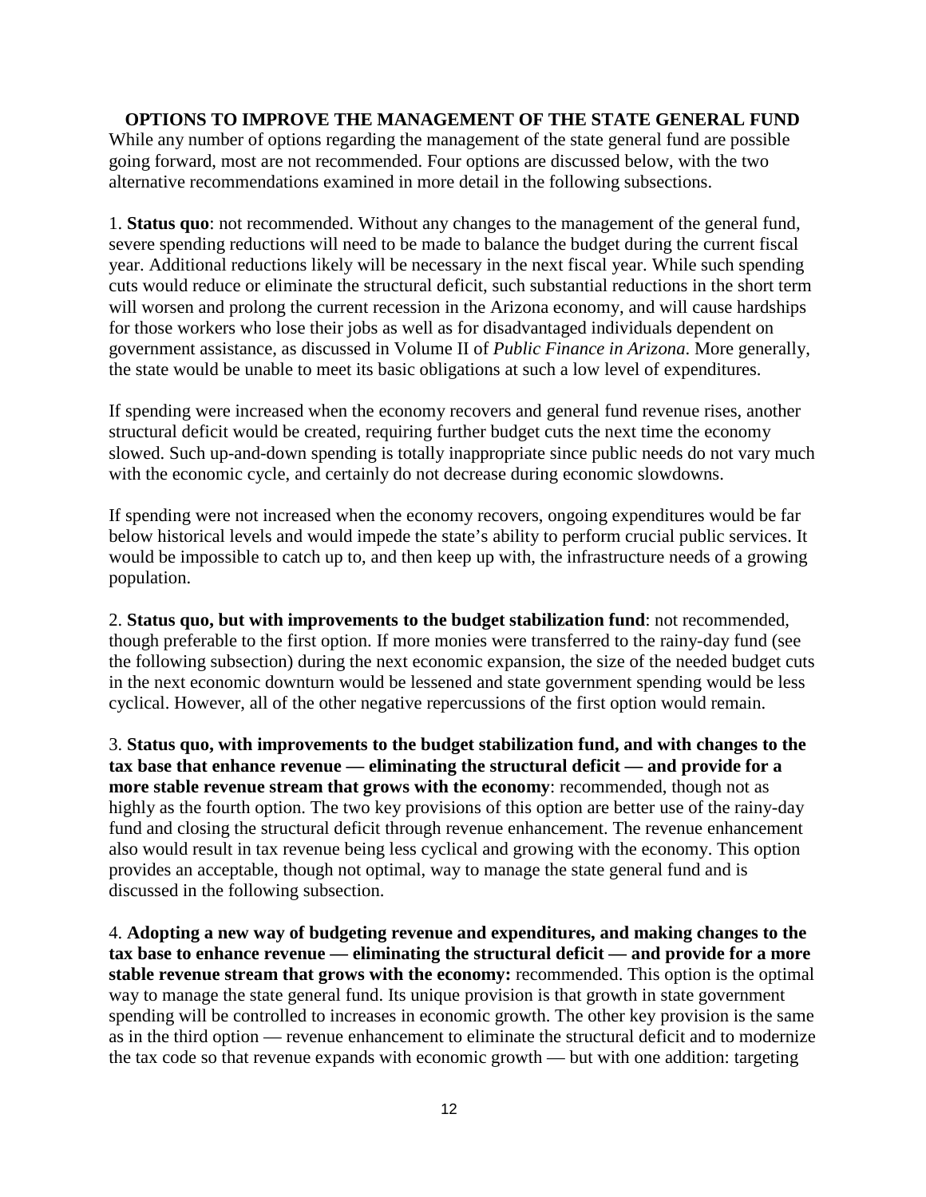## OPTIONS TO IMPROVE THE MANAGEMENT OF THE STATE GENERAL FUND

While any number of options regarding the management of the state general fund are possible going forward, most are not recommended. Four options are discussed below, with the two alternative recommendations examined in more detail in the following subsections.

1. **Status quo**: not recommended. Without any changes to the management of the general fund, severe spending reductions will need to be made to balance the budget during the current fiscal year. Additional reductions likely will be necessary in the next fiscal year. While such spending cuts would reduce or eliminate the structural deficit, such substantial reductions in the short term will worsen and prolong the current recession in the Arizona economy, and will cause hardships for those workers who lose their jobs as well as for disadvantaged individuals dependent on government assistance, as discussed in Volume II of *Public Finance in Arizona*. More generally, the state would be unable to meet its basic obligations at such a low level of expenditures.

If spending were increased when the economy recovers and general fund revenue rises, another structural deficit would be created, requiring further budget cuts the next time the economy slowed. Such up-and-down spending is totally inappropriate since public needs do not vary much with the economic cycle, and certainly do not decrease during economic slowdowns.

If spending were not increased when the economy recovers, ongoing expenditures would be far below historical levels and would impede the state's ability to perform crucial public services. It would be impossible to catch up to, and then keep up with, the infrastructure needs of a growing population.

2. **Status quo, but with improvements to the budget stabilization fund**: not recommended, though preferable to the first option. If more monies were transferred to the rainy-day fund (see the following subsection) during the next economic expansion, the size of the needed budget cuts in the next economic downturn would be lessened and state government spending would be less cyclical. However, all of the other negative repercussions of the first option would remain.

3. **Status quo, with improvements to the budget stabilization fund, and with changes to the tax base that enhance revenue — eliminating the structural deficit — and provide for a more stable revenue stream that grows with the economy**: recommended, though not as highly as the fourth option. The two key provisions of this option are better use of the rainy-day fund and closing the structural deficit through revenue enhancement. The revenue enhancement also would result in tax revenue being less cyclical and growing with the economy. This option provides an acceptable, though not optimal, way to manage the state general fund and is discussed in the following subsection.

4. **Adopting a new way of budgeting revenue and expenditures, and making changes to the tax base to enhance revenue — eliminating the structural deficit — and provide for a more stable revenue stream that grows with the economy:** recommended. This option is the optimal way to manage the state general fund. Its unique provision is that growth in state government spending will be controlled to increases in economic growth. The other key provision is the same as in the third option — revenue enhancement to eliminate the structural deficit and to modernize the tax code so that revenue expands with economic growth — but with one addition: targeting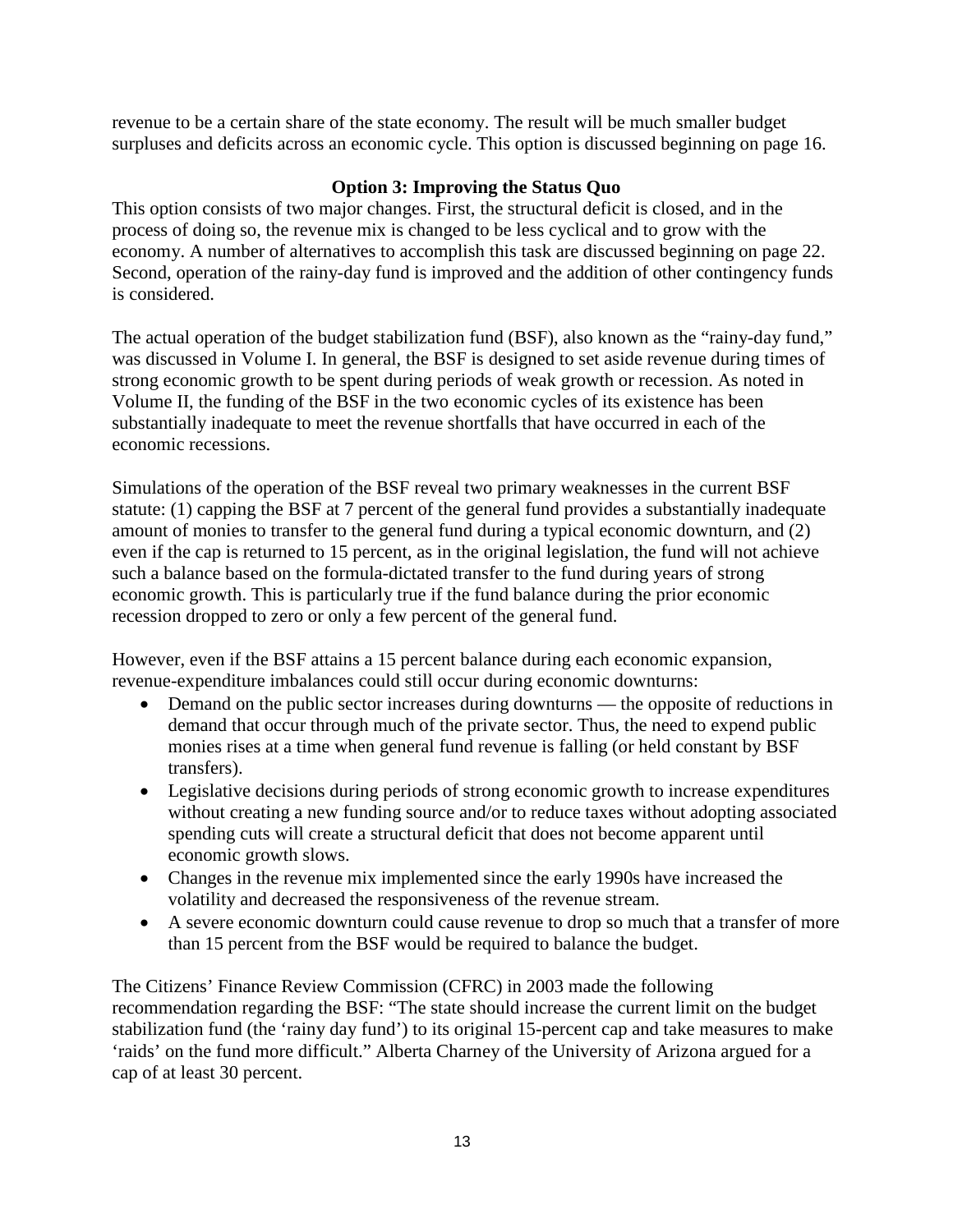revenue to be a certain share of the state economy. The result will be much smaller budget surpluses and deficits across an economic cycle. This option is discussed beginning on page 16.

### Option 3: Improving the Status Quo

This option consists of two major changes. First, the structural deficit is closed, and in the process of doing so, the revenue mix is changed to be less cyclical and to grow with the economy. A number of alternatives to accomplish this task are discussed beginning on page 22. Second, operation of the rainy-day fund is improved and the addition of other contingency funds is considered.

The actual operation of the budget stabilization fund (BSF), also known as the "rainy-day fund," was discussed in Volume I. In general, the BSF is designed to set aside revenue during times of strong economic growth to be spent during periods of weak growth or recession. As noted in Volume II, the funding of the BSF in the two economic cycles of its existence has been substantially inadequate to meet the revenue shortfalls that have occurred in each of the economic recessions.

Simulations of the operation of the BSF reveal two primary weaknesses in the current BSF statute: (1) capping the BSF at 7 percent of the general fund provides a substantially inadequate amount of monies to transfer to the general fund during a typical economic downturn, and (2) even if the cap is returned to 15 percent, as in the original legislation, the fund will not achieve such a balance based on the formula-dictated transfer to the fund during years of strong economic growth. This is particularly true if the fund balance during the prior economic recession dropped to zero or only a few percent of the general fund.

However, even if the BSF attains a 15 percent balance during each economic expansion, revenue-expenditure imbalances could still occur during economic downturns:

- Demand on the public sector increases during downturns — the opposite of reductions in demand that occur through much of the private sector. Thus, the need to expend public monies rises at a time when general fund revenue is falling (or held constant by BSF transfers).
- Legislative decisions during periods of strong economic growth to increase expenditures without creating a new funding source and/or to reduce taxes without adopting associated spending cuts will create a structural deficit that does not become apparent until economic growth slows.
- Changes in the revenue mix implemented since the early 1990s have increased the volatility and decreased the responsiveness of the revenue stream.
- A severe economic downturn could cause revenue to drop so much that a transfer of more than 15 percent from the BSF would be required to balance the budget.

The Citizens' Finance Review Commission (CFRC) in 2003 made the following recommendation regarding the BSF: "The state should increase the current limit on the budget stabilization fund (the 'rainy day fund') to its original 15-percent cap and take measures to make 'raids' on the fund more difficult." Alberta Charney of the University of Arizona argued for a cap of at least 30 percent.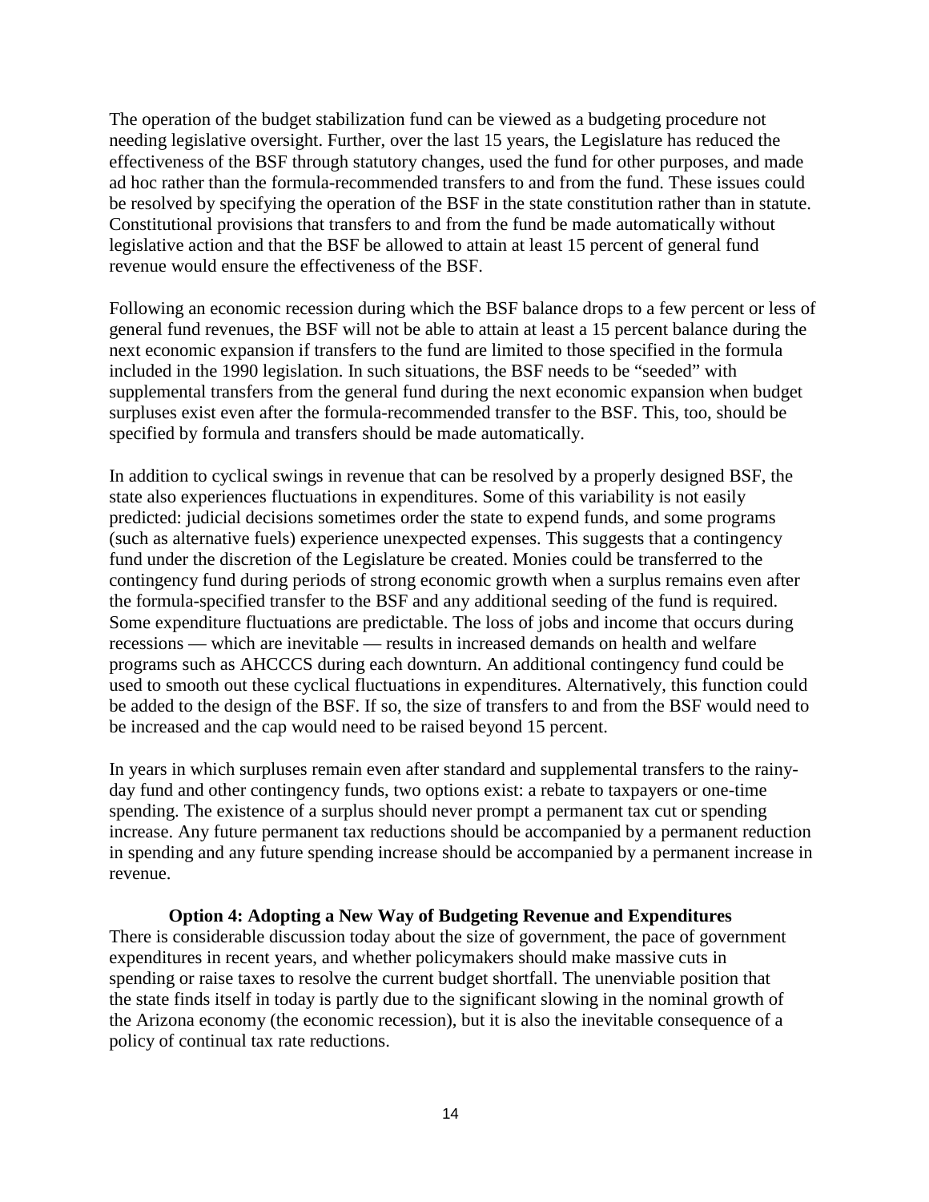The operation of the budget stabilization fund can be viewed as a budgeting procedure not needing legislative oversight. Further, over the last 15 years, the Legislature has reduced the effectiveness of the BSF through statutory changes, used the fund for other purposes, and made ad hoc rather than the formula-recommended transfers to and from the fund. These issues could be resolved by specifying the operation of the BSF in the state constitution rather than in statute. Constitutional provisions that transfers to and from the fund be made automatically without legislative action and that the BSF be allowed to attain at least 15 percent of general fund revenue would ensure the effectiveness of the BSF.

Following an economic recession during which the BSF balance drops to a few percent or less of general fund revenues, the BSF will not be able to attain at least a 15 percent balance during the next economic expansion if transfers to the fund are limited to those specified in the formula included in the 1990 legislation. In such situations, the BSF needs to be "seeded" with supplemental transfers from the general fund during the next economic expansion when budget surpluses exist even after the formula-recommended transfer to the BSF. This, too, should be specified by formula and transfers should be made automatically.

In addition to cyclical swings in revenue that can be resolved by a properly designed BSF, the state also experiences fluctuations in expenditures. Some of this variability is not easily predicted: judicial decisions sometimes order the state to expend funds, and some programs (such as alternative fuels) experience unexpected expenses. This suggests that a contingency fund under the discretion of the Legislature be created. Monies could be transferred to the contingency fund during periods of strong economic growth when a surplus remains even after the formula-specified transfer to the BSF and any additional seeding of the fund is required. Some expenditure fluctuations are predictable. The loss of jobs and income that occurs during recessions — which are inevitable — results in increased demands on health and welfare programs such as AHCCCS during each downturn. An additional contingency fund could be used to smooth out these cyclical fluctuations in expenditures. Alternatively, this function could be added to the design of the BSF. If so, the size of transfers to and from the BSF would need to be increased and the cap would need to be raised beyond 15 percent.

In years in which surpluses remain even after standard and supplemental transfers to the rainy-day fund and other contingency funds, two options exist: a rebate to taxpayers or one-time spending. The existence of a surplus should never prompt a permanent tax cut or spending increase. Any future permanent tax reductions should be accompanied by a permanent reduction in spending and any future spending increase should be accompanied by a permanent increase in revenue.

### Option 4: Adopting a New Way of Budgeting Revenue and Expenditures

There is considerable discussion today about the size of government, the pace of government expenditures in recent years, and whether policymakers should make massive cuts in spending or raise taxes to resolve the current budget shortfall. The unenviable position that the state finds itself in today is partly due to the significant slowing in the nominal growth of the Arizona economy (the economic recession), but it is also the inevitable consequence of a policy of continual tax rate reductions.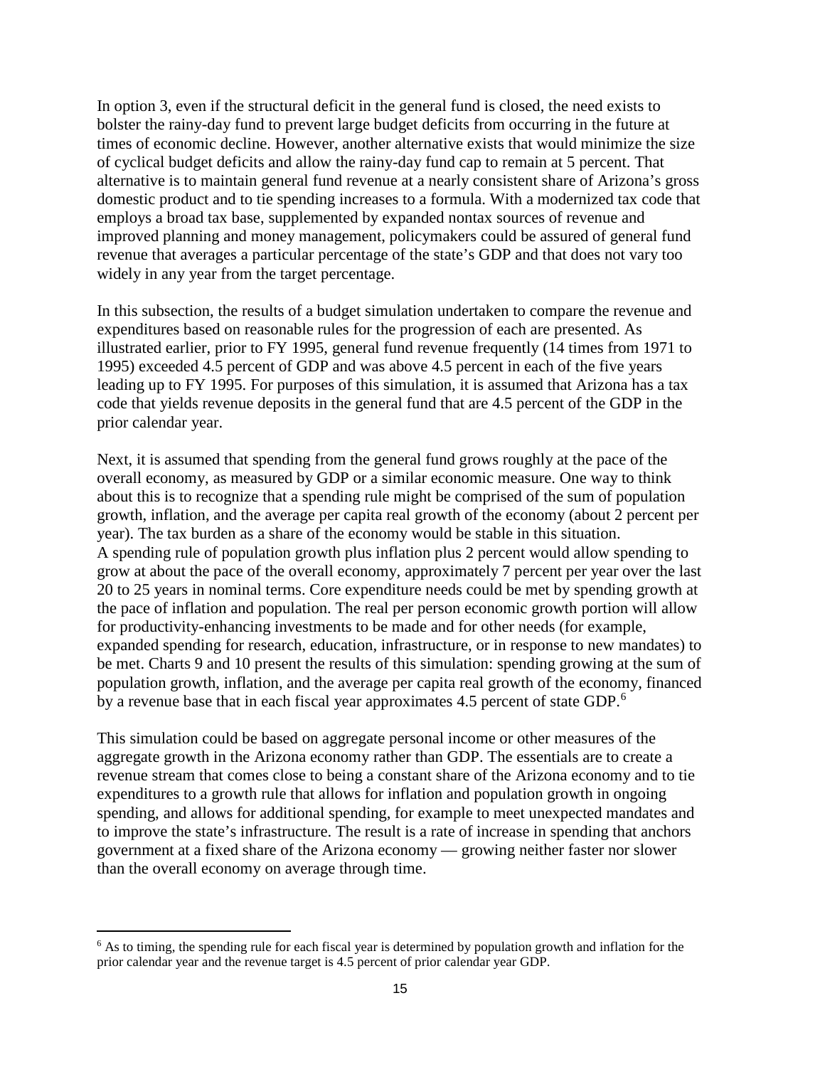In option 3, even if the structural deficit in the general fund is closed, the need exists to bolster the rainy-day fund to prevent large budget deficits from occurring in the future at times of economic decline. However, another alternative exists that would minimize the size of cyclical budget deficits and allow the rainy-day fund cap to remain at 5 percent. That alternative is to maintain general fund revenue at a nearly consistent share of Arizona's gross domestic product and to tie spending increases to a formula. With a modernized tax code that employs a broad tax base, supplemented by expanded nontax sources of revenue and improved planning and money management, policymakers could be assured of general fund revenue that averages a particular percentage of the state's GDP and that does not vary too widely in any year from the target percentage.

In this subsection, the results of a budget simulation undertaken to compare the revenue and expenditures based on reasonable rules for the progression of each are presented. As illustrated earlier, prior to FY 1995, general fund revenue frequently (14 times from 1971 to 1995) exceeded 4.5 percent of GDP and was above 4.5 percent in each of the five years leading up to FY 1995. For purposes of this simulation, it is assumed that Arizona has a tax code that yields revenue deposits in the general fund that are 4.5 percent of the GDP in the prior calendar year.

Next, it is assumed that spending from the general fund grows roughly at the pace of the overall economy, as measured by GDP or a similar economic measure. One way to think about this is to recognize that a spending rule might be comprised of the sum of population growth, inflation, and the average per capita real growth of the economy (about 2 percent per year). The tax burden as a share of the economy would be stable in this situation. A spending rule of population growth plus inflation plus 2 percent would allow spending to grow at about the pace of the overall economy, approximately 7 percent per year over the last 20 to 25 years in nominal terms. Core expenditure needs could be met by spending growth at the pace of inflation and population. The real per person economic growth portion will allow for productivity-enhancing investments to be made and for other needs (for example, expanded spending for research, education, infrastructure, or in response to new mandates) to be met. Charts 9 and 10 present the results of this simulation: spending growing at the sum of population growth, inflation, and the average per capita real growth of the economy, financed by a revenue base that in each fiscal year approximates 4.5 percent of state GDP.[6]

This simulation could be based on aggregate personal income or other measures of the aggregate growth in the Arizona economy rather than GDP. The essentials are to create a revenue stream that comes close to being a constant share of the Arizona economy and to tie expenditures to a growth rule that allows for inflation and population growth in ongoing spending, and allows for additional spending, for example to meet unexpected mandates and to improve the state's infrastructure. The result is a rate of increase in spending that anchors government at a fixed share of the Arizona economy — growing neither faster nor slower than the overall economy on average through time.

---

[6] As to timing, the spending rule for each fiscal year is determined by population growth and inflation for the prior calendar year and the revenue target is 4.5 percent of prior calendar year GDP.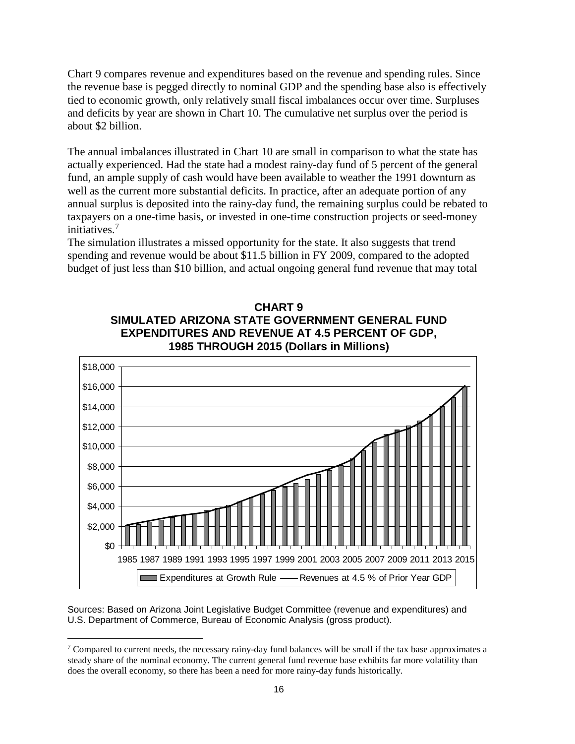Chart 9 compares revenue and expenditures based on the revenue and spending rules. Since the revenue base is pegged directly to nominal GDP and the spending base also is effectively tied to economic growth, only relatively small fiscal imbalances occur over time. Surpluses and deficits by year are shown in Chart 10. The cumulative net surplus over the period is about $2 billion.

The annual imbalances illustrated in Chart 10 are small in comparison to what the state has actually experienced. Had the state had a modest rainy-day fund of 5 percent of the general fund, an ample supply of cash would have been available to weather the 1991 downturn as well as the current more substantial deficits. In practice, after an adequate portion of any annual surplus is deposited into the rainy-day fund, the remaining surplus could be rebated to taxpayers on a one-time basis, or invested in one-time construction projects or seed-money initiatives.[7]

The simulation illustrates a missed opportunity for the state. It also suggests that trend spending and revenue would be about $11.5 billion in FY 2009, compared to the adopted budget of just less than $10 billion, and actual ongoing general fund revenue that may total

**CHART 9**
**SIMULATED ARIZONA STATE GOVERNMENT GENERAL FUND EXPENDITURES AND REVENUE AT 4.5 PERCENT OF GDP, 1985 THROUGH 2015 (Dollars in Millions)**

Sources: Based on Arizona Joint Legislative Budget Committee (revenue and expenditures) and U.S. Department of Commerce, Bureau of Economic Analysis (gross product).

[7] Compared to current needs, the necessary rainy-day fund balances will be small if the tax base approximates a steady share of the nominal economy. The current general fund revenue base exhibits far more volatility than does the overall economy, so there has been a need for more rainy-day funds historically.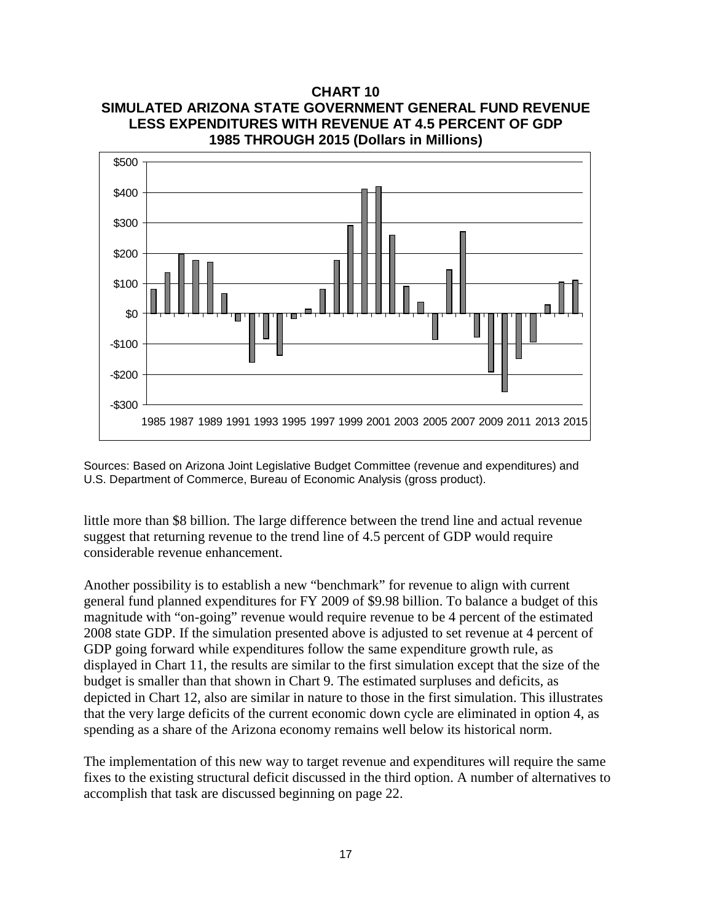**CHART 10**
**SIMULATED ARIZONA STATE GOVERNMENT GENERAL FUND REVENUE LESS EXPENDITURES WITH REVENUE AT 4.5 PERCENT OF GDP 1985 THROUGH 2015 (Dollars in Millions)**

Sources: Based on Arizona Joint Legislative Budget Committee (revenue and expenditures) and U.S. Department of Commerce, Bureau of Economic Analysis (gross product).

little more than $8 billion. The large difference between the trend line and actual revenue suggest that returning revenue to the trend line of 4.5 percent of GDP would require considerable revenue enhancement.

Another possibility is to establish a new "benchmark" for revenue to align with current general fund planned expenditures for FY 2009 of $9.98 billion. To balance a budget of this magnitude with "on-going" revenue would require revenue to be 4 percent of the estimated 2008 state GDP. If the simulation presented above is adjusted to set revenue at 4 percent of GDP going forward while expenditures follow the same expenditure growth rule, as displayed in Chart 11, the results are similar to the first simulation except that the size of the budget is smaller than that shown in Chart 9. The estimated surpluses and deficits, as depicted in Chart 12, also are similar in nature to those in the first simulation. This illustrates that the very large deficits of the current economic down cycle are eliminated in option 4, as spending as a share of the Arizona economy remains well below its historical norm.

The implementation of this new way to target revenue and expenditures will require the same fixes to the existing structural deficit discussed in the third option. A number of alternatives to accomplish that task are discussed beginning on page 22.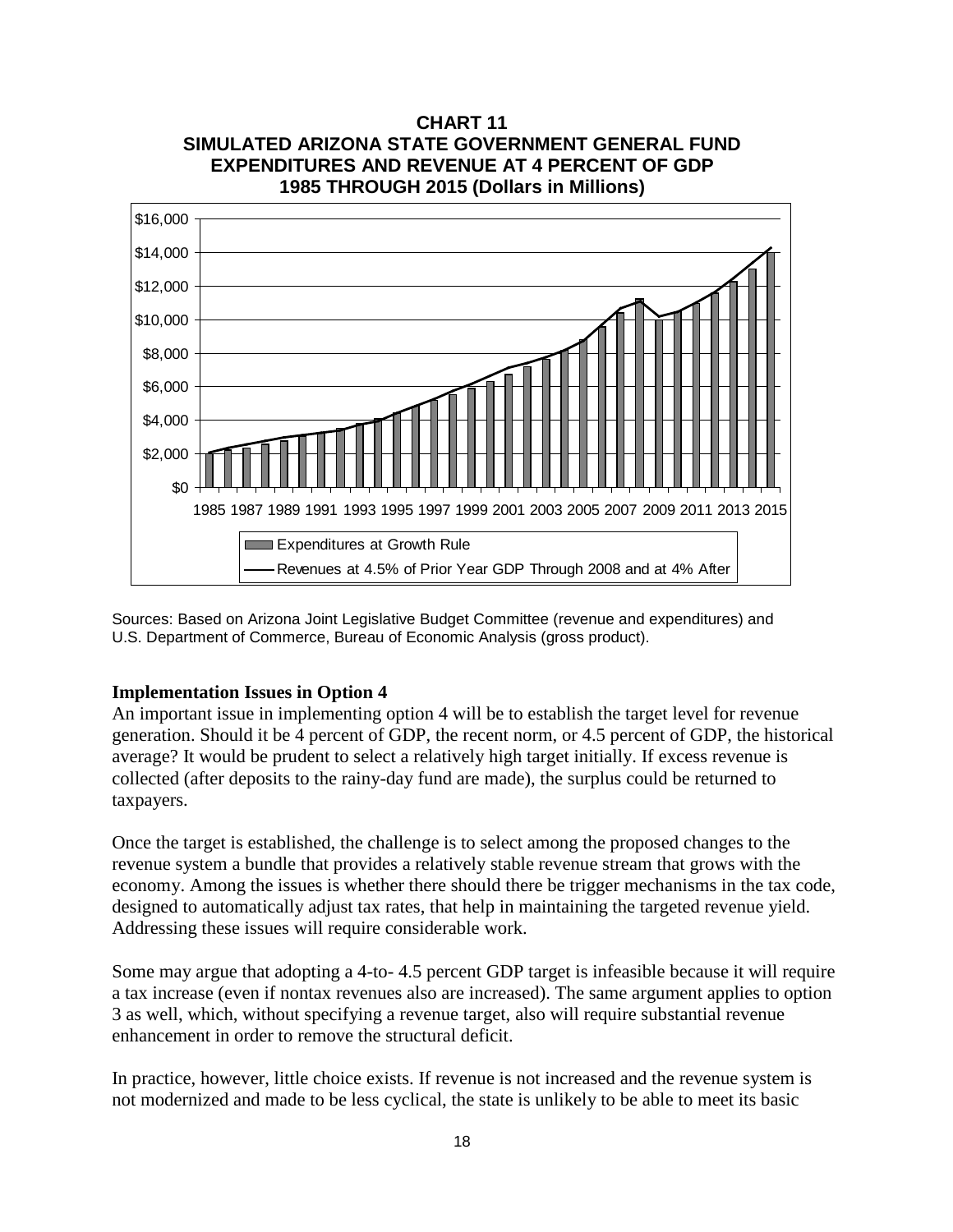**CHART 11**
**SIMULATED ARIZONA STATE GOVERNMENT GENERAL FUND EXPENDITURES AND REVENUE AT 4 PERCENT OF GDP 1985 THROUGH 2015 (Dollars in Millions)**

Sources: Based on Arizona Joint Legislative Budget Committee (revenue and expenditures) and U.S. Department of Commerce, Bureau of Economic Analysis (gross product).

**Implementation Issues in Option 4**

An important issue in implementing option 4 will be to establish the target level for revenue generation. Should it be 4 percent of GDP, the recent norm, or 4.5 percent of GDP, the historical average? It would be prudent to select a relatively high target initially. If excess revenue is collected (after deposits to the rainy-day fund are made), the surplus could be returned to taxpayers.

Once the target is established, the challenge is to select among the proposed changes to the revenue system a bundle that provides a relatively stable revenue stream that grows with the economy. Among the issues is whether there should there be trigger mechanisms in the tax code, designed to automatically adjust tax rates, that help in maintaining the targeted revenue yield. Addressing these issues will require considerable work.

Some may argue that adopting a 4-to- 4.5 percent GDP target is infeasible because it will require a tax increase (even if nontax revenues also are increased). The same argument applies to option 3 as well, which, without specifying a revenue target, also will require substantial revenue enhancement in order to remove the structural deficit.

In practice, however, little choice exists. If revenue is not increased and the revenue system is not modernized and made to be less cyclical, the state is unlikely to be able to meet its basic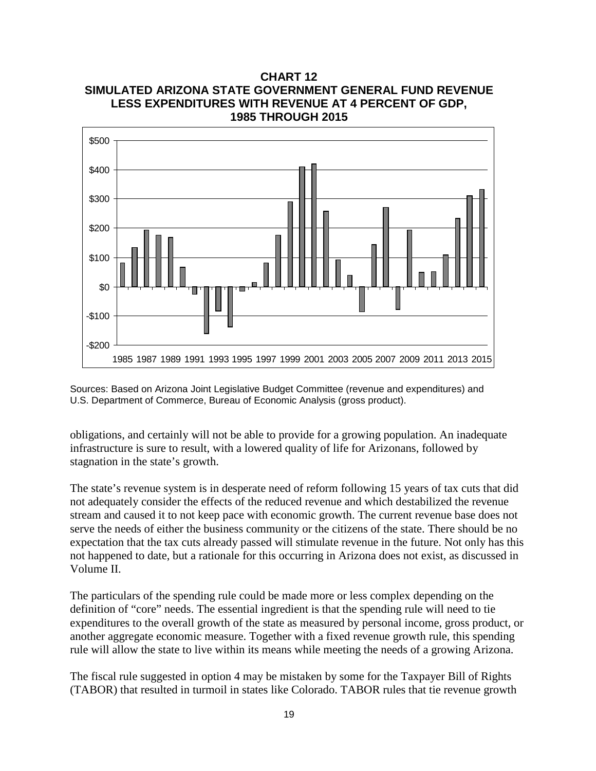**CHART 12**
**SIMULATED ARIZONA STATE GOVERNMENT GENERAL FUND REVENUE LESS EXPENDITURES WITH REVENUE AT 4 PERCENT OF GDP, 1985 THROUGH 2015**

Sources: Based on Arizona Joint Legislative Budget Committee (revenue and expenditures) and U.S. Department of Commerce, Bureau of Economic Analysis (gross product).

obligations, and certainly will not be able to provide for a growing population. An inadequate infrastructure is sure to result, with a lowered quality of life for Arizonans, followed by stagnation in the state's growth.

The state's revenue system is in desperate need of reform following 15 years of tax cuts that did not adequately consider the effects of the reduced revenue and which destabilized the revenue stream and caused it to not keep pace with economic growth. The current revenue base does not serve the needs of either the business community or the citizens of the state. There should be no expectation that the tax cuts already passed will stimulate revenue in the future. Not only has this not happened to date, but a rationale for this occurring in Arizona does not exist, as discussed in Volume II.

The particulars of the spending rule could be made more or less complex depending on the definition of "core" needs. The essential ingredient is that the spending rule will need to tie expenditures to the overall growth of the state as measured by personal income, gross product, or another aggregate economic measure. Together with a fixed revenue growth rule, this spending rule will allow the state to live within its means while meeting the needs of a growing Arizona.

The fiscal rule suggested in option 4 may be mistaken by some for the Taxpayer Bill of Rights (TABOR) that resulted in turmoil in states like Colorado. TABOR rules that tie revenue growth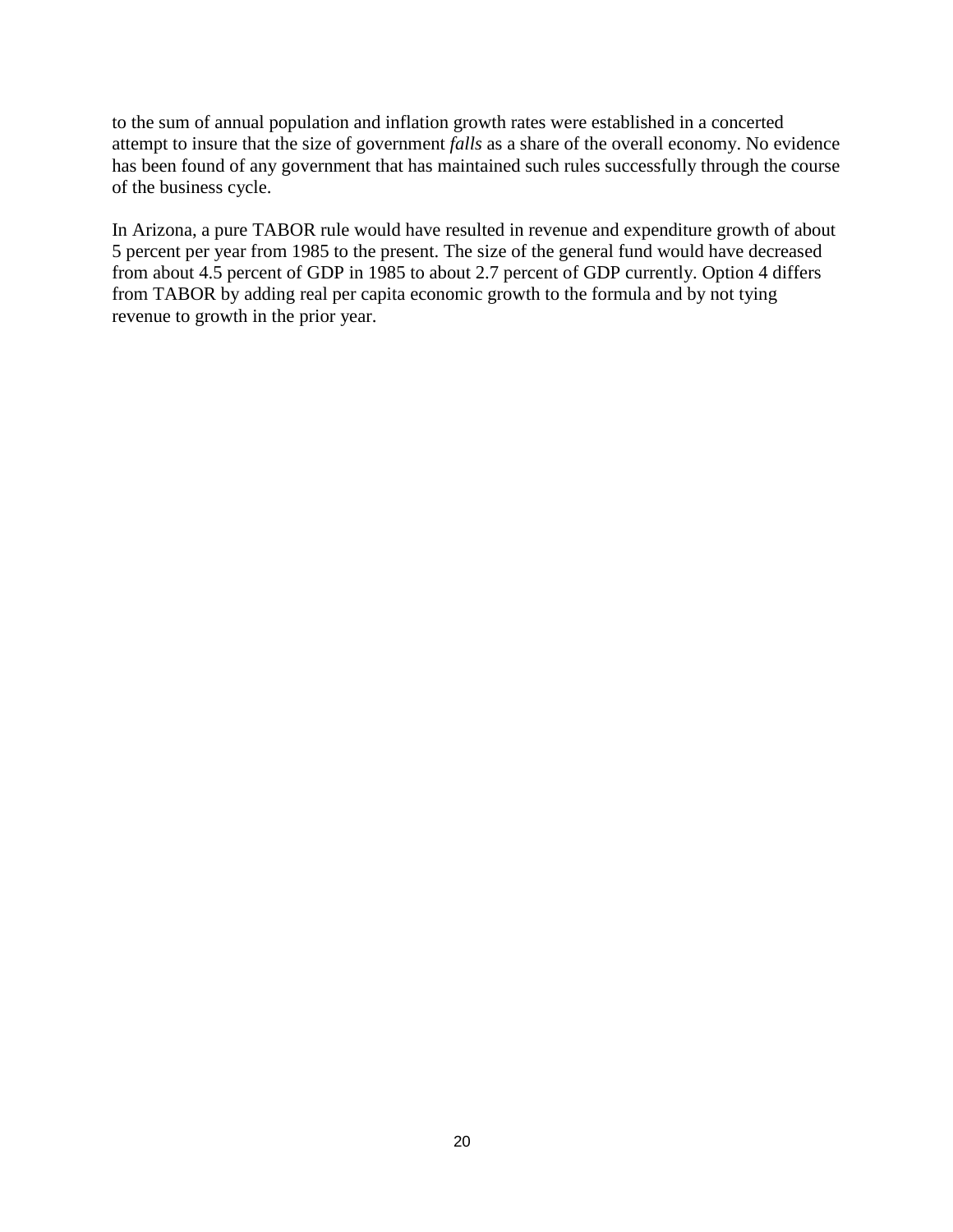to the sum of annual population and inflation growth rates were established in a concerted attempt to insure that the size of government *falls* as a share of the overall economy. No evidence has been found of any government that has maintained such rules successfully through the course of the business cycle.

In Arizona, a pure TABOR rule would have resulted in revenue and expenditure growth of about 5 percent per year from 1985 to the present. The size of the general fund would have decreased from about 4.5 percent of GDP in 1985 to about 2.7 percent of GDP currently. Option 4 differs from TABOR by adding real per capita economic growth to the formula and by not tying revenue to growth in the prior year.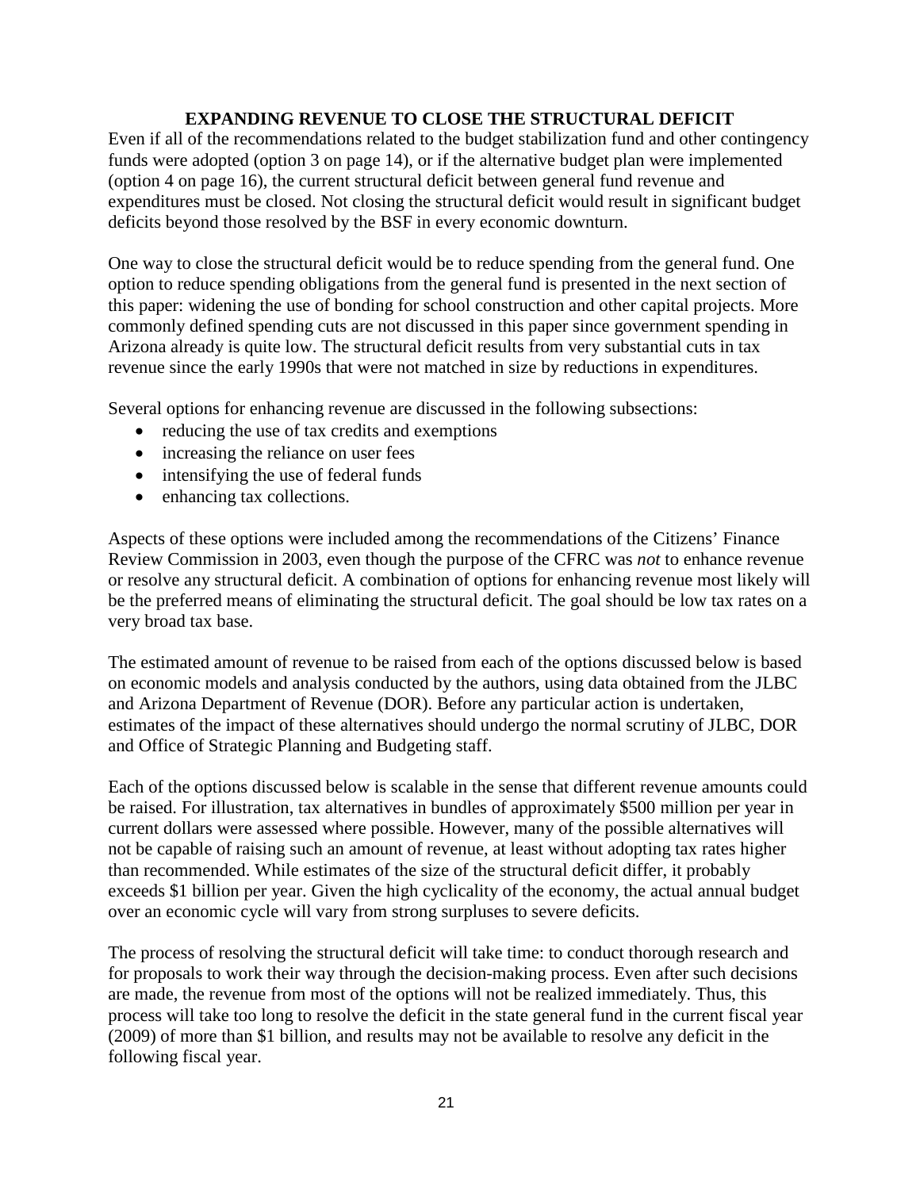## EXPANDING REVENUE TO CLOSE THE STRUCTURAL DEFICIT

Even if all of the recommendations related to the budget stabilization fund and other contingency funds were adopted (option 3 on page 14), or if the alternative budget plan were implemented (option 4 on page 16), the current structural deficit between general fund revenue and expenditures must be closed. Not closing the structural deficit would result in significant budget deficits beyond those resolved by the BSF in every economic downturn.

One way to close the structural deficit would be to reduce spending from the general fund. One option to reduce spending obligations from the general fund is presented in the next section of this paper: widening the use of bonding for school construction and other capital projects. More commonly defined spending cuts are not discussed in this paper since government spending in Arizona already is quite low. The structural deficit results from very substantial cuts in tax revenue since the early 1990s that were not matched in size by reductions in expenditures.

Several options for enhancing revenue are discussed in the following subsections:

- reducing the use of tax credits and exemptions
- increasing the reliance on user fees
- intensifying the use of federal funds
- enhancing tax collections.

Aspects of these options were included among the recommendations of the Citizens' Finance Review Commission in 2003, even though the purpose of the CFRC was *not* to enhance revenue or resolve any structural deficit. A combination of options for enhancing revenue most likely will be the preferred means of eliminating the structural deficit. The goal should be low tax rates on a very broad tax base.

The estimated amount of revenue to be raised from each of the options discussed below is based on economic models and analysis conducted by the authors, using data obtained from the JLBC and Arizona Department of Revenue (DOR). Before any particular action is undertaken, estimates of the impact of these alternatives should undergo the normal scrutiny of JLBC, DOR and Office of Strategic Planning and Budgeting staff.

Each of the options discussed below is scalable in the sense that different revenue amounts could be raised. For illustration, tax alternatives in bundles of approximately $500 million per year in current dollars were assessed where possible. However, many of the possible alternatives will not be capable of raising such an amount of revenue, at least without adopting tax rates higher than recommended. While estimates of the size of the structural deficit differ, it probably exceeds $1 billion per year. Given the high cyclicality of the economy, the actual annual budget over an economic cycle will vary from strong surpluses to severe deficits.

The process of resolving the structural deficit will take time: to conduct thorough research and for proposals to work their way through the decision-making process. Even after such decisions are made, the revenue from most of the options will not be realized immediately. Thus, this process will take too long to resolve the deficit in the state general fund in the current fiscal year (2009) of more than $1 billion, and results may not be available to resolve any deficit in the following fiscal year.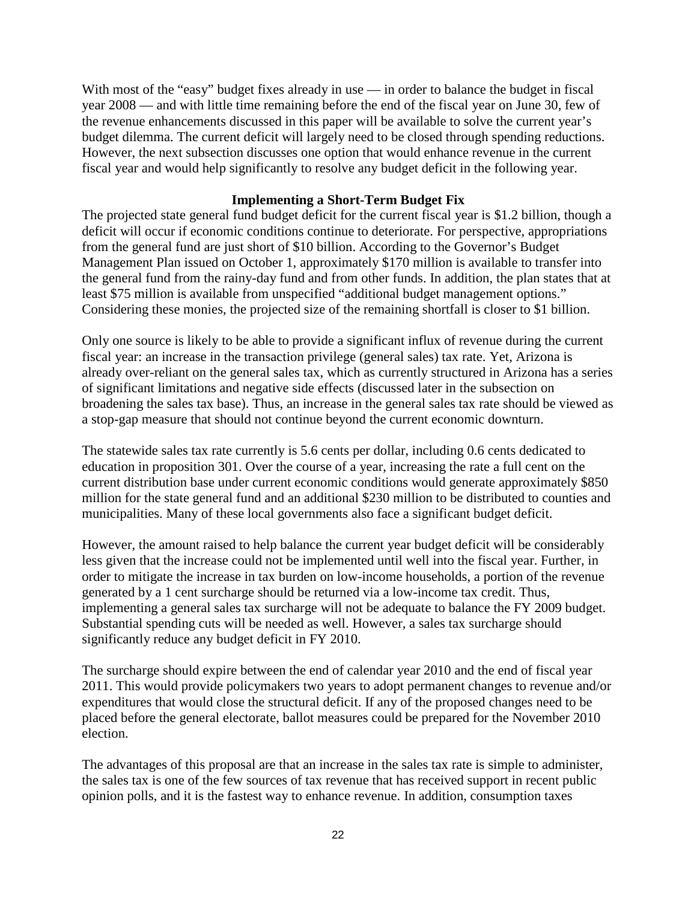With most of the "easy" budget fixes already in use — in order to balance the budget in fiscal year 2008 — and with little time remaining before the end of the fiscal year on June 30, few of the revenue enhancements discussed in this paper will be available to solve the current year's budget dilemma. The current deficit will largely need to be closed through spending reductions. However, the next subsection discusses one option that would enhance revenue in the current fiscal year and would help significantly to resolve any budget deficit in the following year.

### Implementing a Short-Term Budget Fix

The projected state general fund budget deficit for the current fiscal year is $1.2 billion, though a deficit will occur if economic conditions continue to deteriorate. For perspective, appropriations from the general fund are just short of $10 billion. According to the Governor's Budget Management Plan issued on October 1, approximately $170 million is available to transfer into the general fund from the rainy-day fund and from other funds. In addition, the plan states that at least $75 million is available from unspecified "additional budget management options." Considering these monies, the projected size of the remaining shortfall is closer to $1 billion.

Only one source is likely to be able to provide a significant influx of revenue during the current fiscal year: an increase in the transaction privilege (general sales) tax rate. Yet, Arizona is already over-reliant on the general sales tax, which as currently structured in Arizona has a series of significant limitations and negative side effects (discussed later in the subsection on broadening the sales tax base). Thus, an increase in the general sales tax rate should be viewed as a stop-gap measure that should not continue beyond the current economic downturn.

The statewide sales tax rate currently is 5.6 cents per dollar, including 0.6 cents dedicated to education in proposition 301. Over the course of a year, increasing the rate a full cent on the current distribution base under current economic conditions would generate approximately $850 million for the state general fund and an additional $230 million to be distributed to counties and municipalities. Many of these local governments also face a significant budget deficit.

However, the amount raised to help balance the current year budget deficit will be considerably less given that the increase could not be implemented until well into the fiscal year. Further, in order to mitigate the increase in tax burden on low-income households, a portion of the revenue generated by a 1 cent surcharge should be returned via a low-income tax credit. Thus, implementing a general sales tax surcharge will not be adequate to balance the FY 2009 budget. Substantial spending cuts will be needed as well. However, a sales tax surcharge should significantly reduce any budget deficit in FY 2010.

The surcharge should expire between the end of calendar year 2010 and the end of fiscal year 2011. This would provide policymakers two years to adopt permanent changes to revenue and/or expenditures that would close the structural deficit. If any of the proposed changes need to be placed before the general electorate, ballot measures could be prepared for the November 2010 election.

The advantages of this proposal are that an increase in the sales tax rate is simple to administer, the sales tax is one of the few sources of tax revenue that has received support in recent public opinion polls, and it is the fastest way to enhance revenue. In addition, consumption taxes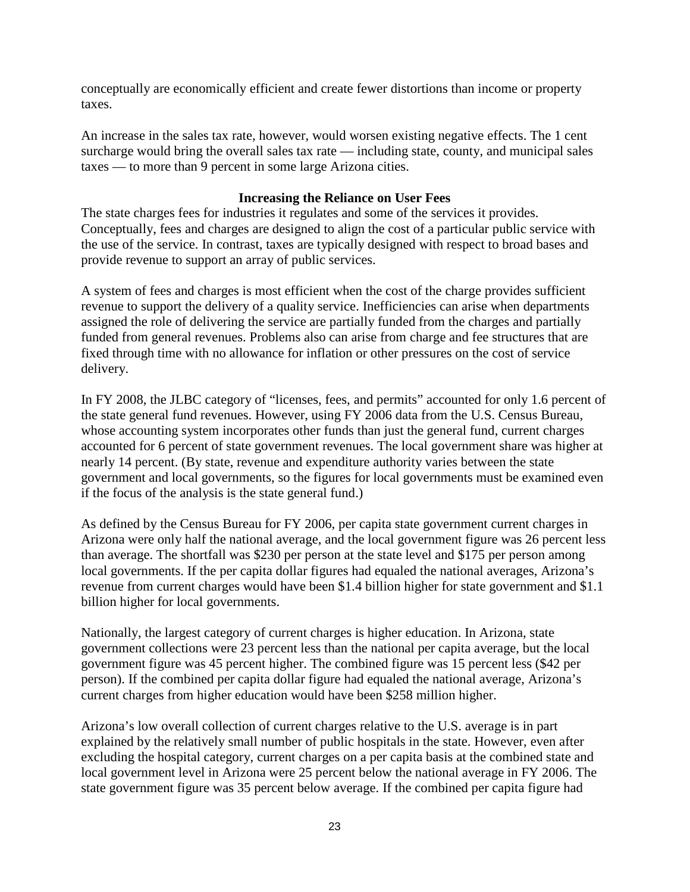conceptually are economically efficient and create fewer distortions than income or property taxes.

An increase in the sales tax rate, however, would worsen existing negative effects. The 1 cent surcharge would bring the overall sales tax rate — including state, county, and municipal sales taxes — to more than 9 percent in some large Arizona cities.

### Increasing the Reliance on User Fees

The state charges fees for industries it regulates and some of the services it provides. Conceptually, fees and charges are designed to align the cost of a particular public service with the use of the service. In contrast, taxes are typically designed with respect to broad bases and provide revenue to support an array of public services.

A system of fees and charges is most efficient when the cost of the charge provides sufficient revenue to support the delivery of a quality service. Inefficiencies can arise when departments assigned the role of delivering the service are partially funded from the charges and partially funded from general revenues. Problems also can arise from charge and fee structures that are fixed through time with no allowance for inflation or other pressures on the cost of service delivery.

In FY 2008, the JLBC category of "licenses, fees, and permits" accounted for only 1.6 percent of the state general fund revenues. However, using FY 2006 data from the U.S. Census Bureau, whose accounting system incorporates other funds than just the general fund, current charges accounted for 6 percent of state government revenues. The local government share was higher at nearly 14 percent. (By state, revenue and expenditure authority varies between the state government and local governments, so the figures for local governments must be examined even if the focus of the analysis is the state general fund.)

As defined by the Census Bureau for FY 2006, per capita state government current charges in Arizona were only half the national average, and the local government figure was 26 percent less than average. The shortfall was $230 per person at the state level and $175 per person among local governments. If the per capita dollar figures had equaled the national averages, Arizona's revenue from current charges would have been $1.4 billion higher for state government and $1.1 billion higher for local governments.

Nationally, the largest category of current charges is higher education. In Arizona, state government collections were 23 percent less than the national per capita average, but the local government figure was 45 percent higher. The combined figure was 15 percent less ($42 per person). If the combined per capita dollar figure had equaled the national average, Arizona's current charges from higher education would have been $258 million higher.

Arizona's low overall collection of current charges relative to the U.S. average is in part explained by the relatively small number of public hospitals in the state. However, even after excluding the hospital category, current charges on a per capita basis at the combined state and local government level in Arizona were 25 percent below the national average in FY 2006. The state government figure was 35 percent below average. If the combined per capita figure had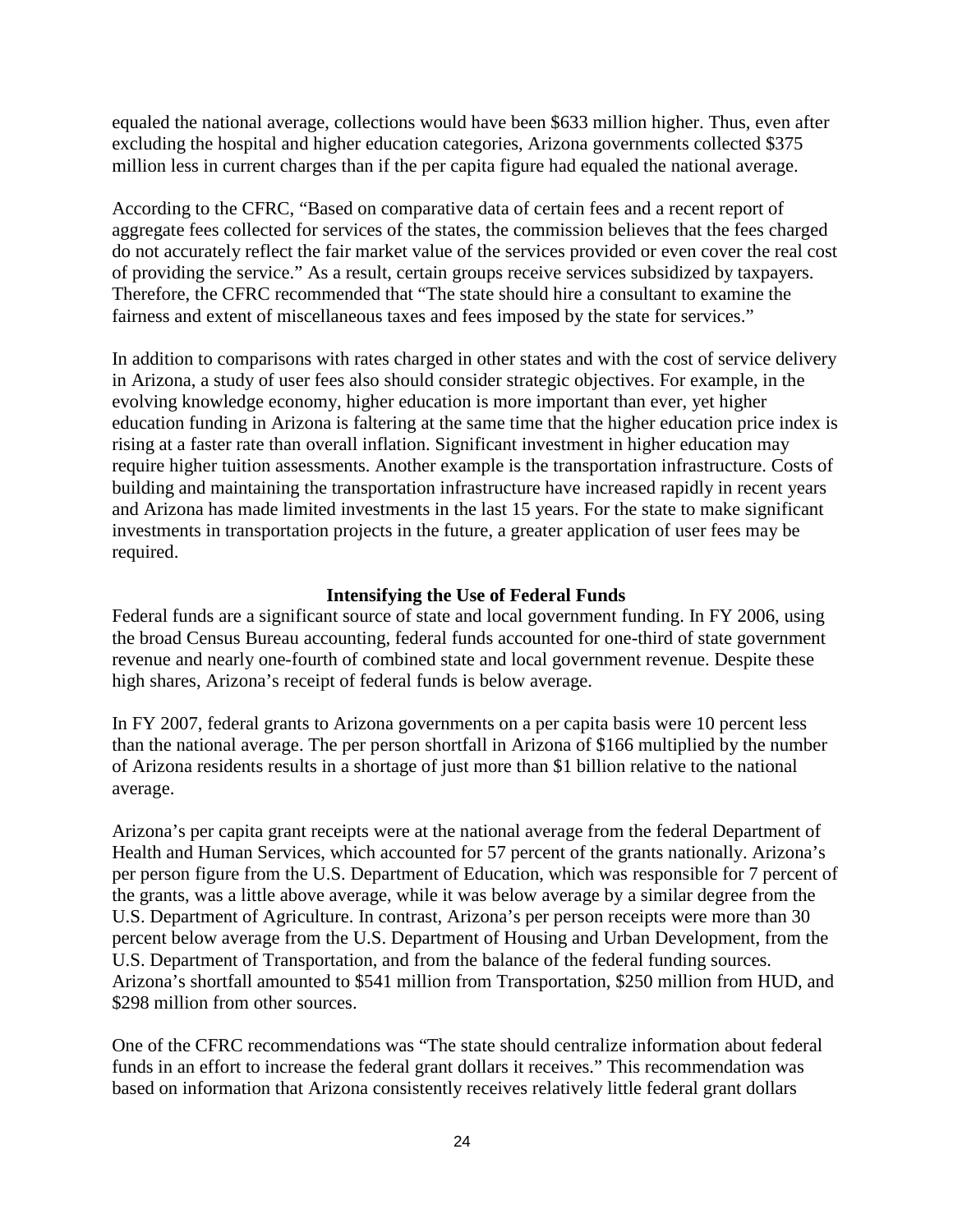equaled the national average, collections would have been $633 million higher. Thus, even after excluding the hospital and higher education categories, Arizona governments collected $375 million less in current charges than if the per capita figure had equaled the national average.

According to the CFRC, "Based on comparative data of certain fees and a recent report of aggregate fees collected for services of the states, the commission believes that the fees charged do not accurately reflect the fair market value of the services provided or even cover the real cost of providing the service." As a result, certain groups receive services subsidized by taxpayers. Therefore, the CFRC recommended that "The state should hire a consultant to examine the fairness and extent of miscellaneous taxes and fees imposed by the state for services."

In addition to comparisons with rates charged in other states and with the cost of service delivery in Arizona, a study of user fees also should consider strategic objectives. For example, in the evolving knowledge economy, higher education is more important than ever, yet higher education funding in Arizona is faltering at the same time that the higher education price index is rising at a faster rate than overall inflation. Significant investment in higher education may require higher tuition assessments. Another example is the transportation infrastructure. Costs of building and maintaining the transportation infrastructure have increased rapidly in recent years and Arizona has made limited investments in the last 15 years. For the state to make significant investments in transportation projects in the future, a greater application of user fees may be required.

### Intensifying the Use of Federal Funds

Federal funds are a significant source of state and local government funding. In FY 2006, using the broad Census Bureau accounting, federal funds accounted for one-third of state government revenue and nearly one-fourth of combined state and local government revenue. Despite these high shares, Arizona's receipt of federal funds is below average.

In FY 2007, federal grants to Arizona governments on a per capita basis were 10 percent less than the national average. The per person shortfall in Arizona of $166 multiplied by the number of Arizona residents results in a shortage of just more than $1 billion relative to the national average.

Arizona's per capita grant receipts were at the national average from the federal Department of Health and Human Services, which accounted for 57 percent of the grants nationally. Arizona's per person figure from the U.S. Department of Education, which was responsible for 7 percent of the grants, was a little above average, while it was below average by a similar degree from the U.S. Department of Agriculture. In contrast, Arizona's per person receipts were more than 30 percent below average from the U.S. Department of Housing and Urban Development, from the U.S. Department of Transportation, and from the balance of the federal funding sources. Arizona's shortfall amounted to $541 million from Transportation, $250 million from HUD, and $298 million from other sources.

One of the CFRC recommendations was "The state should centralize information about federal funds in an effort to increase the federal grant dollars it receives." This recommendation was based on information that Arizona consistently receives relatively little federal grant dollars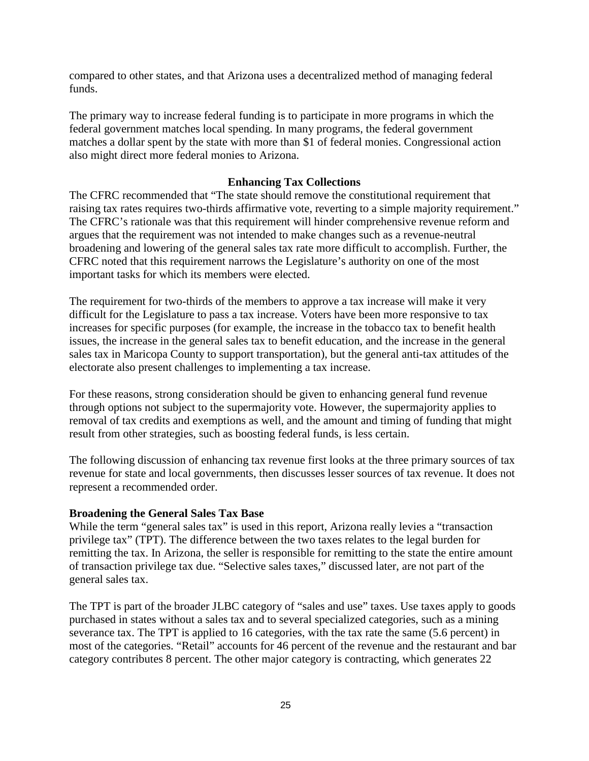compared to other states, and that Arizona uses a decentralized method of managing federal funds.

The primary way to increase federal funding is to participate in more programs in which the federal government matches local spending. In many programs, the federal government matches a dollar spent by the state with more than $1 of federal monies. Congressional action also might direct more federal monies to Arizona.

### Enhancing Tax Collections

The CFRC recommended that "The state should remove the constitutional requirement that raising tax rates requires two-thirds affirmative vote, reverting to a simple majority requirement." The CFRC's rationale was that this requirement will hinder comprehensive revenue reform and argues that the requirement was not intended to make changes such as a revenue-neutral broadening and lowering of the general sales tax rate more difficult to accomplish. Further, the CFRC noted that this requirement narrows the Legislature's authority on one of the most important tasks for which its members were elected.

The requirement for two-thirds of the members to approve a tax increase will make it very difficult for the Legislature to pass a tax increase. Voters have been more responsive to tax increases for specific purposes (for example, the increase in the tobacco tax to benefit health issues, the increase in the general sales tax to benefit education, and the increase in the general sales tax in Maricopa County to support transportation), but the general anti-tax attitudes of the electorate also present challenges to implementing a tax increase.

For these reasons, strong consideration should be given to enhancing general fund revenue through options not subject to the supermajority vote. However, the supermajority applies to removal of tax credits and exemptions as well, and the amount and timing of funding that might result from other strategies, such as boosting federal funds, is less certain.

The following discussion of enhancing tax revenue first looks at the three primary sources of tax revenue for state and local governments, then discusses lesser sources of tax revenue. It does not represent a recommended order.

#### Broadening the General Sales Tax Base

While the term "general sales tax" is used in this report, Arizona really levies a "transaction privilege tax" (TPT). The difference between the two taxes relates to the legal burden for remitting the tax. In Arizona, the seller is responsible for remitting to the state the entire amount of transaction privilege tax due. "Selective sales taxes," discussed later, are not part of the general sales tax.

The TPT is part of the broader JLBC category of "sales and use" taxes. Use taxes apply to goods purchased in states without a sales tax and to several specialized categories, such as a mining severance tax. The TPT is applied to 16 categories, with the tax rate the same (5.6 percent) in most of the categories. "Retail" accounts for 46 percent of the revenue and the restaurant and bar category contributes 8 percent. The other major category is contracting, which generates 22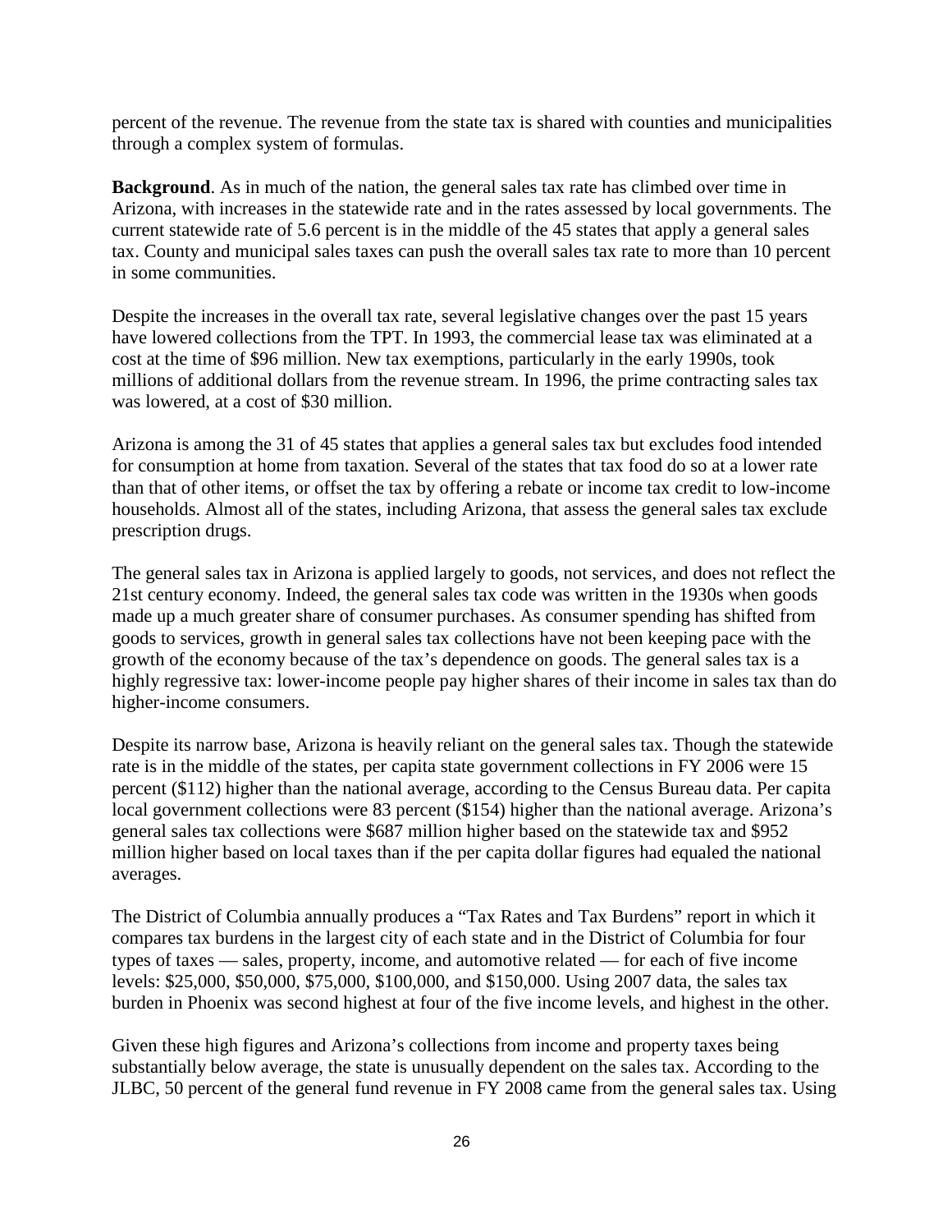percent of the revenue. The revenue from the state tax is shared with counties and municipalities through a complex system of formulas.

**Background**. As in much of the nation, the general sales tax rate has climbed over time in Arizona, with increases in the statewide rate and in the rates assessed by local governments. The current statewide rate of 5.6 percent is in the middle of the 45 states that apply a general sales tax. County and municipal sales taxes can push the overall sales tax rate to more than 10 percent in some communities.

Despite the increases in the overall tax rate, several legislative changes over the past 15 years have lowered collections from the TPT. In 1993, the commercial lease tax was eliminated at a cost at the time of $96 million. New tax exemptions, particularly in the early 1990s, took millions of additional dollars from the revenue stream. In 1996, the prime contracting sales tax was lowered, at a cost of $30 million.

Arizona is among the 31 of 45 states that applies a general sales tax but excludes food intended for consumption at home from taxation. Several of the states that tax food do so at a lower rate than that of other items, or offset the tax by offering a rebate or income tax credit to low-income households. Almost all of the states, including Arizona, that assess the general sales tax exclude prescription drugs.

The general sales tax in Arizona is applied largely to goods, not services, and does not reflect the 21st century economy. Indeed, the general sales tax code was written in the 1930s when goods made up a much greater share of consumer purchases. As consumer spending has shifted from goods to services, growth in general sales tax collections have not been keeping pace with the growth of the economy because of the tax's dependence on goods. The general sales tax is a highly regressive tax: lower-income people pay higher shares of their income in sales tax than do higher-income consumers.

Despite its narrow base, Arizona is heavily reliant on the general sales tax. Though the statewide rate is in the middle of the states, per capita state government collections in FY 2006 were 15 percent ($112) higher than the national average, according to the Census Bureau data. Per capita local government collections were 83 percent ($154) higher than the national average. Arizona's general sales tax collections were $687 million higher based on the statewide tax and $952 million higher based on local taxes than if the per capita dollar figures had equaled the national averages.

The District of Columbia annually produces a "Tax Rates and Tax Burdens" report in which it compares tax burdens in the largest city of each state and in the District of Columbia for four types of taxes — sales, property, income, and automotive related — for each of five income levels: $25,000, $50,000, $75,000, $100,000, and $150,000. Using 2007 data, the sales tax burden in Phoenix was second highest at four of the five income levels, and highest in the other.

Given these high figures and Arizona's collections from income and property taxes being substantially below average, the state is unusually dependent on the sales tax. According to the JLBC, 50 percent of the general fund revenue in FY 2008 came from the general sales tax. Using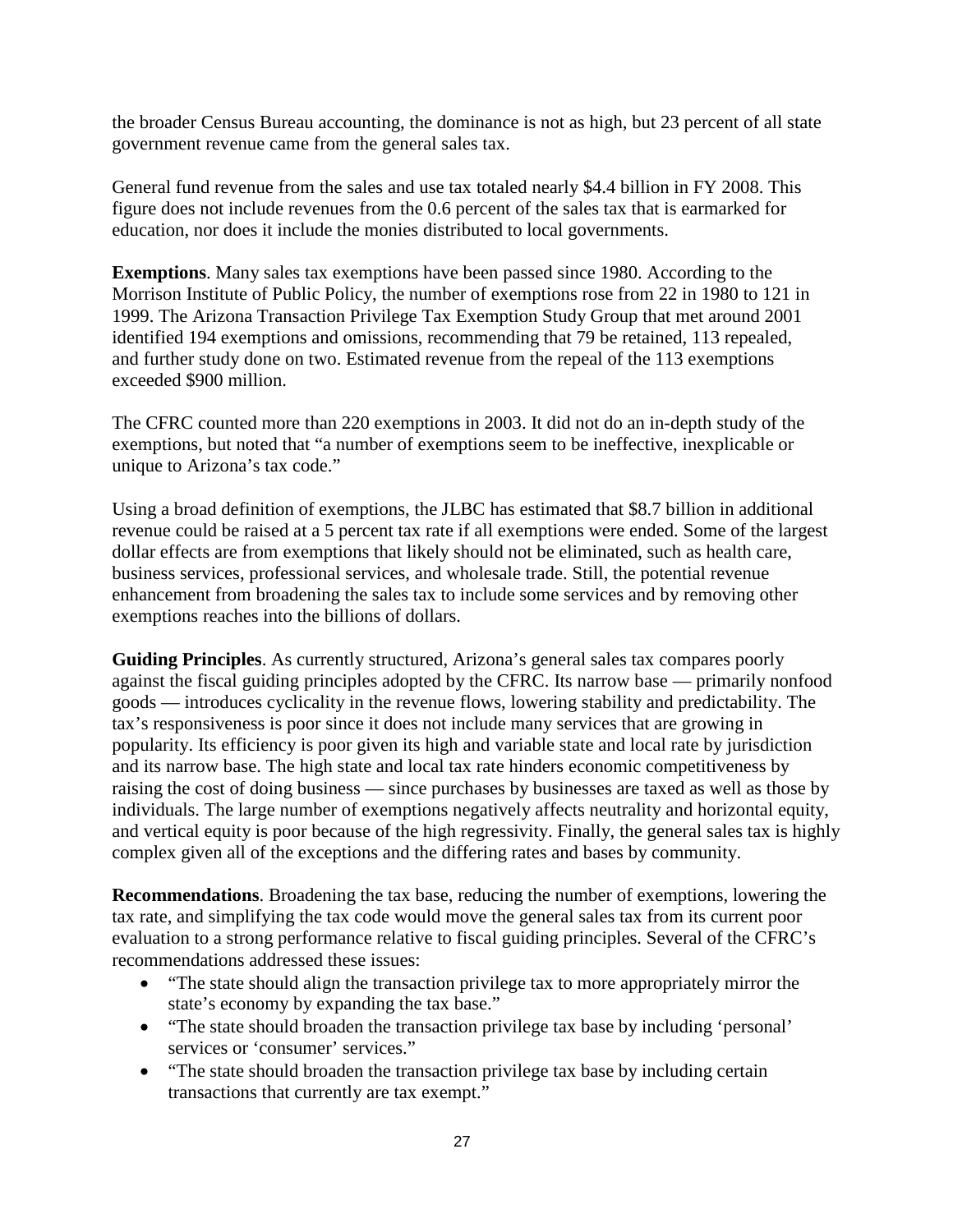the broader Census Bureau accounting, the dominance is not as high, but 23 percent of all state government revenue came from the general sales tax.

General fund revenue from the sales and use tax totaled nearly $4.4 billion in FY 2008. This figure does not include revenues from the 0.6 percent of the sales tax that is earmarked for education, nor does it include the monies distributed to local governments.

**Exemptions**. Many sales tax exemptions have been passed since 1980. According to the Morrison Institute of Public Policy, the number of exemptions rose from 22 in 1980 to 121 in 1999. The Arizona Transaction Privilege Tax Exemption Study Group that met around 2001 identified 194 exemptions and omissions, recommending that 79 be retained, 113 repealed, and further study done on two. Estimated revenue from the repeal of the 113 exemptions exceeded $900 million.

The CFRC counted more than 220 exemptions in 2003. It did not do an in-depth study of the exemptions, but noted that "a number of exemptions seem to be ineffective, inexplicable or unique to Arizona's tax code."

Using a broad definition of exemptions, the JLBC has estimated that $8.7 billion in additional revenue could be raised at a 5 percent tax rate if all exemptions were ended. Some of the largest dollar effects are from exemptions that likely should not be eliminated, such as health care, business services, professional services, and wholesale trade. Still, the potential revenue enhancement from broadening the sales tax to include some services and by removing other exemptions reaches into the billions of dollars.

**Guiding Principles**. As currently structured, Arizona's general sales tax compares poorly against the fiscal guiding principles adopted by the CFRC. Its narrow base — primarily nonfood goods — introduces cyclicality in the revenue flows, lowering stability and predictability. The tax's responsiveness is poor since it does not include many services that are growing in popularity. Its efficiency is poor given its high and variable state and local rate by jurisdiction and its narrow base. The high state and local tax rate hinders economic competitiveness by raising the cost of doing business — since purchases by businesses are taxed as well as those by individuals. The large number of exemptions negatively affects neutrality and horizontal equity, and vertical equity is poor because of the high regressivity. Finally, the general sales tax is highly complex given all of the exceptions and the differing rates and bases by community.

**Recommendations**. Broadening the tax base, reducing the number of exemptions, lowering the tax rate, and simplifying the tax code would move the general sales tax from its current poor evaluation to a strong performance relative to fiscal guiding principles. Several of the CFRC's recommendations addressed these issues:

- "The state should align the transaction privilege tax to more appropriately mirror the state's economy by expanding the tax base."
- "The state should broaden the transaction privilege tax base by including 'personal' services or 'consumer' services."
- "The state should broaden the transaction privilege tax base by including certain transactions that currently are tax exempt."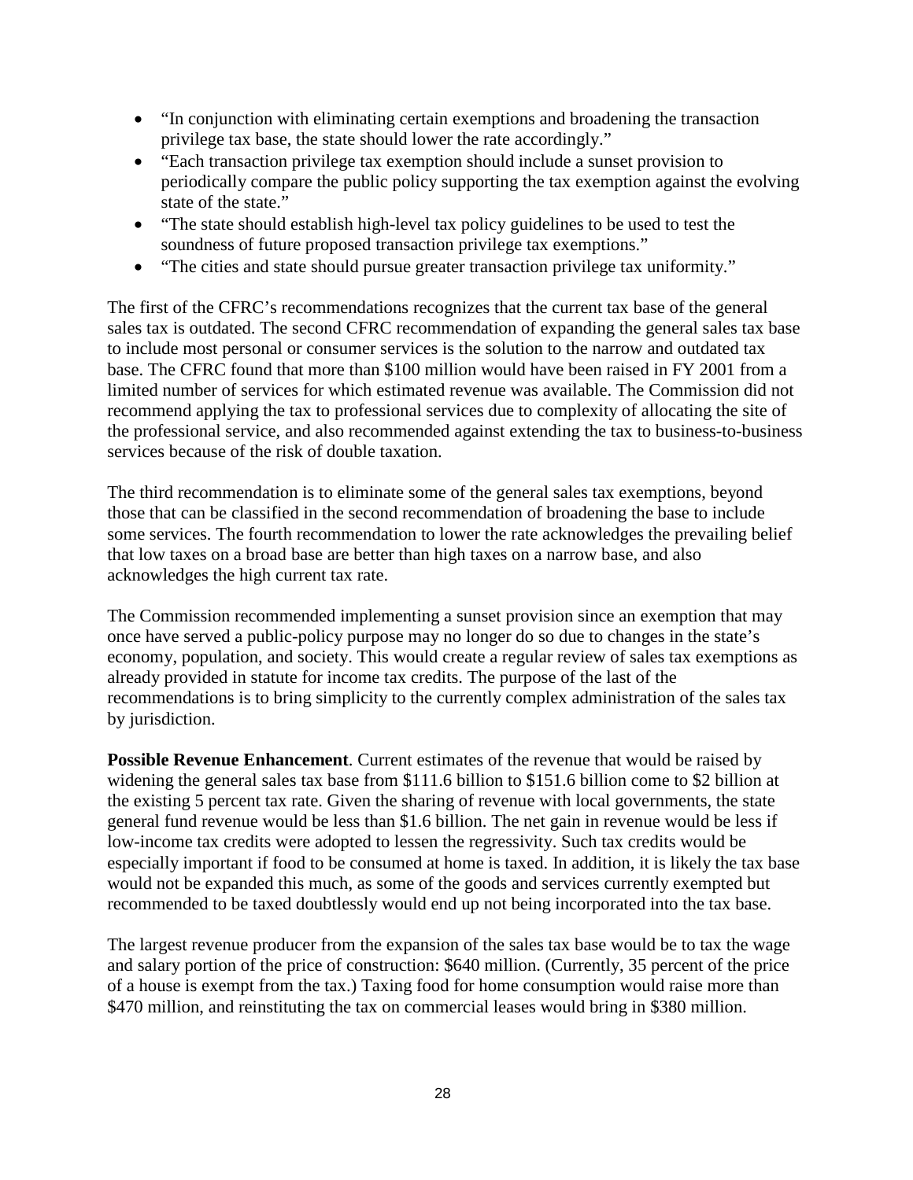- "In conjunction with eliminating certain exemptions and broadening the transaction privilege tax base, the state should lower the rate accordingly."
- "Each transaction privilege tax exemption should include a sunset provision to periodically compare the public policy supporting the tax exemption against the evolving state of the state."
- "The state should establish high-level tax policy guidelines to be used to test the soundness of future proposed transaction privilege tax exemptions."
- "The cities and state should pursue greater transaction privilege tax uniformity."

The first of the CFRC's recommendations recognizes that the current tax base of the general sales tax is outdated. The second CFRC recommendation of expanding the general sales tax base to include most personal or consumer services is the solution to the narrow and outdated tax base. The CFRC found that more than $100 million would have been raised in FY 2001 from a limited number of services for which estimated revenue was available. The Commission did not recommend applying the tax to professional services due to complexity of allocating the site of the professional service, and also recommended against extending the tax to business-to-business services because of the risk of double taxation.

The third recommendation is to eliminate some of the general sales tax exemptions, beyond those that can be classified in the second recommendation of broadening the base to include some services. The fourth recommendation to lower the rate acknowledges the prevailing belief that low taxes on a broad base are better than high taxes on a narrow base, and also acknowledges the high current tax rate.

The Commission recommended implementing a sunset provision since an exemption that may once have served a public-policy purpose may no longer do so due to changes in the state's economy, population, and society. This would create a regular review of sales tax exemptions as already provided in statute for income tax credits. The purpose of the last of the recommendations is to bring simplicity to the currently complex administration of the sales tax by jurisdiction.

**Possible Revenue Enhancement**. Current estimates of the revenue that would be raised by widening the general sales tax base from $111.6 billion to $151.6 billion come to $2 billion at the existing 5 percent tax rate. Given the sharing of revenue with local governments, the state general fund revenue would be less than $1.6 billion. The net gain in revenue would be less if low-income tax credits were adopted to lessen the regressivity. Such tax credits would be especially important if food to be consumed at home is taxed. In addition, it is likely the tax base would not be expanded this much, as some of the goods and services currently exempted but recommended to be taxed doubtlessly would end up not being incorporated into the tax base.

The largest revenue producer from the expansion of the sales tax base would be to tax the wage and salary portion of the price of construction: $640 million. (Currently, 35 percent of the price of a house is exempt from the tax.) Taxing food for home consumption would raise more than $470 million, and reinstituting the tax on commercial leases would bring in $380 million.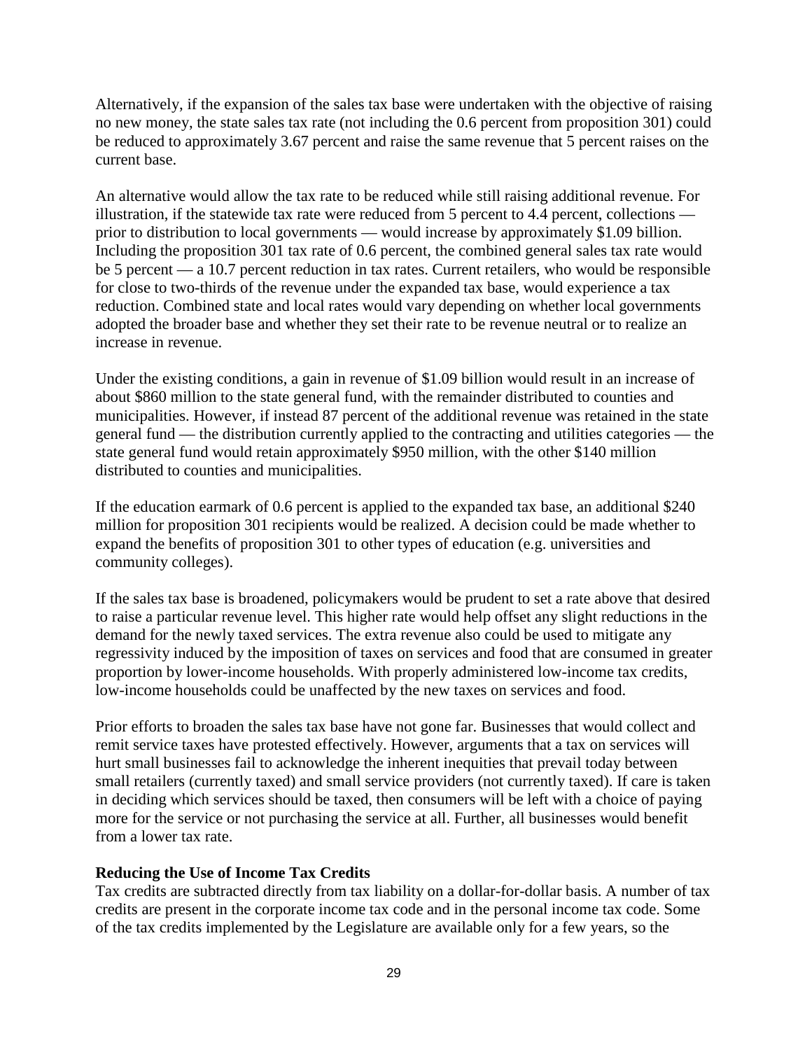Alternatively, if the expansion of the sales tax base were undertaken with the objective of raising no new money, the state sales tax rate (not including the 0.6 percent from proposition 301) could be reduced to approximately 3.67 percent and raise the same revenue that 5 percent raises on the current base.

An alternative would allow the tax rate to be reduced while still raising additional revenue. For illustration, if the statewide tax rate were reduced from 5 percent to 4.4 percent, collections — prior to distribution to local governments — would increase by approximately $1.09 billion. Including the proposition 301 tax rate of 0.6 percent, the combined general sales tax rate would be 5 percent — a 10.7 percent reduction in tax rates. Current retailers, who would be responsible for close to two-thirds of the revenue under the expanded tax base, would experience a tax reduction. Combined state and local rates would vary depending on whether local governments adopted the broader base and whether they set their rate to be revenue neutral or to realize an increase in revenue.

Under the existing conditions, a gain in revenue of $1.09 billion would result in an increase of about $860 million to the state general fund, with the remainder distributed to counties and municipalities. However, if instead 87 percent of the additional revenue was retained in the state general fund — the distribution currently applied to the contracting and utilities categories — the state general fund would retain approximately $950 million, with the other $140 million distributed to counties and municipalities.

If the education earmark of 0.6 percent is applied to the expanded tax base, an additional $240 million for proposition 301 recipients would be realized. A decision could be made whether to expand the benefits of proposition 301 to other types of education (e.g. universities and community colleges).

If the sales tax base is broadened, policymakers would be prudent to set a rate above that desired to raise a particular revenue level. This higher rate would help offset any slight reductions in the demand for the newly taxed services. The extra revenue also could be used to mitigate any regressivity induced by the imposition of taxes on services and food that are consumed in greater proportion by lower-income households. With properly administered low-income tax credits, low-income households could be unaffected by the new taxes on services and food.

Prior efforts to broaden the sales tax base have not gone far. Businesses that would collect and remit service taxes have protested effectively. However, arguments that a tax on services will hurt small businesses fail to acknowledge the inherent inequities that prevail today between small retailers (currently taxed) and small service providers (not currently taxed). If care is taken in deciding which services should be taxed, then consumers will be left with a choice of paying more for the service or not purchasing the service at all. Further, all businesses would benefit from a lower tax rate.

**Reducing the Use of Income Tax Credits**

Tax credits are subtracted directly from tax liability on a dollar-for-dollar basis. A number of tax credits are present in the corporate income tax code and in the personal income tax code. Some of the tax credits implemented by the Legislature are available only for a few years, so the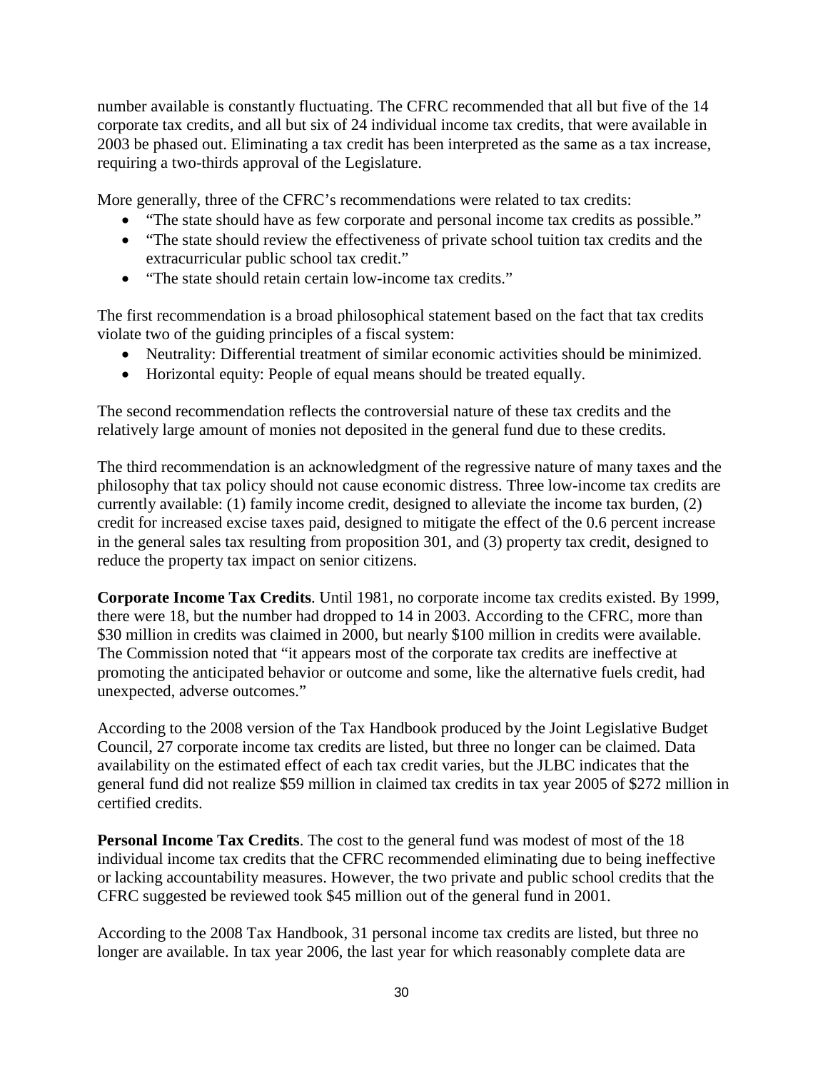number available is constantly fluctuating. The CFRC recommended that all but five of the 14 corporate tax credits, and all but six of 24 individual income tax credits, that were available in 2003 be phased out. Eliminating a tax credit has been interpreted as the same as a tax increase, requiring a two-thirds approval of the Legislature.

More generally, three of the CFRC's recommendations were related to tax credits:

- "The state should have as few corporate and personal income tax credits as possible."
- "The state should review the effectiveness of private school tuition tax credits and the extracurricular public school tax credit."
- "The state should retain certain low-income tax credits."

The first recommendation is a broad philosophical statement based on the fact that tax credits violate two of the guiding principles of a fiscal system:

- Neutrality: Differential treatment of similar economic activities should be minimized.
- Horizontal equity: People of equal means should be treated equally.

The second recommendation reflects the controversial nature of these tax credits and the relatively large amount of monies not deposited in the general fund due to these credits.

The third recommendation is an acknowledgment of the regressive nature of many taxes and the philosophy that tax policy should not cause economic distress. Three low-income tax credits are currently available: (1) family income credit, designed to alleviate the income tax burden, (2) credit for increased excise taxes paid, designed to mitigate the effect of the 0.6 percent increase in the general sales tax resulting from proposition 301, and (3) property tax credit, designed to reduce the property tax impact on senior citizens.

**Corporate Income Tax Credits**. Until 1981, no corporate income tax credits existed. By 1999, there were 18, but the number had dropped to 14 in 2003. According to the CFRC, more than $30 million in credits was claimed in 2000, but nearly $100 million in credits were available. The Commission noted that "it appears most of the corporate tax credits are ineffective at promoting the anticipated behavior or outcome and some, like the alternative fuels credit, had unexpected, adverse outcomes."

According to the 2008 version of the Tax Handbook produced by the Joint Legislative Budget Council, 27 corporate income tax credits are listed, but three no longer can be claimed. Data availability on the estimated effect of each tax credit varies, but the JLBC indicates that the general fund did not realize $59 million in claimed tax credits in tax year 2005 of $272 million in certified credits.

**Personal Income Tax Credits**. The cost to the general fund was modest of most of the 18 individual income tax credits that the CFRC recommended eliminating due to being ineffective or lacking accountability measures. However, the two private and public school credits that the CFRC suggested be reviewed took $45 million out of the general fund in 2001.

According to the 2008 Tax Handbook, 31 personal income tax credits are listed, but three no longer are available. In tax year 2006, the last year for which reasonably complete data are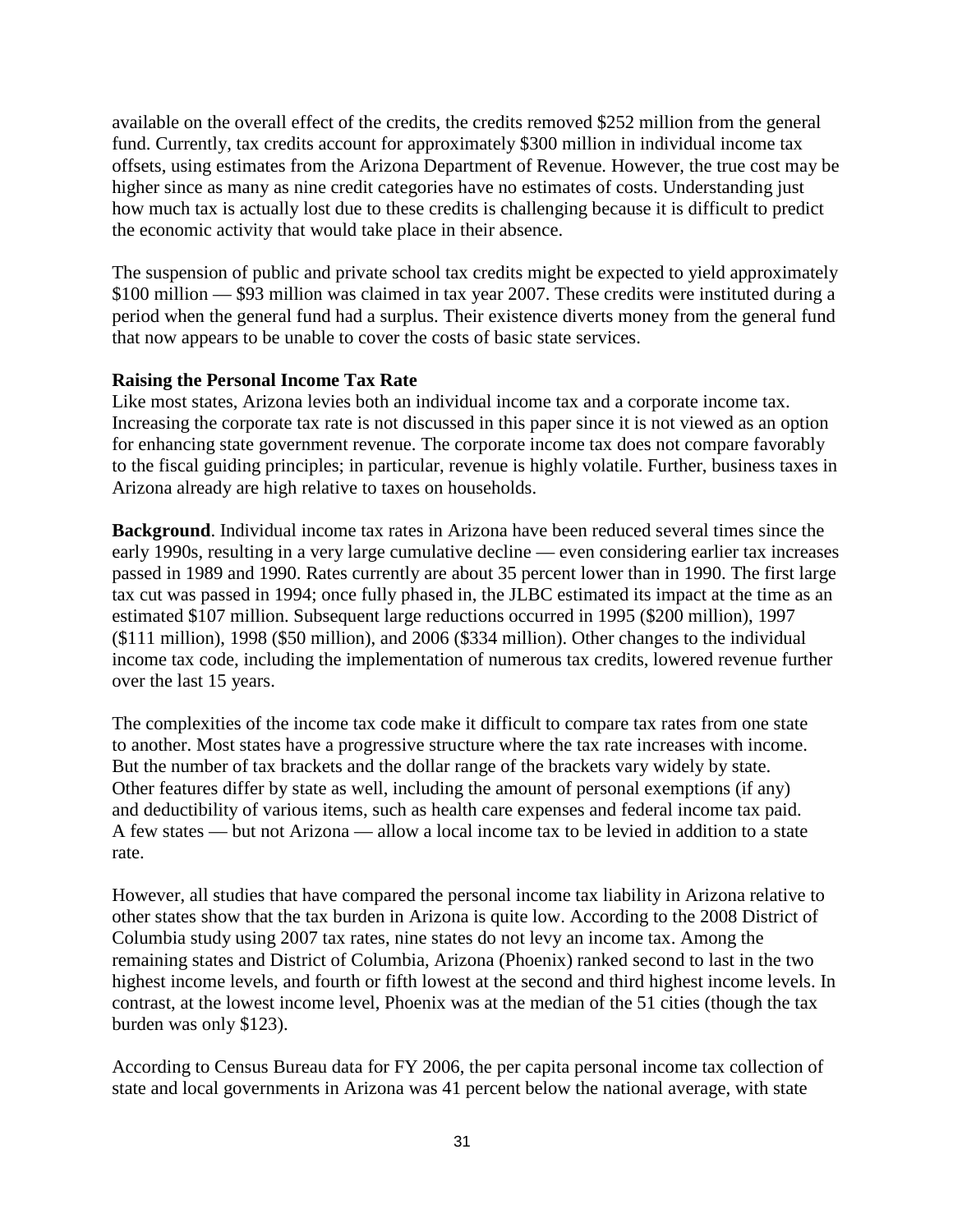available on the overall effect of the credits, the credits removed $252 million from the general fund. Currently, tax credits account for approximately $300 million in individual income tax offsets, using estimates from the Arizona Department of Revenue. However, the true cost may be higher since as many as nine credit categories have no estimates of costs. Understanding just how much tax is actually lost due to these credits is challenging because it is difficult to predict the economic activity that would take place in their absence.

The suspension of public and private school tax credits might be expected to yield approximately $100 million — $93 million was claimed in tax year 2007. These credits were instituted during a period when the general fund had a surplus. Their existence diverts money from the general fund that now appears to be unable to cover the costs of basic state services.

**Raising the Personal Income Tax Rate**

Like most states, Arizona levies both an individual income tax and a corporate income tax. Increasing the corporate tax rate is not discussed in this paper since it is not viewed as an option for enhancing state government revenue. The corporate income tax does not compare favorably to the fiscal guiding principles; in particular, revenue is highly volatile. Further, business taxes in Arizona already are high relative to taxes on households.

**Background**. Individual income tax rates in Arizona have been reduced several times since the early 1990s, resulting in a very large cumulative decline — even considering earlier tax increases passed in 1989 and 1990. Rates currently are about 35 percent lower than in 1990. The first large tax cut was passed in 1994; once fully phased in, the JLBC estimated its impact at the time as an estimated $107 million. Subsequent large reductions occurred in 1995 ($200 million), 1997 ($111 million), 1998 ($50 million), and 2006 ($334 million). Other changes to the individual income tax code, including the implementation of numerous tax credits, lowered revenue further over the last 15 years.

The complexities of the income tax code make it difficult to compare tax rates from one state to another. Most states have a progressive structure where the tax rate increases with income. But the number of tax brackets and the dollar range of the brackets vary widely by state. Other features differ by state as well, including the amount of personal exemptions (if any) and deductibility of various items, such as health care expenses and federal income tax paid. A few states — but not Arizona — allow a local income tax to be levied in addition to a state rate.

However, all studies that have compared the personal income tax liability in Arizona relative to other states show that the tax burden in Arizona is quite low. According to the 2008 District of Columbia study using 2007 tax rates, nine states do not levy an income tax. Among the remaining states and District of Columbia, Arizona (Phoenix) ranked second to last in the two highest income levels, and fourth or fifth lowest at the second and third highest income levels. In contrast, at the lowest income level, Phoenix was at the median of the 51 cities (though the tax burden was only $123).

According to Census Bureau data for FY 2006, the per capita personal income tax collection of state and local governments in Arizona was 41 percent below the national average, with state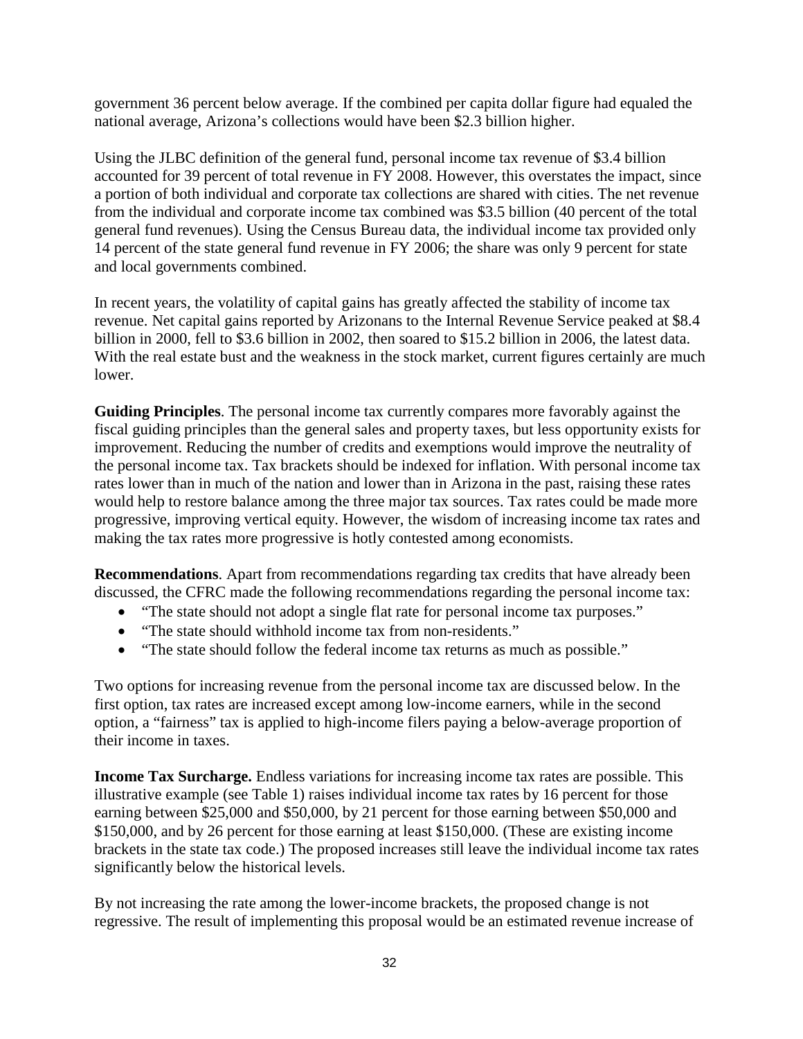government 36 percent below average. If the combined per capita dollar figure had equaled the national average, Arizona's collections would have been $2.3 billion higher.

Using the JLBC definition of the general fund, personal income tax revenue of $3.4 billion accounted for 39 percent of total revenue in FY 2008. However, this overstates the impact, since a portion of both individual and corporate tax collections are shared with cities. The net revenue from the individual and corporate income tax combined was $3.5 billion (40 percent of the total general fund revenues). Using the Census Bureau data, the individual income tax provided only 14 percent of the state general fund revenue in FY 2006; the share was only 9 percent for state and local governments combined.

In recent years, the volatility of capital gains has greatly affected the stability of income tax revenue. Net capital gains reported by Arizonans to the Internal Revenue Service peaked at $8.4 billion in 2000, fell to $3.6 billion in 2002, then soared to $15.2 billion in 2006, the latest data. With the real estate bust and the weakness in the stock market, current figures certainly are much lower.

**Guiding Principles**. The personal income tax currently compares more favorably against the fiscal guiding principles than the general sales and property taxes, but less opportunity exists for improvement. Reducing the number of credits and exemptions would improve the neutrality of the personal income tax. Tax brackets should be indexed for inflation. With personal income tax rates lower than in much of the nation and lower than in Arizona in the past, raising these rates would help to restore balance among the three major tax sources. Tax rates could be made more progressive, improving vertical equity. However, the wisdom of increasing income tax rates and making the tax rates more progressive is hotly contested among economists.

**Recommendations**. Apart from recommendations regarding tax credits that have already been discussed, the CFRC made the following recommendations regarding the personal income tax:

- "The state should not adopt a single flat rate for personal income tax purposes."
- "The state should withhold income tax from non-residents."
- "The state should follow the federal income tax returns as much as possible."

Two options for increasing revenue from the personal income tax are discussed below. In the first option, tax rates are increased except among low-income earners, while in the second option, a "fairness" tax is applied to high-income filers paying a below-average proportion of their income in taxes.

**Income Tax Surcharge.** Endless variations for increasing income tax rates are possible. This illustrative example (see Table 1) raises individual income tax rates by 16 percent for those earning between $25,000 and $50,000, by 21 percent for those earning between $50,000 and $150,000, and by 26 percent for those earning at least $150,000. (These are existing income brackets in the state tax code.) The proposed increases still leave the individual income tax rates significantly below the historical levels.

By not increasing the rate among the lower-income brackets, the proposed change is not regressive. The result of implementing this proposal would be an estimated revenue increase of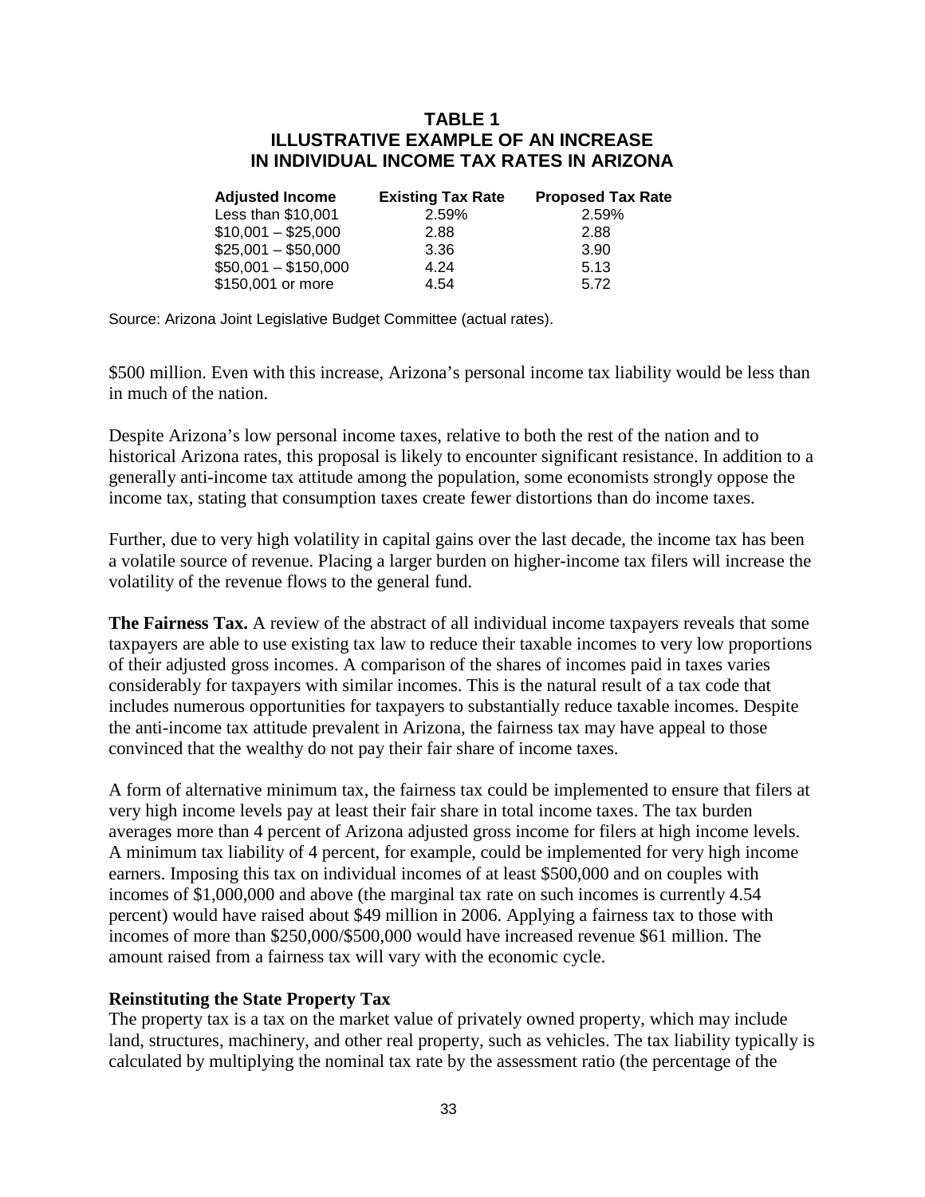**TABLE 1**
**ILLUSTRATIVE EXAMPLE OF AN INCREASE IN INDIVIDUAL INCOME TAX RATES IN ARIZONA**

| Adjusted Income | Existing Tax Rate | Proposed Tax Rate |
|---|---|---|
| Less than $10,001 | 2.59% | 2.59% |
| $10,001 – $25,000 | 2.88 | 2.88 |
| $25,001 – $50,000 | 3.36 | 3.90 |
| $50,001 – $150,000 | 4.24 | 5.13 |
| $150,001 or more | 4.54 | 5.72 |

Source: Arizona Joint Legislative Budget Committee (actual rates).

$500 million. Even with this increase, Arizona's personal income tax liability would be less than in much of the nation.

Despite Arizona's low personal income taxes, relative to both the rest of the nation and to historical Arizona rates, this proposal is likely to encounter significant resistance. In addition to a generally anti-income tax attitude among the population, some economists strongly oppose the income tax, stating that consumption taxes create fewer distortions than do income taxes.

Further, due to very high volatility in capital gains over the last decade, the income tax has been a volatile source of revenue. Placing a larger burden on higher-income tax filers will increase the volatility of the revenue flows to the general fund.

**The Fairness Tax.** A review of the abstract of all individual income taxpayers reveals that some taxpayers are able to use existing tax law to reduce their taxable incomes to very low proportions of their adjusted gross incomes. A comparison of the shares of incomes paid in taxes varies considerably for taxpayers with similar incomes. This is the natural result of a tax code that includes numerous opportunities for taxpayers to substantially reduce taxable incomes. Despite the anti-income tax attitude prevalent in Arizona, the fairness tax may have appeal to those convinced that the wealthy do not pay their fair share of income taxes.

A form of alternative minimum tax, the fairness tax could be implemented to ensure that filers at very high income levels pay at least their fair share in total income taxes. The tax burden averages more than 4 percent of Arizona adjusted gross income for filers at high income levels. A minimum tax liability of 4 percent, for example, could be implemented for very high income earners. Imposing this tax on individual incomes of at least $500,000 and on couples with incomes of $1,000,000 and above (the marginal tax rate on such incomes is currently 4.54 percent) would have raised about $49 million in 2006. Applying a fairness tax to those with incomes of more than $250,000/$500,000 would have increased revenue $61 million. The amount raised from a fairness tax will vary with the economic cycle.

### Reinstituting the State Property Tax

The property tax is a tax on the market value of privately owned property, which may include land, structures, machinery, and other real property, such as vehicles. The tax liability typically is calculated by multiplying the nominal tax rate by the assessment ratio (the percentage of the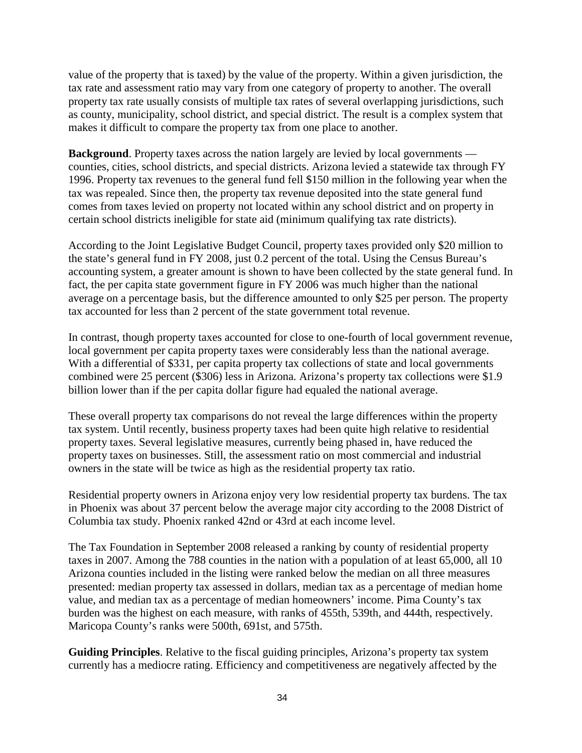value of the property that is taxed) by the value of the property. Within a given jurisdiction, the tax rate and assessment ratio may vary from one category of property to another. The overall property tax rate usually consists of multiple tax rates of several overlapping jurisdictions, such as county, municipality, school district, and special district. The result is a complex system that makes it difficult to compare the property tax from one place to another.

**Background**. Property taxes across the nation largely are levied by local governments — counties, cities, school districts, and special districts. Arizona levied a statewide tax through FY 1996. Property tax revenues to the general fund fell $150 million in the following year when the tax was repealed. Since then, the property tax revenue deposited into the state general fund comes from taxes levied on property not located within any school district and on property in certain school districts ineligible for state aid (minimum qualifying tax rate districts).

According to the Joint Legislative Budget Council, property taxes provided only $20 million to the state's general fund in FY 2008, just 0.2 percent of the total. Using the Census Bureau's accounting system, a greater amount is shown to have been collected by the state general fund. In fact, the per capita state government figure in FY 2006 was much higher than the national average on a percentage basis, but the difference amounted to only $25 per person. The property tax accounted for less than 2 percent of the state government total revenue.

In contrast, though property taxes accounted for close to one-fourth of local government revenue, local government per capita property taxes were considerably less than the national average. With a differential of $331, per capita property tax collections of state and local governments combined were 25 percent ($306) less in Arizona. Arizona's property tax collections were $1.9 billion lower than if the per capita dollar figure had equaled the national average.

These overall property tax comparisons do not reveal the large differences within the property tax system. Until recently, business property taxes had been quite high relative to residential property taxes. Several legislative measures, currently being phased in, have reduced the property taxes on businesses. Still, the assessment ratio on most commercial and industrial owners in the state will be twice as high as the residential property tax ratio.

Residential property owners in Arizona enjoy very low residential property tax burdens. The tax in Phoenix was about 37 percent below the average major city according to the 2008 District of Columbia tax study. Phoenix ranked 42nd or 43rd at each income level.

The Tax Foundation in September 2008 released a ranking by county of residential property taxes in 2007. Among the 788 counties in the nation with a population of at least 65,000, all 10 Arizona counties included in the listing were ranked below the median on all three measures presented: median property tax assessed in dollars, median tax as a percentage of median home value, and median tax as a percentage of median homeowners' income. Pima County's tax burden was the highest on each measure, with ranks of 455th, 539th, and 444th, respectively. Maricopa County's ranks were 500th, 691st, and 575th.

**Guiding Principles**. Relative to the fiscal guiding principles, Arizona's property tax system currently has a mediocre rating. Efficiency and competitiveness are negatively affected by the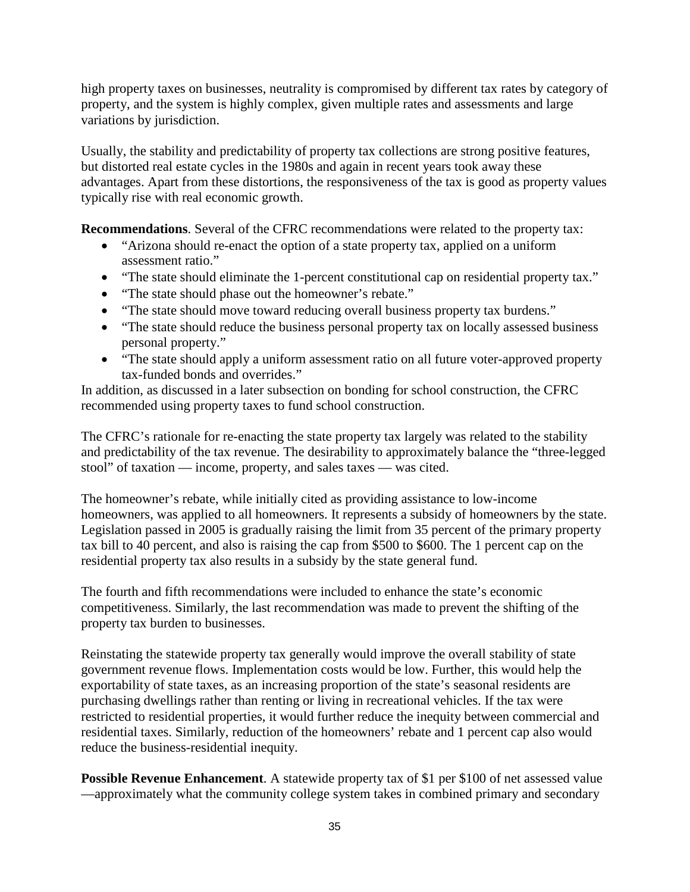high property taxes on businesses, neutrality is compromised by different tax rates by category of property, and the system is highly complex, given multiple rates and assessments and large variations by jurisdiction.

Usually, the stability and predictability of property tax collections are strong positive features, but distorted real estate cycles in the 1980s and again in recent years took away these advantages. Apart from these distortions, the responsiveness of the tax is good as property values typically rise with real economic growth.

**Recommendations**. Several of the CFRC recommendations were related to the property tax:

- "Arizona should re-enact the option of a state property tax, applied on a uniform assessment ratio."
- "The state should eliminate the 1-percent constitutional cap on residential property tax."
- "The state should phase out the homeowner's rebate."
- "The state should move toward reducing overall business property tax burdens."
- "The state should reduce the business personal property tax on locally assessed business personal property."
- "The state should apply a uniform assessment ratio on all future voter-approved property tax-funded bonds and overrides."

In addition, as discussed in a later subsection on bonding for school construction, the CFRC recommended using property taxes to fund school construction.

The CFRC's rationale for re-enacting the state property tax largely was related to the stability and predictability of the tax revenue. The desirability to approximately balance the "three-legged stool" of taxation — income, property, and sales taxes — was cited.

The homeowner's rebate, while initially cited as providing assistance to low-income homeowners, was applied to all homeowners. It represents a subsidy of homeowners by the state. Legislation passed in 2005 is gradually raising the limit from 35 percent of the primary property tax bill to 40 percent, and also is raising the cap from $500 to $600. The 1 percent cap on the residential property tax also results in a subsidy by the state general fund.

The fourth and fifth recommendations were included to enhance the state's economic competitiveness. Similarly, the last recommendation was made to prevent the shifting of the property tax burden to businesses.

Reinstating the statewide property tax generally would improve the overall stability of state government revenue flows. Implementation costs would be low. Further, this would help the exportability of state taxes, as an increasing proportion of the state's seasonal residents are purchasing dwellings rather than renting or living in recreational vehicles. If the tax were restricted to residential properties, it would further reduce the inequity between commercial and residential taxes. Similarly, reduction of the homeowners' rebate and 1 percent cap also would reduce the business-residential inequity.

**Possible Revenue Enhancement**. A statewide property tax of $1 per $100 of net assessed value —approximately what the community college system takes in combined primary and secondary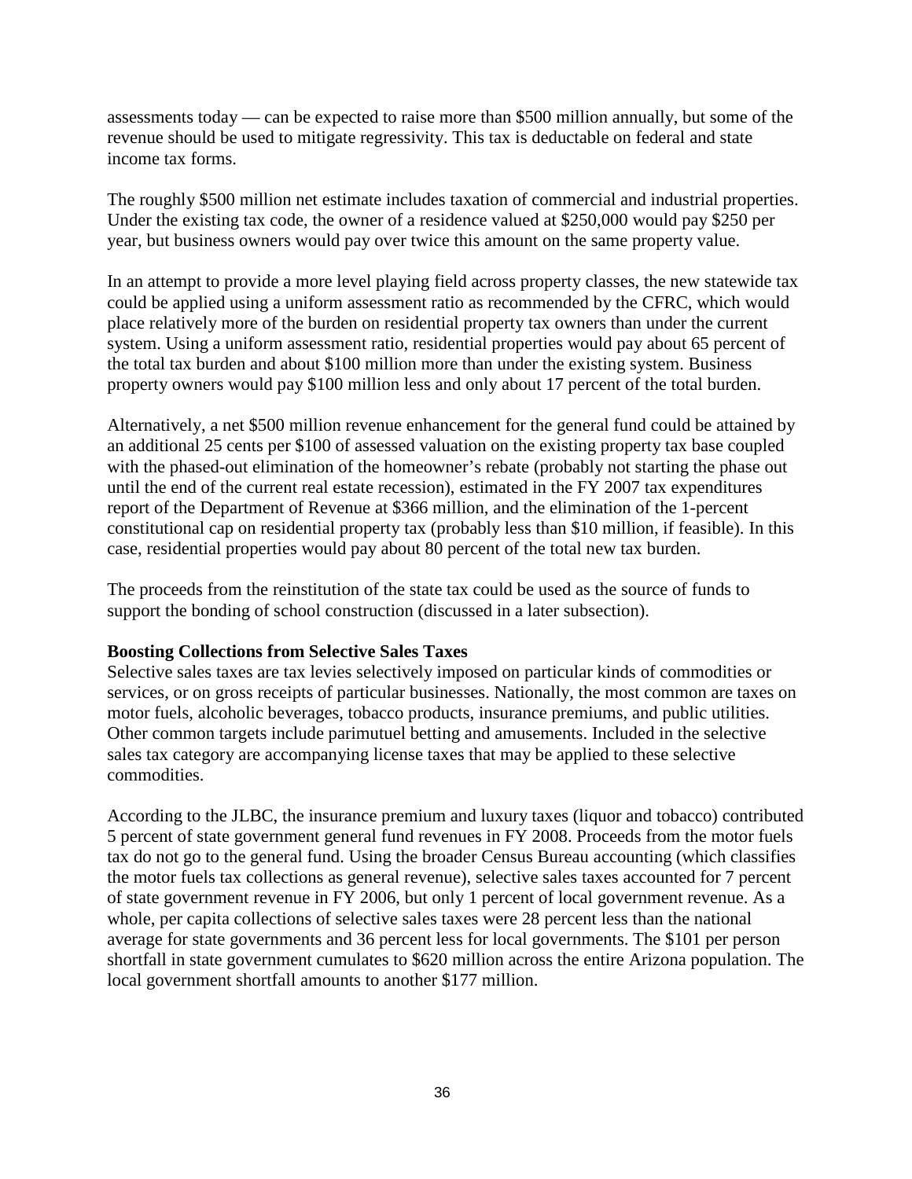assessments today — can be expected to raise more than $500 million annually, but some of the revenue should be used to mitigate regressivity. This tax is deductable on federal and state income tax forms.

The roughly $500 million net estimate includes taxation of commercial and industrial properties. Under the existing tax code, the owner of a residence valued at $250,000 would pay $250 per year, but business owners would pay over twice this amount on the same property value.

In an attempt to provide a more level playing field across property classes, the new statewide tax could be applied using a uniform assessment ratio as recommended by the CFRC, which would place relatively more of the burden on residential property tax owners than under the current system. Using a uniform assessment ratio, residential properties would pay about 65 percent of the total tax burden and about $100 million more than under the existing system. Business property owners would pay $100 million less and only about 17 percent of the total burden.

Alternatively, a net $500 million revenue enhancement for the general fund could be attained by an additional 25 cents per $100 of assessed valuation on the existing property tax base coupled with the phased-out elimination of the homeowner's rebate (probably not starting the phase out until the end of the current real estate recession), estimated in the FY 2007 tax expenditures report of the Department of Revenue at $366 million, and the elimination of the 1-percent constitutional cap on residential property tax (probably less than $10 million, if feasible). In this case, residential properties would pay about 80 percent of the total new tax burden.

The proceeds from the reinstitution of the state tax could be used as the source of funds to support the bonding of school construction (discussed in a later subsection).

**Boosting Collections from Selective Sales Taxes**

Selective sales taxes are tax levies selectively imposed on particular kinds of commodities or services, or on gross receipts of particular businesses. Nationally, the most common are taxes on motor fuels, alcoholic beverages, tobacco products, insurance premiums, and public utilities. Other common targets include parimutuel betting and amusements. Included in the selective sales tax category are accompanying license taxes that may be applied to these selective commodities.

According to the JLBC, the insurance premium and luxury taxes (liquor and tobacco) contributed 5 percent of state government general fund revenues in FY 2008. Proceeds from the motor fuels tax do not go to the general fund. Using the broader Census Bureau accounting (which classifies the motor fuels tax collections as general revenue), selective sales taxes accounted for 7 percent of state government revenue in FY 2006, but only 1 percent of local government revenue. As a whole, per capita collections of selective sales taxes were 28 percent less than the national average for state governments and 36 percent less for local governments. The $101 per person shortfall in state government cumulates to $620 million across the entire Arizona population. The local government shortfall amounts to another $177 million.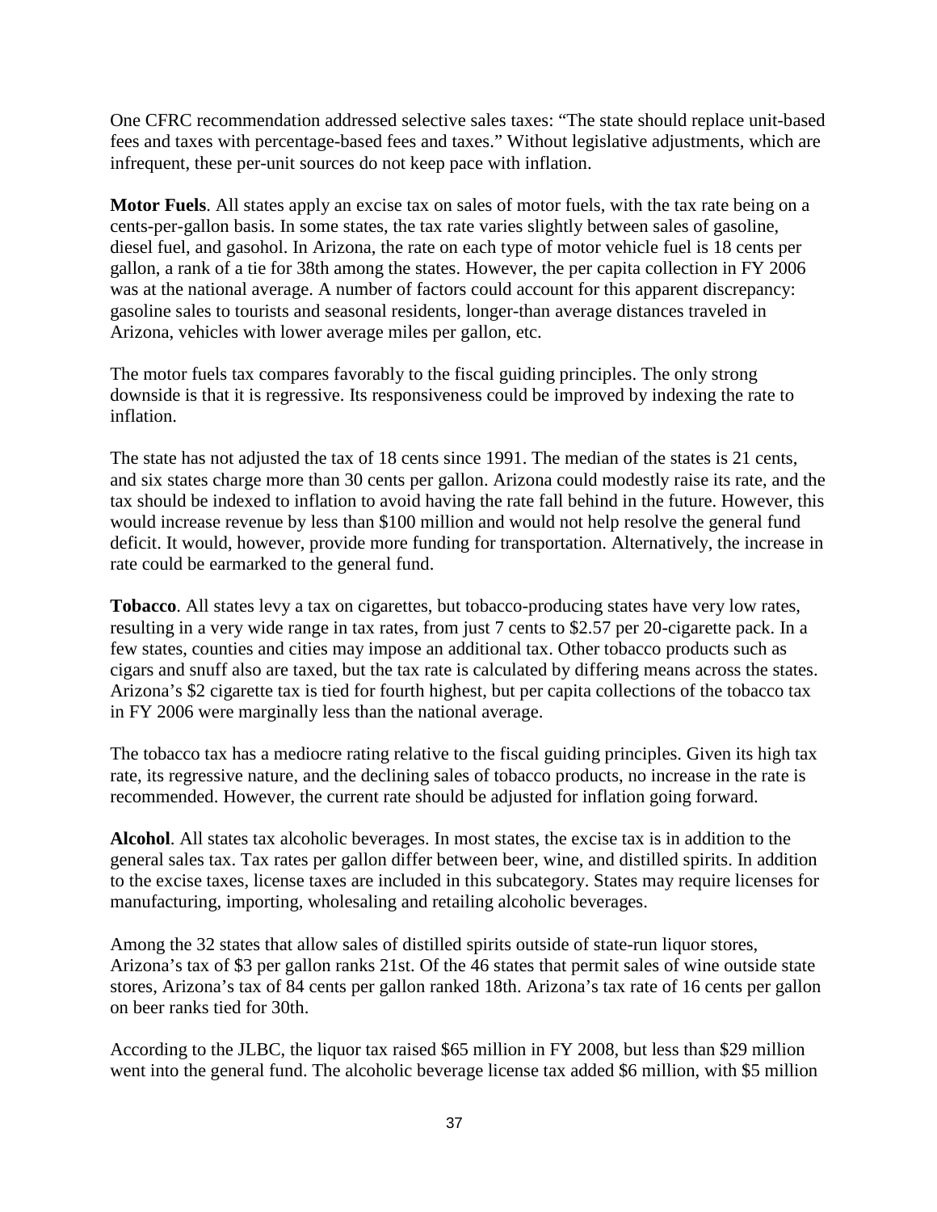One CFRC recommendation addressed selective sales taxes: "The state should replace unit-based fees and taxes with percentage-based fees and taxes." Without legislative adjustments, which are infrequent, these per-unit sources do not keep pace with inflation.

**Motor Fuels**. All states apply an excise tax on sales of motor fuels, with the tax rate being on a cents-per-gallon basis. In some states, the tax rate varies slightly between sales of gasoline, diesel fuel, and gasohol. In Arizona, the rate on each type of motor vehicle fuel is 18 cents per gallon, a rank of a tie for 38th among the states. However, the per capita collection in FY 2006 was at the national average. A number of factors could account for this apparent discrepancy: gasoline sales to tourists and seasonal residents, longer-than average distances traveled in Arizona, vehicles with lower average miles per gallon, etc.

The motor fuels tax compares favorably to the fiscal guiding principles. The only strong downside is that it is regressive. Its responsiveness could be improved by indexing the rate to inflation.

The state has not adjusted the tax of 18 cents since 1991. The median of the states is 21 cents, and six states charge more than 30 cents per gallon. Arizona could modestly raise its rate, and the tax should be indexed to inflation to avoid having the rate fall behind in the future. However, this would increase revenue by less than $100 million and would not help resolve the general fund deficit. It would, however, provide more funding for transportation. Alternatively, the increase in rate could be earmarked to the general fund.

**Tobacco**. All states levy a tax on cigarettes, but tobacco-producing states have very low rates, resulting in a very wide range in tax rates, from just 7 cents to $2.57 per 20-cigarette pack. In a few states, counties and cities may impose an additional tax. Other tobacco products such as cigars and snuff also are taxed, but the tax rate is calculated by differing means across the states. Arizona's $2 cigarette tax is tied for fourth highest, but per capita collections of the tobacco tax in FY 2006 were marginally less than the national average.

The tobacco tax has a mediocre rating relative to the fiscal guiding principles. Given its high tax rate, its regressive nature, and the declining sales of tobacco products, no increase in the rate is recommended. However, the current rate should be adjusted for inflation going forward.

**Alcohol**. All states tax alcoholic beverages. In most states, the excise tax is in addition to the general sales tax. Tax rates per gallon differ between beer, wine, and distilled spirits. In addition to the excise taxes, license taxes are included in this subcategory. States may require licenses for manufacturing, importing, wholesaling and retailing alcoholic beverages.

Among the 32 states that allow sales of distilled spirits outside of state-run liquor stores, Arizona's tax of $3 per gallon ranks 21st. Of the 46 states that permit sales of wine outside state stores, Arizona's tax of 84 cents per gallon ranked 18th. Arizona's tax rate of 16 cents per gallon on beer ranks tied for 30th.

According to the JLBC, the liquor tax raised $65 million in FY 2008, but less than $29 million went into the general fund. The alcoholic beverage license tax added $6 million, with $5 million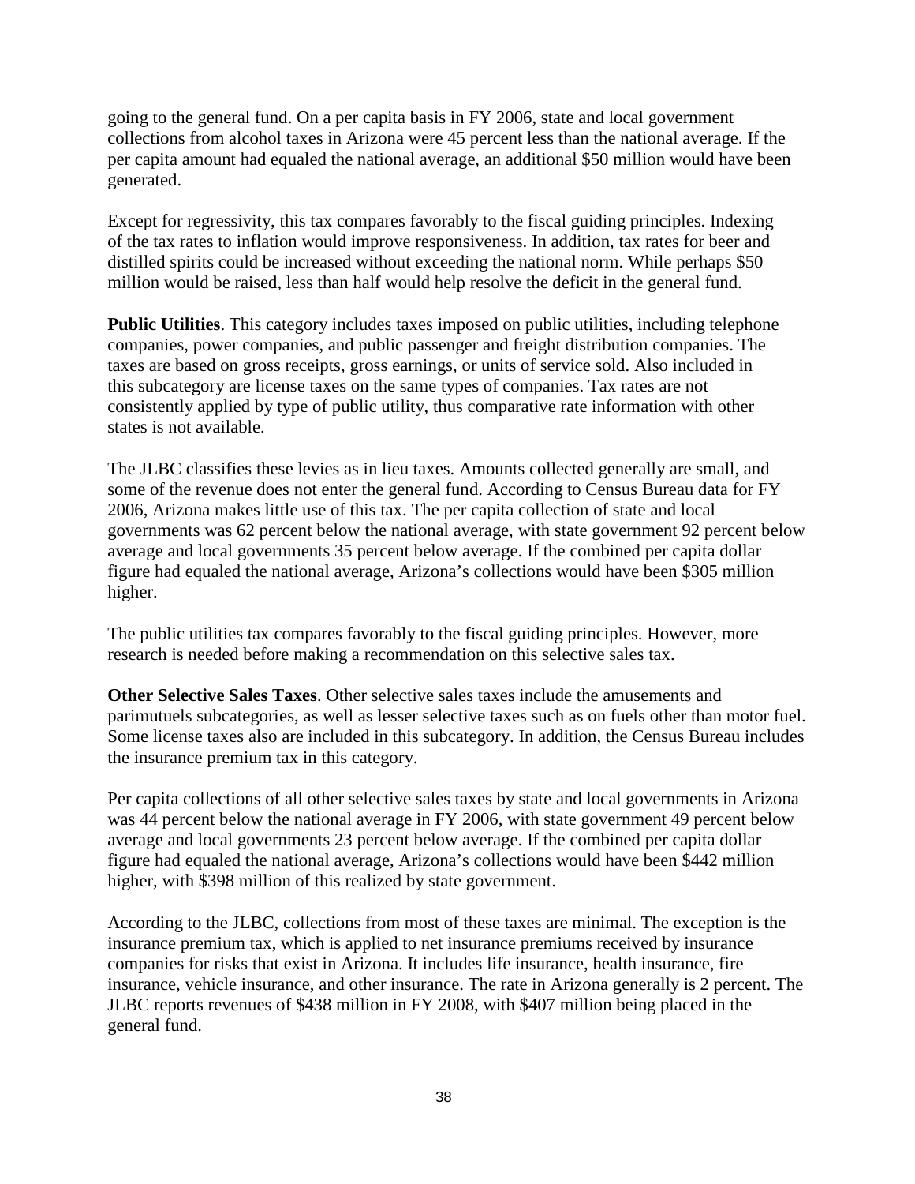going to the general fund. On a per capita basis in FY 2006, state and local government collections from alcohol taxes in Arizona were 45 percent less than the national average. If the per capita amount had equaled the national average, an additional $50 million would have been generated.

Except for regressivity, this tax compares favorably to the fiscal guiding principles. Indexing of the tax rates to inflation would improve responsiveness. In addition, tax rates for beer and distilled spirits could be increased without exceeding the national norm. While perhaps $50 million would be raised, less than half would help resolve the deficit in the general fund.

**Public Utilities**. This category includes taxes imposed on public utilities, including telephone companies, power companies, and public passenger and freight distribution companies. The taxes are based on gross receipts, gross earnings, or units of service sold. Also included in this subcategory are license taxes on the same types of companies. Tax rates are not consistently applied by type of public utility, thus comparative rate information with other states is not available.

The JLBC classifies these levies as in lieu taxes. Amounts collected generally are small, and some of the revenue does not enter the general fund. According to Census Bureau data for FY 2006, Arizona makes little use of this tax. The per capita collection of state and local governments was 62 percent below the national average, with state government 92 percent below average and local governments 35 percent below average. If the combined per capita dollar figure had equaled the national average, Arizona's collections would have been $305 million higher.

The public utilities tax compares favorably to the fiscal guiding principles. However, more research is needed before making a recommendation on this selective sales tax.

**Other Selective Sales Taxes**. Other selective sales taxes include the amusements and parimutuels subcategories, as well as lesser selective taxes such as on fuels other than motor fuel. Some license taxes also are included in this subcategory. In addition, the Census Bureau includes the insurance premium tax in this category.

Per capita collections of all other selective sales taxes by state and local governments in Arizona was 44 percent below the national average in FY 2006, with state government 49 percent below average and local governments 23 percent below average. If the combined per capita dollar figure had equaled the national average, Arizona's collections would have been $442 million higher, with $398 million of this realized by state government.

According to the JLBC, collections from most of these taxes are minimal. The exception is the insurance premium tax, which is applied to net insurance premiums received by insurance companies for risks that exist in Arizona. It includes life insurance, health insurance, fire insurance, vehicle insurance, and other insurance. The rate in Arizona generally is 2 percent. The JLBC reports revenues of $438 million in FY 2008, with $407 million being placed in the general fund.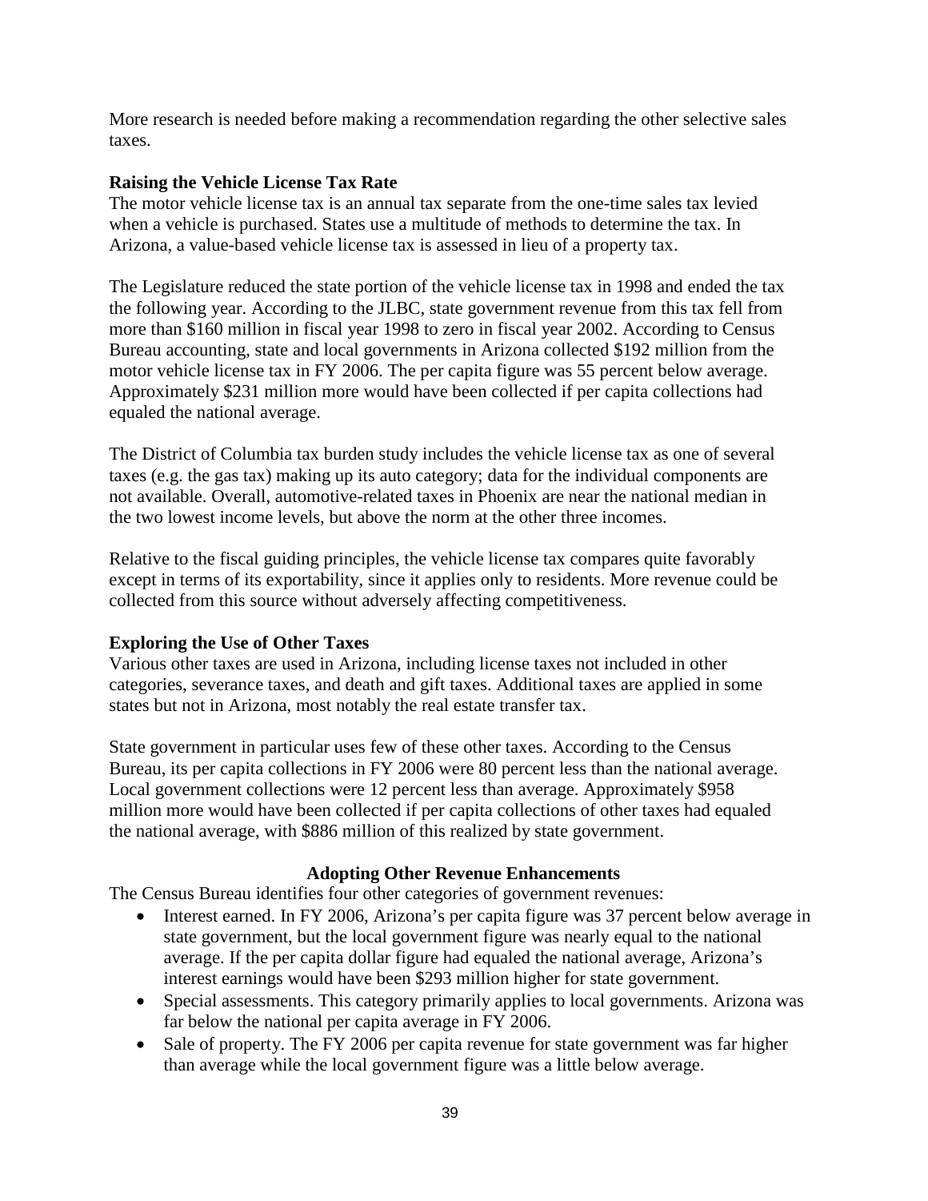More research is needed before making a recommendation regarding the other selective sales taxes.

**Raising the Vehicle License Tax Rate**

The motor vehicle license tax is an annual tax separate from the one-time sales tax levied when a vehicle is purchased. States use a multitude of methods to determine the tax. In Arizona, a value-based vehicle license tax is assessed in lieu of a property tax.

The Legislature reduced the state portion of the vehicle license tax in 1998 and ended the tax the following year. According to the JLBC, state government revenue from this tax fell from more than $160 million in fiscal year 1998 to zero in fiscal year 2002. According to Census Bureau accounting, state and local governments in Arizona collected $192 million from the motor vehicle license tax in FY 2006. The per capita figure was 55 percent below average. Approximately $231 million more would have been collected if per capita collections had equaled the national average.

The District of Columbia tax burden study includes the vehicle license tax as one of several taxes (e.g. the gas tax) making up its auto category; data for the individual components are not available. Overall, automotive-related taxes in Phoenix are near the national median in the two lowest income levels, but above the norm at the other three incomes.

Relative to the fiscal guiding principles, the vehicle license tax compares quite favorably except in terms of its exportability, since it applies only to residents. More revenue could be collected from this source without adversely affecting competitiveness.

**Exploring the Use of Other Taxes**

Various other taxes are used in Arizona, including license taxes not included in other categories, severance taxes, and death and gift taxes. Additional taxes are applied in some states but not in Arizona, most notably the real estate transfer tax.

State government in particular uses few of these other taxes. According to the Census Bureau, its per capita collections in FY 2006 were 80 percent less than the national average. Local government collections were 12 percent less than average. Approximately $958 million more would have been collected if per capita collections of other taxes had equaled the national average, with $886 million of this realized by state government.

## Adopting Other Revenue Enhancements

The Census Bureau identifies four other categories of government revenues:

- Interest earned. In FY 2006, Arizona's per capita figure was 37 percent below average in state government, but the local government figure was nearly equal to the national average. If the per capita dollar figure had equaled the national average, Arizona's interest earnings would have been $293 million higher for state government.
- Special assessments. This category primarily applies to local governments. Arizona was far below the national per capita average in FY 2006.
- Sale of property. The FY 2006 per capita revenue for state government was far higher than average while the local government figure was a little below average.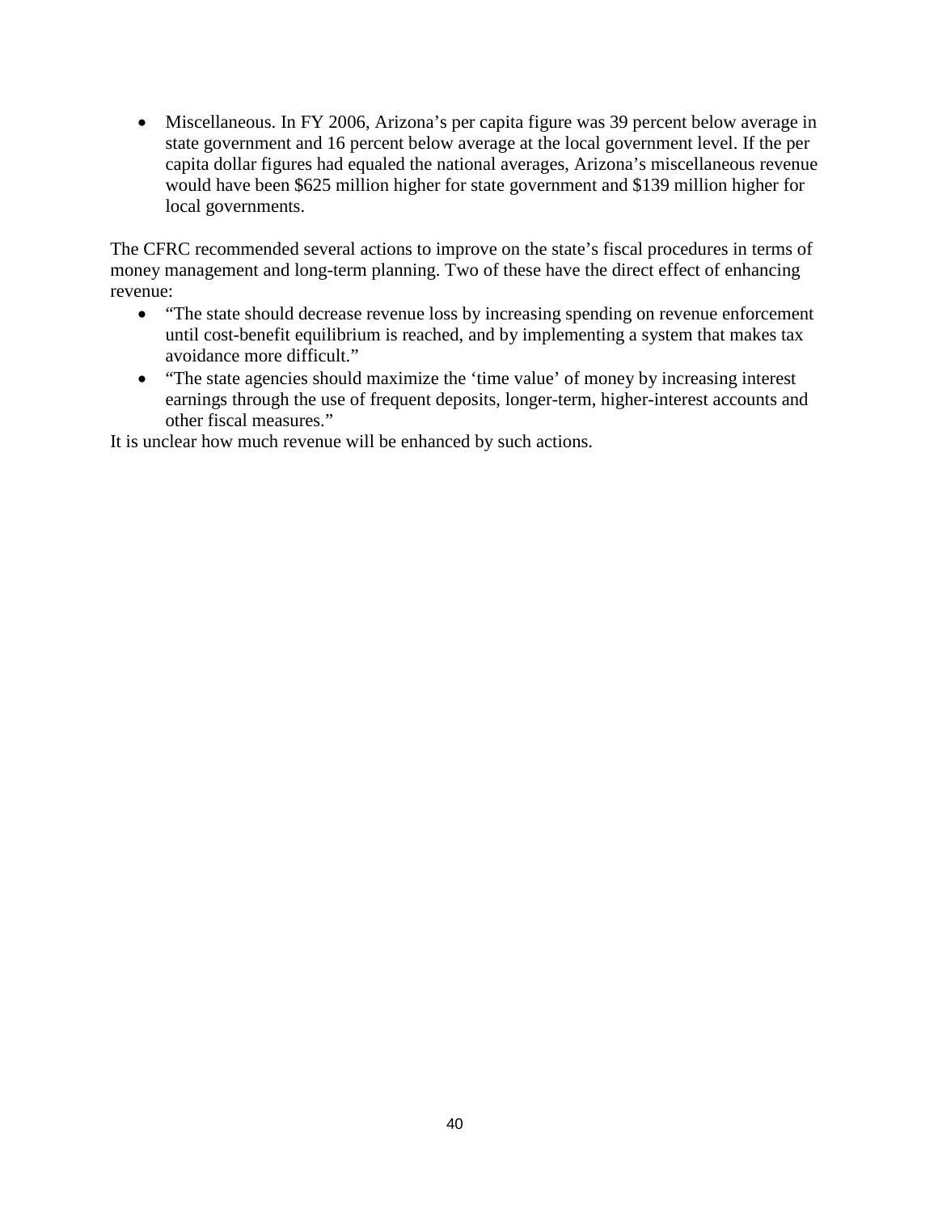- Miscellaneous. In FY 2006, Arizona's per capita figure was 39 percent below average in state government and 16 percent below average at the local government level. If the per capita dollar figures had equaled the national averages, Arizona's miscellaneous revenue would have been $625 million higher for state government and $139 million higher for local governments.

The CFRC recommended several actions to improve on the state's fiscal procedures in terms of money management and long-term planning. Two of these have the direct effect of enhancing revenue:

- "The state should decrease revenue loss by increasing spending on revenue enforcement until cost-benefit equilibrium is reached, and by implementing a system that makes tax avoidance more difficult."
- "The state agencies should maximize the 'time value' of money by increasing interest earnings through the use of frequent deposits, longer-term, higher-interest accounts and other fiscal measures."

It is unclear how much revenue will be enhanced by such actions.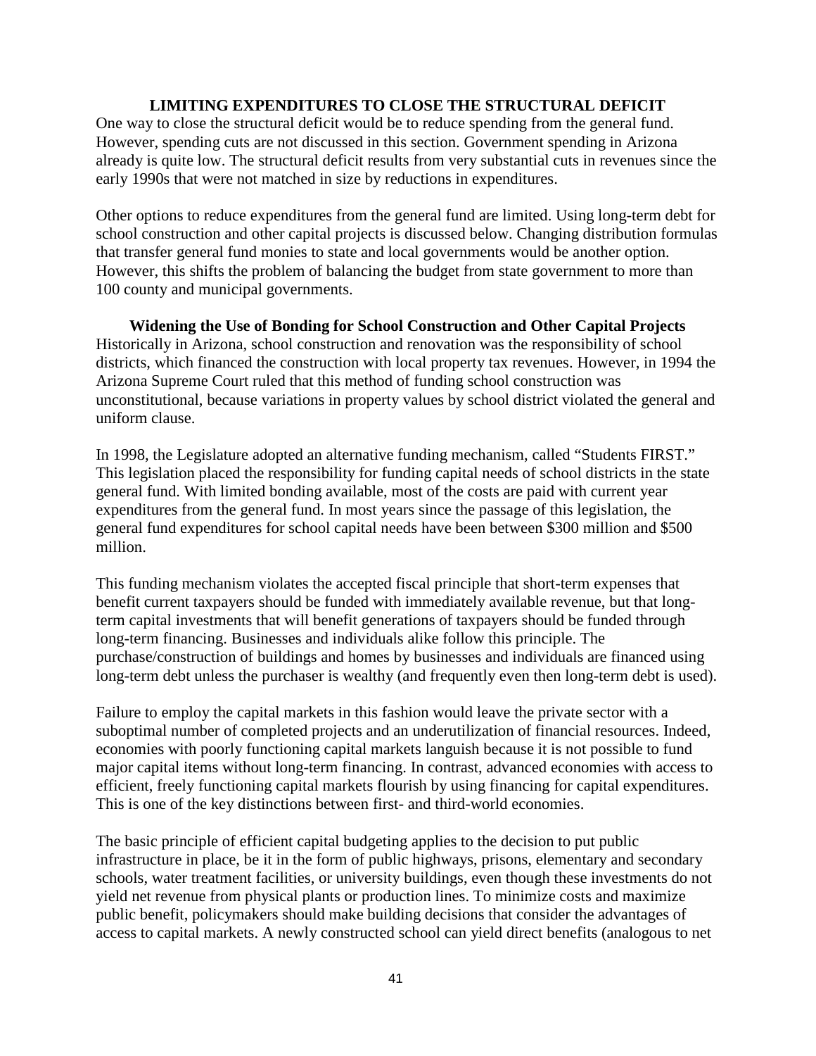## LIMITING EXPENDITURES TO CLOSE THE STRUCTURAL DEFICIT

One way to close the structural deficit would be to reduce spending from the general fund. However, spending cuts are not discussed in this section. Government spending in Arizona already is quite low. The structural deficit results from very substantial cuts in revenues since the early 1990s that were not matched in size by reductions in expenditures.

Other options to reduce expenditures from the general fund are limited. Using long-term debt for school construction and other capital projects is discussed below. Changing distribution formulas that transfer general fund monies to state and local governments would be another option. However, this shifts the problem of balancing the budget from state government to more than 100 county and municipal governments.

### Widening the Use of Bonding for School Construction and Other Capital Projects

Historically in Arizona, school construction and renovation was the responsibility of school districts, which financed the construction with local property tax revenues. However, in 1994 the Arizona Supreme Court ruled that this method of funding school construction was unconstitutional, because variations in property values by school district violated the general and uniform clause.

In 1998, the Legislature adopted an alternative funding mechanism, called "Students FIRST." This legislation placed the responsibility for funding capital needs of school districts in the state general fund. With limited bonding available, most of the costs are paid with current year expenditures from the general fund. In most years since the passage of this legislation, the general fund expenditures for school capital needs have been between $300 million and $500 million.

This funding mechanism violates the accepted fiscal principle that short-term expenses that benefit current taxpayers should be funded with immediately available revenue, but that long-term capital investments that will benefit generations of taxpayers should be funded through long-term financing. Businesses and individuals alike follow this principle. The purchase/construction of buildings and homes by businesses and individuals are financed using long-term debt unless the purchaser is wealthy (and frequently even then long-term debt is used).

Failure to employ the capital markets in this fashion would leave the private sector with a suboptimal number of completed projects and an underutilization of financial resources. Indeed, economies with poorly functioning capital markets languish because it is not possible to fund major capital items without long-term financing. In contrast, advanced economies with access to efficient, freely functioning capital markets flourish by using financing for capital expenditures. This is one of the key distinctions between first- and third-world economies.

The basic principle of efficient capital budgeting applies to the decision to put public infrastructure in place, be it in the form of public highways, prisons, elementary and secondary schools, water treatment facilities, or university buildings, even though these investments do not yield net revenue from physical plants or production lines. To minimize costs and maximize public benefit, policymakers should make building decisions that consider the advantages of access to capital markets. A newly constructed school can yield direct benefits (analogous to net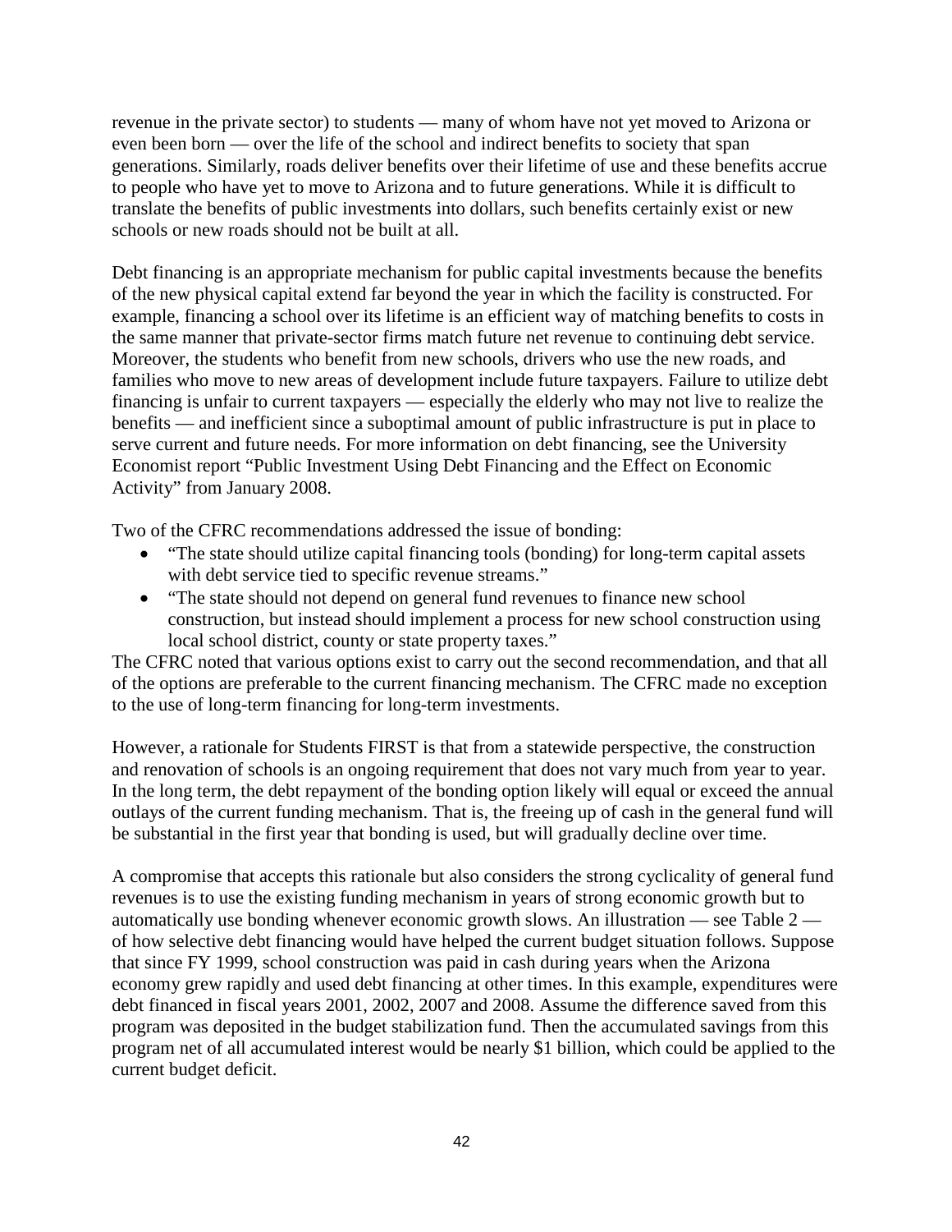revenue in the private sector) to students — many of whom have not yet moved to Arizona or even been born — over the life of the school and indirect benefits to society that span generations. Similarly, roads deliver benefits over their lifetime of use and these benefits accrue to people who have yet to move to Arizona and to future generations. While it is difficult to translate the benefits of public investments into dollars, such benefits certainly exist or new schools or new roads should not be built at all.

Debt financing is an appropriate mechanism for public capital investments because the benefits of the new physical capital extend far beyond the year in which the facility is constructed. For example, financing a school over its lifetime is an efficient way of matching benefits to costs in the same manner that private-sector firms match future net revenue to continuing debt service. Moreover, the students who benefit from new schools, drivers who use the new roads, and families who move to new areas of development include future taxpayers. Failure to utilize debt financing is unfair to current taxpayers — especially the elderly who may not live to realize the benefits — and inefficient since a suboptimal amount of public infrastructure is put in place to serve current and future needs. For more information on debt financing, see the University Economist report "Public Investment Using Debt Financing and the Effect on Economic Activity" from January 2008.

Two of the CFRC recommendations addressed the issue of bonding:

- "The state should utilize capital financing tools (bonding) for long-term capital assets with debt service tied to specific revenue streams."
- "The state should not depend on general fund revenues to finance new school construction, but instead should implement a process for new school construction using local school district, county or state property taxes."

The CFRC noted that various options exist to carry out the second recommendation, and that all of the options are preferable to the current financing mechanism. The CFRC made no exception to the use of long-term financing for long-term investments.

However, a rationale for Students FIRST is that from a statewide perspective, the construction and renovation of schools is an ongoing requirement that does not vary much from year to year. In the long term, the debt repayment of the bonding option likely will equal or exceed the annual outlays of the current funding mechanism. That is, the freeing up of cash in the general fund will be substantial in the first year that bonding is used, but will gradually decline over time.

A compromise that accepts this rationale but also considers the strong cyclicality of general fund revenues is to use the existing funding mechanism in years of strong economic growth but to automatically use bonding whenever economic growth slows. An illustration — see Table 2 — of how selective debt financing would have helped the current budget situation follows. Suppose that since FY 1999, school construction was paid in cash during years when the Arizona economy grew rapidly and used debt financing at other times. In this example, expenditures were debt financed in fiscal years 2001, 2002, 2007 and 2008. Assume the difference saved from this program was deposited in the budget stabilization fund. Then the accumulated savings from this program net of all accumulated interest would be nearly $1 billion, which could be applied to the current budget deficit.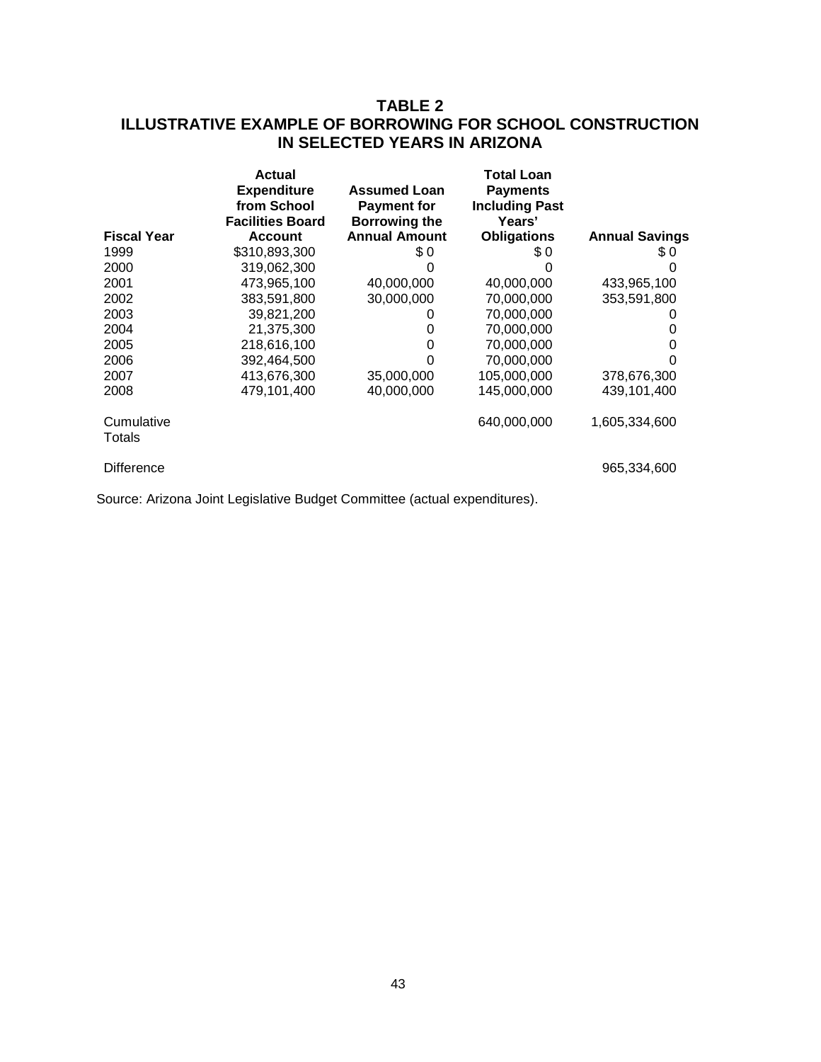## TABLE 2
## ILLUSTRATIVE EXAMPLE OF BORROWING FOR SCHOOL CONSTRUCTION IN SELECTED YEARS IN ARIZONA

| Fiscal Year | Actual Expenditure from School Facilities Board Account | Assumed Loan Payment for Borrowing the Annual Amount | Total Loan Payments Including Past Years' Obligations | Annual Savings |
|---|---|---|---|---|
| 1999 | $310,893,300 | $ 0 | $ 0 | $ 0 |
| 2000 | 319,062,300 | 0 | 0 | 0 |
| 2001 | 473,965,100 | 40,000,000 | 40,000,000 | 433,965,100 |
| 2002 | 383,591,800 | 30,000,000 | 70,000,000 | 353,591,800 |
| 2003 | 39,821,200 | 0 | 70,000,000 | 0 |
| 2004 | 21,375,300 | 0 | 70,000,000 | 0 |
| 2005 | 218,616,100 | 0 | 70,000,000 | 0 |
| 2006 | 392,464,500 | 0 | 70,000,000 | 0 |
| 2007 | 413,676,300 | 35,000,000 | 105,000,000 | 378,676,300 |
| 2008 | 479,101,400 | 40,000,000 | 145,000,000 | 439,101,400 |
| Cumulative Totals | | | 640,000,000 | 1,605,334,600 |
| Difference | | | | 965,334,600 |

Source: Arizona Joint Legislative Budget Committee (actual expenditures).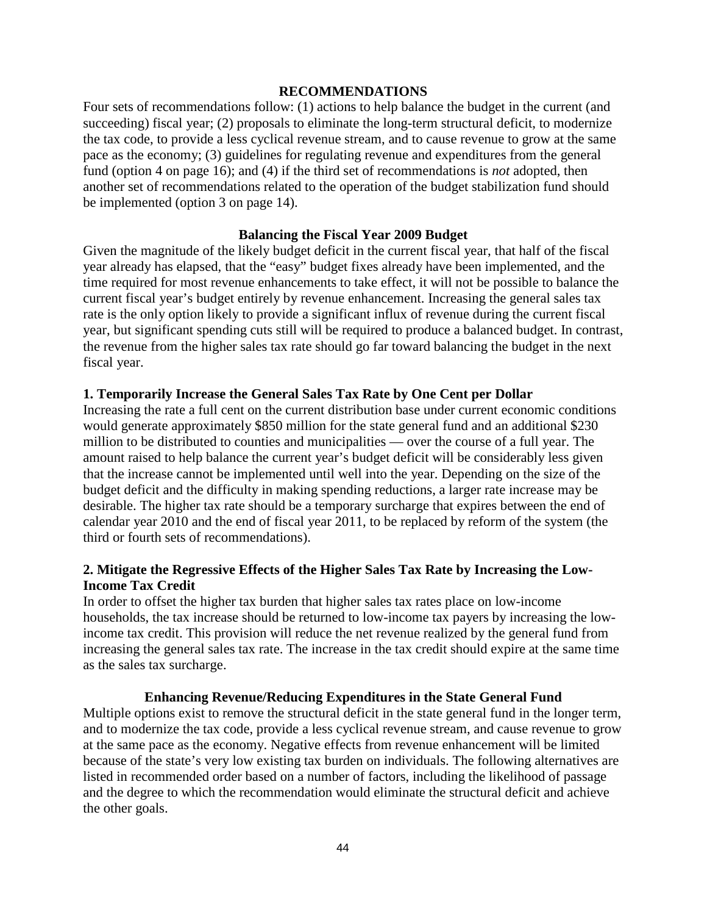## RECOMMENDATIONS

Four sets of recommendations follow: (1) actions to help balance the budget in the current (and succeeding) fiscal year; (2) proposals to eliminate the long-term structural deficit, to modernize the tax code, to provide a less cyclical revenue stream, and to cause revenue to grow at the same pace as the economy; (3) guidelines for regulating revenue and expenditures from the general fund (option 4 on page 16); and (4) if the third set of recommendations is *not* adopted, then another set of recommendations related to the operation of the budget stabilization fund should be implemented (option 3 on page 14).

### Balancing the Fiscal Year 2009 Budget

Given the magnitude of the likely budget deficit in the current fiscal year, that half of the fiscal year already has elapsed, that the "easy" budget fixes already have been implemented, and the time required for most revenue enhancements to take effect, it will not be possible to balance the current fiscal year's budget entirely by revenue enhancement. Increasing the general sales tax rate is the only option likely to provide a significant influx of revenue during the current fiscal year, but significant spending cuts still will be required to produce a balanced budget. In contrast, the revenue from the higher sales tax rate should go far toward balancing the budget in the next fiscal year.

#### 1. Temporarily Increase the General Sales Tax Rate by One Cent per Dollar

Increasing the rate a full cent on the current distribution base under current economic conditions would generate approximately $850 million for the state general fund and an additional $230 million to be distributed to counties and municipalities — over the course of a full year. The amount raised to help balance the current year's budget deficit will be considerably less given that the increase cannot be implemented until well into the year. Depending on the size of the budget deficit and the difficulty in making spending reductions, a larger rate increase may be desirable. The higher tax rate should be a temporary surcharge that expires between the end of calendar year 2010 and the end of fiscal year 2011, to be replaced by reform of the system (the third or fourth sets of recommendations).

#### 2. Mitigate the Regressive Effects of the Higher Sales Tax Rate by Increasing the Low-Income Tax Credit

In order to offset the higher tax burden that higher sales tax rates place on low-income households, the tax increase should be returned to low-income tax payers by increasing the low-income tax credit. This provision will reduce the net revenue realized by the general fund from increasing the general sales tax rate. The increase in the tax credit should expire at the same time as the sales tax surcharge.

### Enhancing Revenue/Reducing Expenditures in the State General Fund

Multiple options exist to remove the structural deficit in the state general fund in the longer term, and to modernize the tax code, provide a less cyclical revenue stream, and cause revenue to grow at the same pace as the economy. Negative effects from revenue enhancement will be limited because of the state's very low existing tax burden on individuals. The following alternatives are listed in recommended order based on a number of factors, including the likelihood of passage and the degree to which the recommendation would eliminate the structural deficit and achieve the other goals.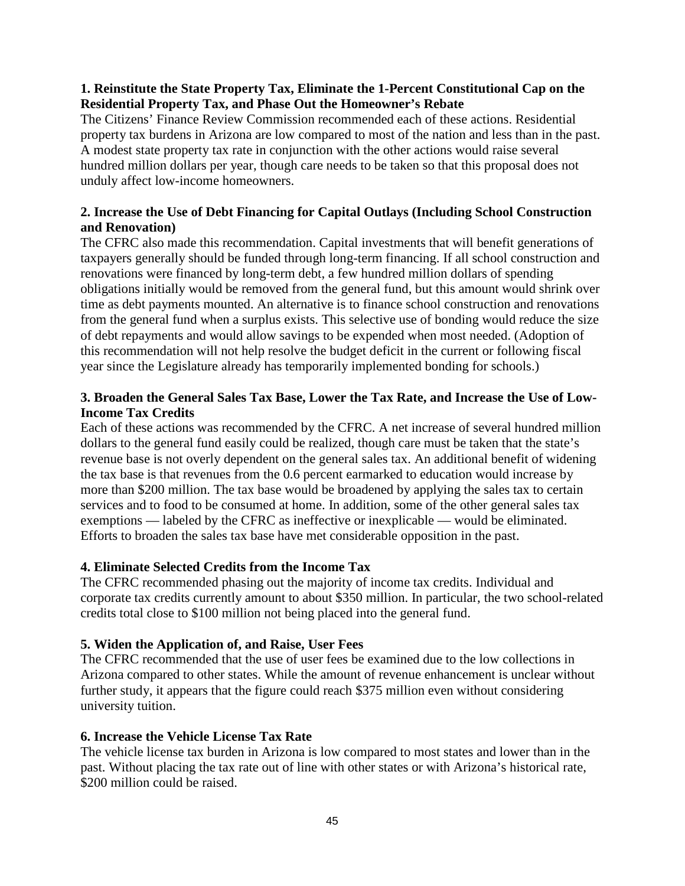**1. Reinstitute the State Property Tax, Eliminate the 1-Percent Constitutional Cap on the Residential Property Tax, and Phase Out the Homeowner's Rebate**

The Citizens' Finance Review Commission recommended each of these actions. Residential property tax burdens in Arizona are low compared to most of the nation and less than in the past. A modest state property tax rate in conjunction with the other actions would raise several hundred million dollars per year, though care needs to be taken so that this proposal does not unduly affect low-income homeowners.

**2. Increase the Use of Debt Financing for Capital Outlays (Including School Construction and Renovation)**

The CFRC also made this recommendation. Capital investments that will benefit generations of taxpayers generally should be funded through long-term financing. If all school construction and renovations were financed by long-term debt, a few hundred million dollars of spending obligations initially would be removed from the general fund, but this amount would shrink over time as debt payments mounted. An alternative is to finance school construction and renovations from the general fund when a surplus exists. This selective use of bonding would reduce the size of debt repayments and would allow savings to be expended when most needed. (Adoption of this recommendation will not help resolve the budget deficit in the current or following fiscal year since the Legislature already has temporarily implemented bonding for schools.)

**3. Broaden the General Sales Tax Base, Lower the Tax Rate, and Increase the Use of Low-Income Tax Credits**

Each of these actions was recommended by the CFRC. A net increase of several hundred million dollars to the general fund easily could be realized, though care must be taken that the state's revenue base is not overly dependent on the general sales tax. An additional benefit of widening the tax base is that revenues from the 0.6 percent earmarked to education would increase by more than $200 million. The tax base would be broadened by applying the sales tax to certain services and to food to be consumed at home. In addition, some of the other general sales tax exemptions — labeled by the CFRC as ineffective or inexplicable — would be eliminated. Efforts to broaden the sales tax base have met considerable opposition in the past.

**4. Eliminate Selected Credits from the Income Tax**

The CFRC recommended phasing out the majority of income tax credits. Individual and corporate tax credits currently amount to about $350 million. In particular, the two school-related credits total close to $100 million not being placed into the general fund.

**5. Widen the Application of, and Raise, User Fees**

The CFRC recommended that the use of user fees be examined due to the low collections in Arizona compared to other states. While the amount of revenue enhancement is unclear without further study, it appears that the figure could reach $375 million even without considering university tuition.

**6. Increase the Vehicle License Tax Rate**

The vehicle license tax burden in Arizona is low compared to most states and lower than in the past. Without placing the tax rate out of line with other states or with Arizona's historical rate, $200 million could be raised.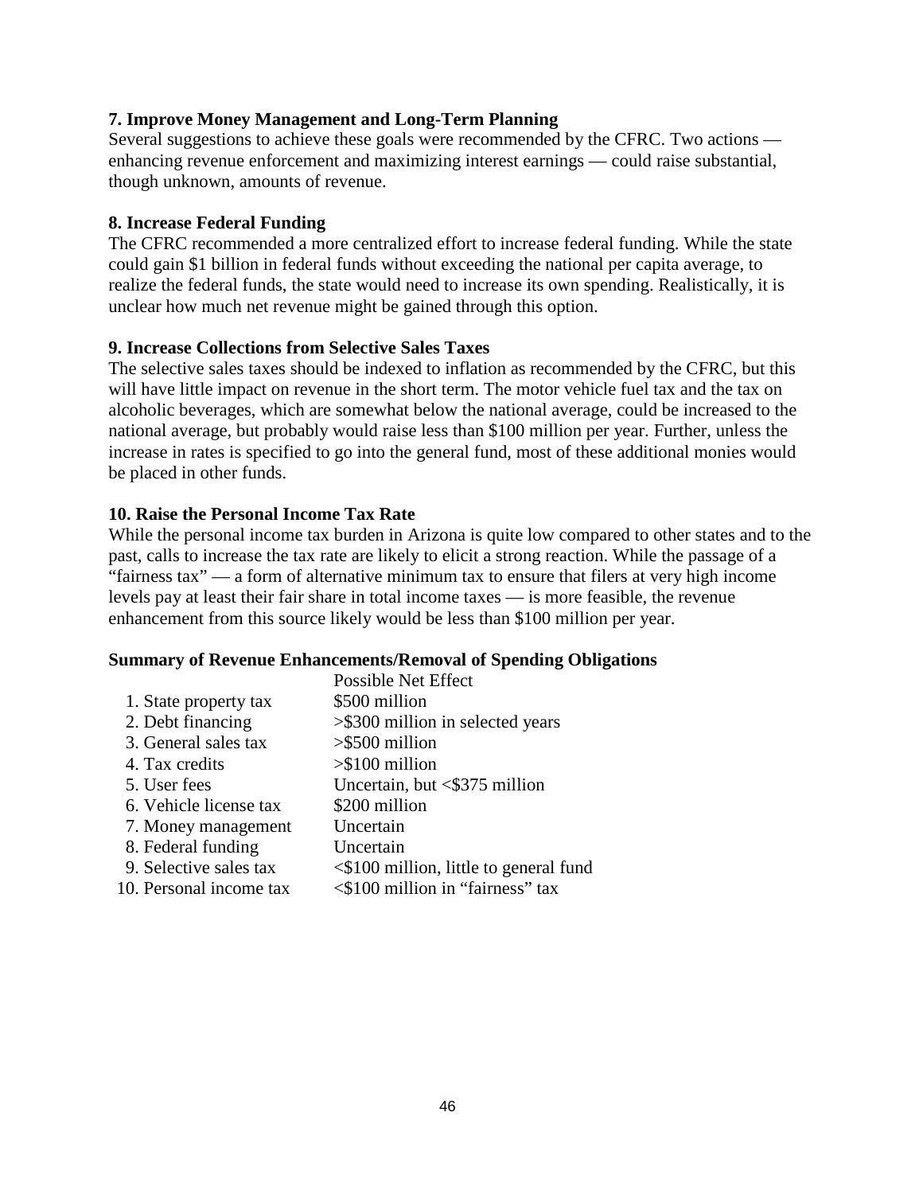**7. Improve Money Management and Long-Term Planning**

Several suggestions to achieve these goals were recommended by the CFRC. Two actions — enhancing revenue enforcement and maximizing interest earnings — could raise substantial, though unknown, amounts of revenue.

**8. Increase Federal Funding**

The CFRC recommended a more centralized effort to increase federal funding. While the state could gain $1 billion in federal funds without exceeding the national per capita average, to realize the federal funds, the state would need to increase its own spending. Realistically, it is unclear how much net revenue might be gained through this option.

**9. Increase Collections from Selective Sales Taxes**

The selective sales taxes should be indexed to inflation as recommended by the CFRC, but this will have little impact on revenue in the short term. The motor vehicle fuel tax and the tax on alcoholic beverages, which are somewhat below the national average, could be increased to the national average, but probably would raise less than $100 million per year. Further, unless the increase in rates is specified to go into the general fund, most of these additional monies would be placed in other funds.

**10. Raise the Personal Income Tax Rate**

While the personal income tax burden in Arizona is quite low compared to other states and to the past, calls to increase the tax rate are likely to elicit a strong reaction. While the passage of a "fairness tax" — a form of alternative minimum tax to ensure that filers at very high income levels pay at least their fair share in total income taxes — is more feasible, the revenue enhancement from this source likely would be less than $100 million per year.

**Summary of Revenue Enhancements/Removal of Spending Obligations**

| | Possible Net Effect |
|---|---|
| 1. State property tax | $500 million |
| 2. Debt financing | >$300 million in selected years |
| 3. General sales tax | >$500 million |
| 4. Tax credits | >$100 million |
| 5. User fees | Uncertain, but <$375 million |
| 6. Vehicle license tax | $200 million |
| 7. Money management | Uncertain |
| 8. Federal funding | Uncertain |
| 9. Selective sales tax | <$100 million, little to general fund |
| 10. Personal income tax | <$100 million in "fairness" tax |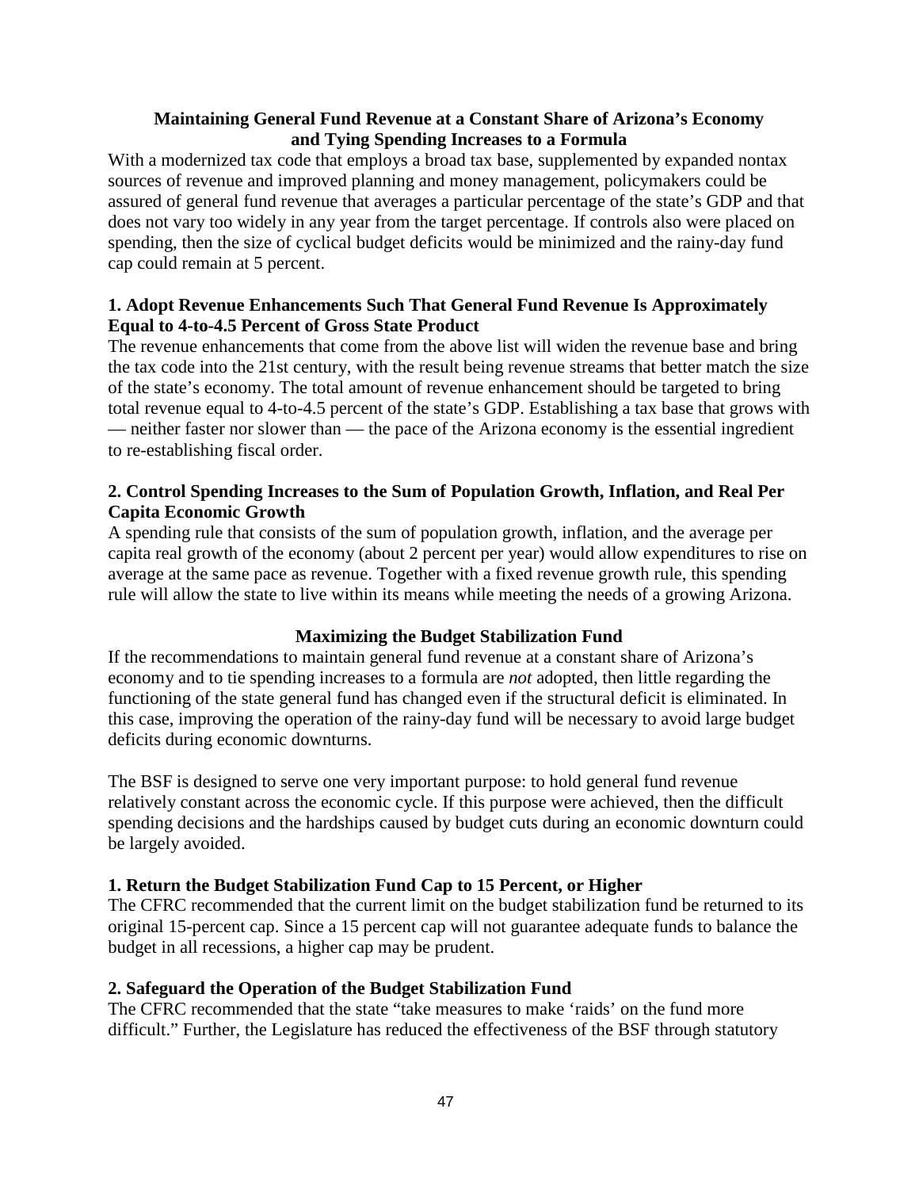## Maintaining General Fund Revenue at a Constant Share of Arizona's Economy and Tying Spending Increases to a Formula

With a modernized tax code that employs a broad tax base, supplemented by expanded nontax sources of revenue and improved planning and money management, policymakers could be assured of general fund revenue that averages a particular percentage of the state's GDP and that does not vary too widely in any year from the target percentage. If controls also were placed on spending, then the size of cyclical budget deficits would be minimized and the rainy-day fund cap could remain at 5 percent.

### 1. Adopt Revenue Enhancements Such That General Fund Revenue Is Approximately Equal to 4-to-4.5 Percent of Gross State Product

The revenue enhancements that come from the above list will widen the revenue base and bring the tax code into the 21st century, with the result being revenue streams that better match the size of the state's economy. The total amount of revenue enhancement should be targeted to bring total revenue equal to 4-to-4.5 percent of the state's GDP. Establishing a tax base that grows with — neither faster nor slower than — the pace of the Arizona economy is the essential ingredient to re-establishing fiscal order.

### 2. Control Spending Increases to the Sum of Population Growth, Inflation, and Real Per Capita Economic Growth

A spending rule that consists of the sum of population growth, inflation, and the average per capita real growth of the economy (about 2 percent per year) would allow expenditures to rise on average at the same pace as revenue. Together with a fixed revenue growth rule, this spending rule will allow the state to live within its means while meeting the needs of a growing Arizona.

## Maximizing the Budget Stabilization Fund

If the recommendations to maintain general fund revenue at a constant share of Arizona's economy and to tie spending increases to a formula are *not* adopted, then little regarding the functioning of the state general fund has changed even if the structural deficit is eliminated. In this case, improving the operation of the rainy-day fund will be necessary to avoid large budget deficits during economic downturns.

The BSF is designed to serve one very important purpose: to hold general fund revenue relatively constant across the economic cycle. If this purpose were achieved, then the difficult spending decisions and the hardships caused by budget cuts during an economic downturn could be largely avoided.

### 1. Return the Budget Stabilization Fund Cap to 15 Percent, or Higher

The CFRC recommended that the current limit on the budget stabilization fund be returned to its original 15-percent cap. Since a 15 percent cap will not guarantee adequate funds to balance the budget in all recessions, a higher cap may be prudent.

### 2. Safeguard the Operation of the Budget Stabilization Fund

The CFRC recommended that the state "take measures to make 'raids' on the fund more difficult." Further, the Legislature has reduced the effectiveness of the BSF through statutory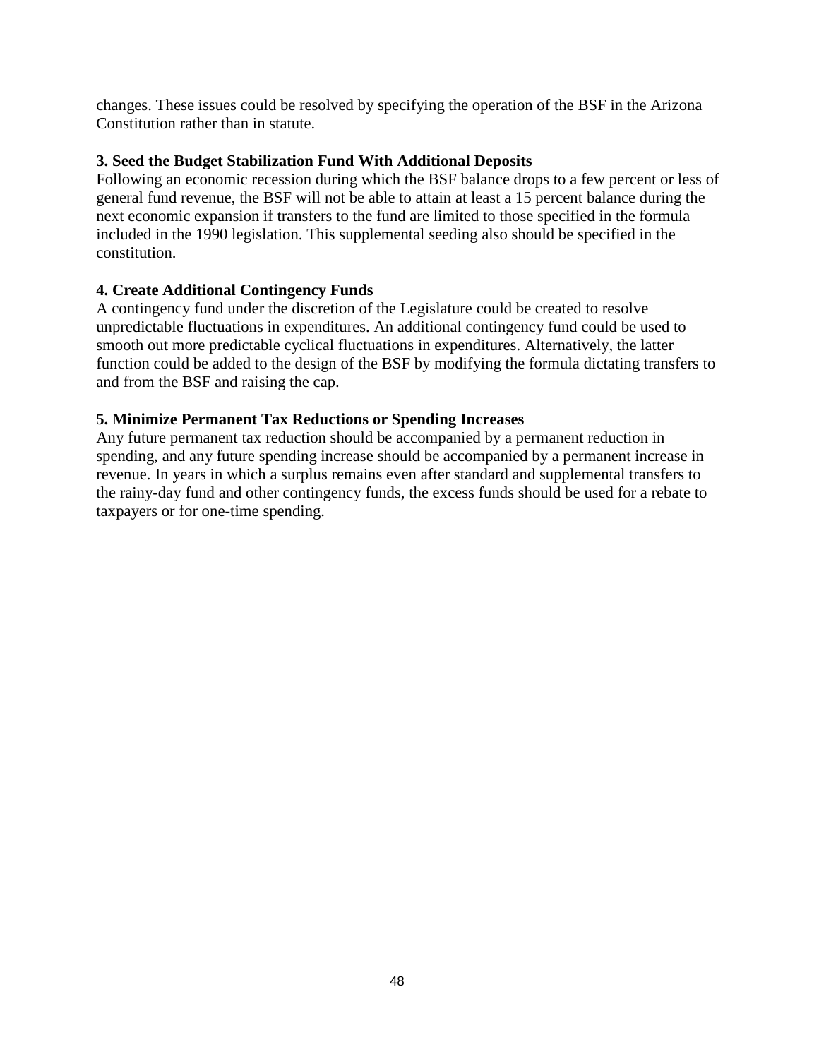changes. These issues could be resolved by specifying the operation of the BSF in the Arizona Constitution rather than in statute.

**3. Seed the Budget Stabilization Fund With Additional Deposits**

Following an economic recession during which the BSF balance drops to a few percent or less of general fund revenue, the BSF will not be able to attain at least a 15 percent balance during the next economic expansion if transfers to the fund are limited to those specified in the formula included in the 1990 legislation. This supplemental seeding also should be specified in the constitution.

**4. Create Additional Contingency Funds**

A contingency fund under the discretion of the Legislature could be created to resolve unpredictable fluctuations in expenditures. An additional contingency fund could be used to smooth out more predictable cyclical fluctuations in expenditures. Alternatively, the latter function could be added to the design of the BSF by modifying the formula dictating transfers to and from the BSF and raising the cap.

**5. Minimize Permanent Tax Reductions or Spending Increases**

Any future permanent tax reduction should be accompanied by a permanent reduction in spending, and any future spending increase should be accompanied by a permanent increase in revenue. In years in which a surplus remains even after standard and supplemental transfers to the rainy-day fund and other contingency funds, the excess funds should be used for a rebate to taxpayers or for one-time spending.